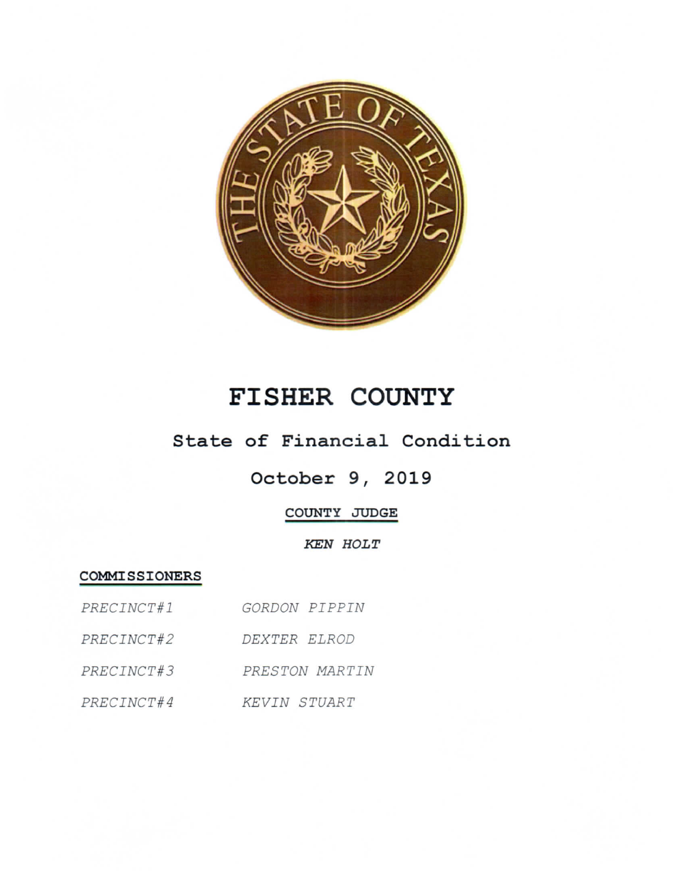# FISHER COUNTY

## State of Financial Condition

## October 9, 2019

**COUNTY JUDGE**

***KEN HOLT***

**COMMISSIONERS**

| | |
|---|---|
| *PRECINCT#1* | *GORDON PIPPIN* |
| *PRECINCT#2* | *DEXTER ELROD* |
| *PRECINCT#3* | *PRESTON MARTIN* |
| *PRECINCT#4* | *KEVIN STUART* |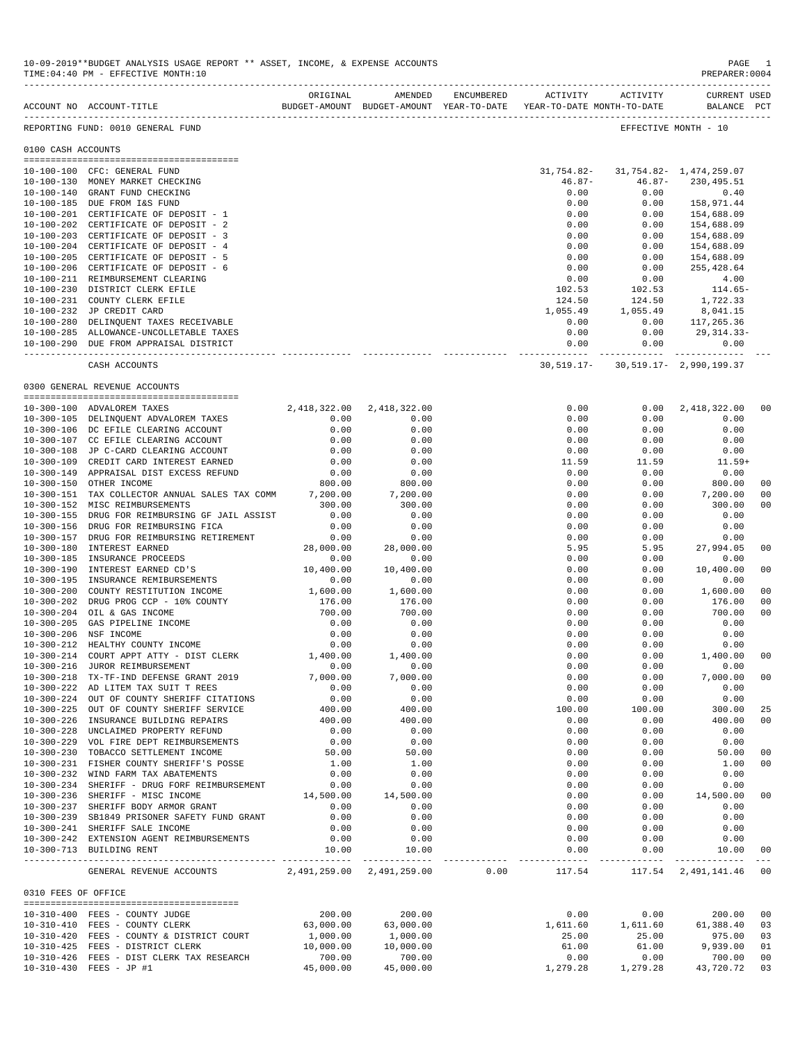10-09-2019**BUDGET ANALYSIS USAGE REPORT ** ASSET, INCOME, & EXPENSE ACCOUNTS
TIME:04:40 PM - EFFECTIVE MONTH:10

PREPARER:0004

REPORTING FUND: 0010 GENERAL FUND — EFFECTIVE MONTH - 10

## 0100 CASH ACCOUNTS

| ACCOUNT NO | ACCOUNT-TITLE | ORIGINAL BUDGET-AMOUNT | AMENDED BUDGET-AMOUNT | ENCUMBERED YEAR-TO-DATE | ACTIVITY YEAR-TO-DATE | ACTIVITY MONTH-TO-DATE | CURRENT USED BALANCE | PCT |
|---|---|---|---|---|---|---|---|---|
| 10-100-100 | CFC: GENERAL FUND | | | | 31,754.82- | 31,754.82- | 1,474,259.07 | |
| 10-100-130 | MONEY MARKET CHECKING | | | | 46.87- | 46.87- | 230,495.51 | |
| 10-100-140 | GRANT FUND CHECKING | | | | 0.00 | 0.00 | 0.40 | |
| 10-100-185 | DUE FROM I&S FUND | | | | 0.00 | 0.00 | 158,971.44 | |
| 10-100-201 | CERTIFICATE OF DEPOSIT - 1 | | | | 0.00 | 0.00 | 154,688.09 | |
| 10-100-202 | CERTIFICATE OF DEPOSIT - 2 | | | | 0.00 | 0.00 | 154,688.09 | |
| 10-100-203 | CERTIFICATE OF DEPOSIT - 3 | | | | 0.00 | 0.00 | 154,688.09 | |
| 10-100-204 | CERTIFICATE OF DEPOSIT - 4 | | | | 0.00 | 0.00 | 154,688.09 | |
| 10-100-205 | CERTIFICATE OF DEPOSIT - 5 | | | | 0.00 | 0.00 | 154,688.09 | |
| 10-100-206 | CERTIFICATE OF DEPOSIT - 6 | | | | 0.00 | 0.00 | 255,428.64 | |
| 10-100-211 | REIMBURSEMENT CLEARING | | | | 0.00 | 0.00 | 4.00 | |
| 10-100-230 | DISTRICT CLERK EFILE | | | | 102.53 | 102.53 | 114.65- | |
| 10-100-231 | COUNTY CLERK EFILE | | | | 124.50 | 124.50 | 1,722.33 | |
| 10-100-232 | JP CREDIT CARD | | | | 1,055.49 | 1,055.49 | 8,041.15 | |
| 10-100-280 | DELINQUENT TAXES RECEIVABLE | | | | 0.00 | 0.00 | 117,265.36 | |
| 10-100-285 | ALLOWANCE-UNCOLLETABLE TAXES | | | | 0.00 | 0.00 | 29,314.33- | |
| 10-100-290 | DUE FROM APPRAISAL DISTRICT | | | | 0.00 | 0.00 | 0.00 | |
| | CASH ACCOUNTS | | | | 30,519.17- | 30,519.17- | 2,990,199.37 | |

## 0300 GENERAL REVENUE ACCOUNTS

| ACCOUNT NO | ACCOUNT-TITLE | ORIGINAL BUDGET-AMOUNT | AMENDED BUDGET-AMOUNT | ENCUMBERED YEAR-TO-DATE | ACTIVITY YEAR-TO-DATE | ACTIVITY MONTH-TO-DATE | CURRENT USED BALANCE | PCT |
|---|---|---|---|---|---|---|---|---|
| 10-300-100 | ADVALOREM TAXES | 2,418,322.00 | 2,418,322.00 | | 0.00 | 0.00 | 2,418,322.00 | 00 |
| 10-300-105 | DELINQUENT ADVALOREM TAXES | 0.00 | 0.00 | | 0.00 | 0.00 | 0.00 | |
| 10-300-106 | DC EFILE CLEARING ACCOUNT | 0.00 | 0.00 | | 0.00 | 0.00 | 0.00 | |
| 10-300-107 | CC EFILE CLEARING ACCOUNT | 0.00 | 0.00 | | 0.00 | 0.00 | 0.00 | |
| 10-300-108 | JP C-CARD CLEARING ACCOUNT | 0.00 | 0.00 | | 0.00 | 0.00 | 0.00 | |
| 10-300-109 | CREDIT CARD INTEREST EARNED | 0.00 | 0.00 | | 11.59 | 11.59 | 11.59+ | |
| 10-300-149 | APPRAISAL DIST EXCESS REFUND | 0.00 | 0.00 | | 0.00 | 0.00 | 0.00 | |
| 10-300-150 | OTHER INCOME | 800.00 | 800.00 | | 0.00 | 0.00 | 800.00 | 00 |
| 10-300-151 | TAX COLLECTOR ANNUAL SALES TAX COMM | 7,200.00 | 7,200.00 | | 0.00 | 0.00 | 7,200.00 | 00 |
| 10-300-152 | MISC REIMBURSEMENTS | 300.00 | 300.00 | | 0.00 | 0.00 | 300.00 | 00 |
| 10-300-155 | DRUG FOR REIMBURSING GF JAIL ASSIST | 0.00 | 0.00 | | 0.00 | 0.00 | 0.00 | |
| 10-300-156 | DRUG FOR REIMBURSING FICA | 0.00 | 0.00 | | 0.00 | 0.00 | 0.00 | |
| 10-300-157 | DRUG FOR REIMBURSING RETIREMENT | 0.00 | 0.00 | | 0.00 | 0.00 | 0.00 | |
| 10-300-180 | INTEREST EARNED | 28,000.00 | 28,000.00 | | 5.95 | 5.95 | 27,994.05 | 00 |
| 10-300-185 | INSURANCE PROCEEDS | 0.00 | 0.00 | | 0.00 | 0.00 | 0.00 | |
| 10-300-190 | INTEREST EARNED CD'S | 10,400.00 | 10,400.00 | | 0.00 | 0.00 | 10,400.00 | 00 |
| 10-300-195 | INSURANCE REMIBURSEMENTS | 0.00 | 0.00 | | 0.00 | 0.00 | 0.00 | |
| 10-300-200 | COUNTY RESTITUTION INCOME | 1,600.00 | 1,600.00 | | 0.00 | 0.00 | 1,600.00 | 00 |
| 10-300-202 | DRUG PROG CCP - 10% COUNTY | 176.00 | 176.00 | | 0.00 | 0.00 | 176.00 | 00 |
| 10-300-204 | OIL & GAS INCOME | 700.00 | 700.00 | | 0.00 | 0.00 | 700.00 | 00 |
| 10-300-205 | GAS PIPELINE INCOME | 0.00 | 0.00 | | 0.00 | 0.00 | 0.00 | |
| 10-300-206 | NSF INCOME | 0.00 | 0.00 | | 0.00 | 0.00 | 0.00 | |
| 10-300-212 | HEALTHY COUNTY INCOME | 0.00 | 0.00 | | 0.00 | 0.00 | 0.00 | |
| 10-300-214 | COURT APPT ATTY - DIST CLERK | 1,400.00 | 1,400.00 | | 0.00 | 0.00 | 1,400.00 | 00 |
| 10-300-216 | JUROR REIMBURSEMENT | 0.00 | 0.00 | | 0.00 | 0.00 | 0.00 | |
| 10-300-218 | TX-TF-IND DEFENSE GRANT 2019 | 7,000.00 | 7,000.00 | | 0.00 | 0.00 | 7,000.00 | 00 |
| 10-300-222 | AD LITEM TAX SUIT T REES | 0.00 | 0.00 | | 0.00 | 0.00 | 0.00 | |
| 10-300-224 | OUT OF COUNTY SHERIFF CITATIONS | 0.00 | 0.00 | | 0.00 | 0.00 | 0.00 | |
| 10-300-225 | OUT OF COUNTY SHERIFF SERVICE | 400.00 | 400.00 | | 100.00 | 100.00 | 300.00 | 25 |
| 10-300-226 | INSURANCE BUILDING REPAIRS | 400.00 | 400.00 | | 0.00 | 0.00 | 400.00 | 00 |
| 10-300-228 | UNCLAIMED PROPERTY REFUND | 0.00 | 0.00 | | 0.00 | 0.00 | 0.00 | |
| 10-300-229 | VOL FIRE DEPT REIMBURSEMENTS | 0.00 | 0.00 | | 0.00 | 0.00 | 0.00 | |
| 10-300-230 | TOBACCO SETTLEMENT INCOME | 50.00 | 50.00 | | 0.00 | 0.00 | 50.00 | 00 |
| 10-300-231 | FISHER COUNTY SHERIFF'S POSSE | 1.00 | 1.00 | | 0.00 | 0.00 | 1.00 | 00 |
| 10-300-232 | WIND FARM TAX ABATEMENTS | 0.00 | 0.00 | | 0.00 | 0.00 | 0.00 | |
| 10-300-234 | SHERIFF - DRUG FORF REIMBURSEMENT | 0.00 | 0.00 | | 0.00 | 0.00 | 0.00 | |
| 10-300-236 | SHERIFF - MISC INCOME | 14,500.00 | 14,500.00 | | 0.00 | 0.00 | 14,500.00 | 00 |
| 10-300-237 | SHERIFF BODY ARMOR GRANT | 0.00 | 0.00 | | 0.00 | 0.00 | 0.00 | |
| 10-300-239 | SB1849 PRISONER SAFETY FUND GRANT | 0.00 | 0.00 | | 0.00 | 0.00 | 0.00 | |
| 10-300-241 | SHERIFF SALE INCOME | 0.00 | 0.00 | | 0.00 | 0.00 | 0.00 | |
| 10-300-242 | EXTENSION AGENT REIMBURSEMENTS | 0.00 | 0.00 | | 0.00 | 0.00 | 0.00 | |
| 10-300-713 | BUILDING RENT | 10.00 | 10.00 | | 0.00 | 0.00 | 10.00 | 00 |
| | GENERAL REVENUE ACCOUNTS | 2,491,259.00 | 2,491,259.00 | 0.00 | 117.54 | 117.54 | 2,491,141.46 | 00 |

## 0310 FEES OF OFFICE

| ACCOUNT NO | ACCOUNT-TITLE | ORIGINAL BUDGET-AMOUNT | AMENDED BUDGET-AMOUNT | ENCUMBERED YEAR-TO-DATE | ACTIVITY YEAR-TO-DATE | ACTIVITY MONTH-TO-DATE | CURRENT USED BALANCE | PCT |
|---|---|---|---|---|---|---|---|---|
| 10-310-400 | FEES - COUNTY JUDGE | 200.00 | 200.00 | | 0.00 | 0.00 | 200.00 | 00 |
| 10-310-410 | FEES - COUNTY CLERK | 63,000.00 | 63,000.00 | | 1,611.60 | 1,611.60 | 61,388.40 | 03 |
| 10-310-420 | FEES - COUNTY & DISTRICT COURT | 1,000.00 | 1,000.00 | | 25.00 | 25.00 | 975.00 | 03 |
| 10-310-425 | FEES - DISTRICT CLERK | 10,000.00 | 10,000.00 | | 61.00 | 61.00 | 9,939.00 | 01 |
| 10-310-426 | FEES - DIST CLERK TAX RESEARCH | 700.00 | 700.00 | | 0.00 | 0.00 | 700.00 | 00 |
| 10-310-430 | FEES - JP #1 | 45,000.00 | 45,000.00 | | 1,279.28 | 1,279.28 | 43,720.72 | 03 |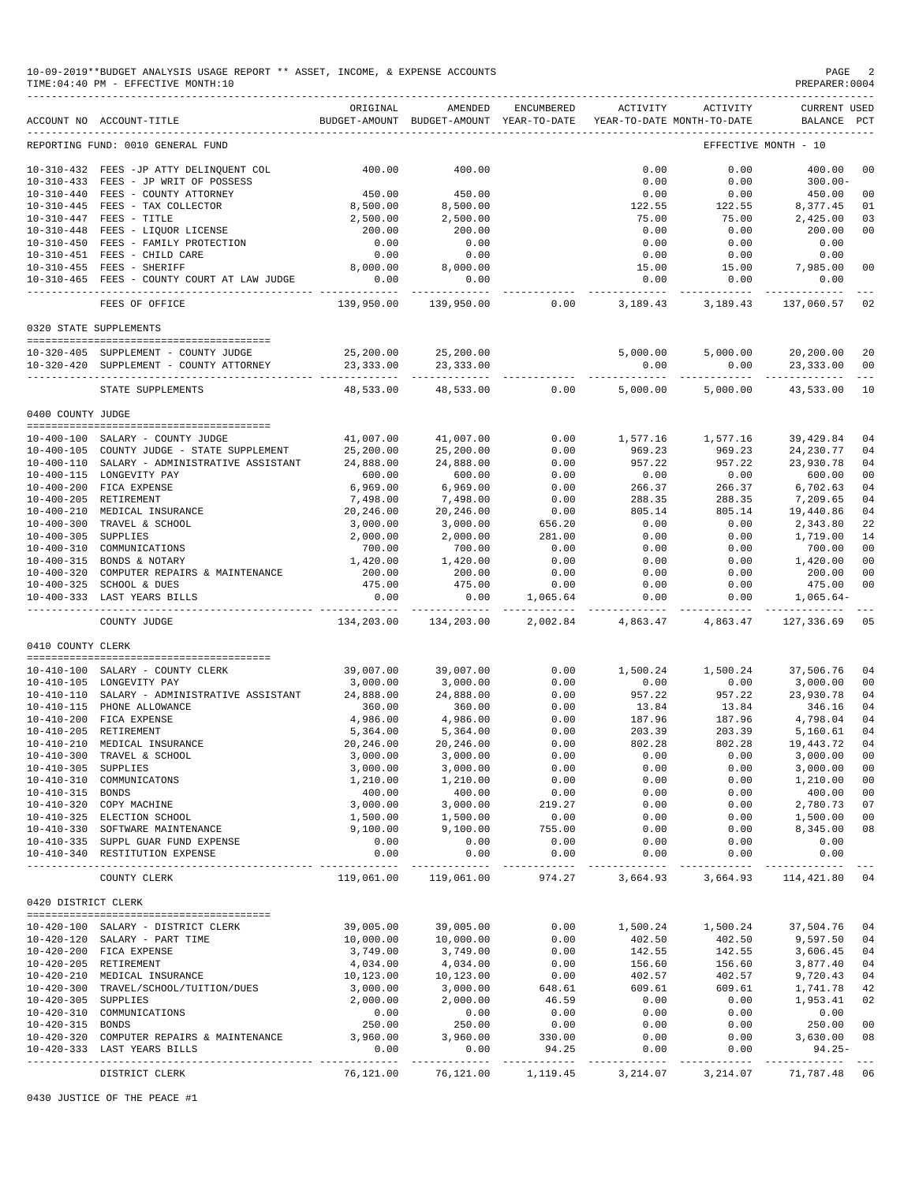10-09-2019**BUDGET ANALYSIS USAGE REPORT ** ASSET, INCOME, & EXPENSE ACCOUNTS
TIME:04:40 PM - EFFECTIVE MONTH:10
PREPARER:0004

| ACCOUNT NO | ACCOUNT-TITLE | ORIGINAL BUDGET-AMOUNT | AMENDED BUDGET-AMOUNT | ENCUMBERED YEAR-TO-DATE | ACTIVITY YEAR-TO-DATE | ACTIVITY MONTH-TO-DATE | CURRENT BALANCE | USED PCT |
|---|---|---|---|---|---|---|---|---|
| REPORTING FUND: 0010 GENERAL FUND | | | | | | | EFFECTIVE MONTH - 10 | |
| 10-310-432 | FEES -JP ATTY DELINQUENT COL | 400.00 | 400.00 | | 0.00 | 0.00 | 400.00 | 00 |
| 10-310-433 | FEES - JP WRIT OF POSSESS | | | | 0.00 | 0.00 | 300.00- | |
| 10-310-440 | FEES - COUNTY ATTORNEY | 450.00 | 450.00 | | 0.00 | 0.00 | 450.00 | 00 |
| 10-310-445 | FEES - TAX COLLECTOR | 8,500.00 | 8,500.00 | | 122.55 | 122.55 | 8,377.45 | 01 |
| 10-310-447 | FEES - TITLE | 2,500.00 | 2,500.00 | | 75.00 | 75.00 | 2,425.00 | 03 |
| 10-310-448 | FEES - LIQUOR LICENSE | 200.00 | 200.00 | | 0.00 | 0.00 | 200.00 | 00 |
| 10-310-450 | FEES - FAMILY PROTECTION | 0.00 | 0.00 | | 0.00 | 0.00 | 0.00 | |
| 10-310-451 | FEES - CHILD CARE | 0.00 | 0.00 | | 0.00 | 0.00 | 0.00 | |
| 10-310-455 | FEES - SHERIFF | 8,000.00 | 8,000.00 | | 15.00 | 15.00 | 7,985.00 | 00 |
| 10-310-465 | FEES - COUNTY COURT AT LAW JUDGE | 0.00 | 0.00 | | 0.00 | 0.00 | 0.00 | |
| | FEES OF OFFICE | 139,950.00 | 139,950.00 | 0.00 | 3,189.43 | 3,189.43 | 137,060.57 | 02 |
| 0320 STATE SUPPLEMENTS | | | | | | | | |
| 10-320-405 | SUPPLEMENT - COUNTY JUDGE | 25,200.00 | 25,200.00 | | 5,000.00 | 5,000.00 | 20,200.00 | 20 |
| 10-320-420 | SUPPLEMENT - COUNTY ATTORNEY | 23,333.00 | 23,333.00 | | 0.00 | 0.00 | 23,333.00 | 00 |
| | STATE SUPPLEMENTS | 48,533.00 | 48,533.00 | 0.00 | 5,000.00 | 5,000.00 | 43,533.00 | 10 |
| 0400 COUNTY JUDGE | | | | | | | | |
| 10-400-100 | SALARY - COUNTY JUDGE | 41,007.00 | 41,007.00 | 0.00 | 1,577.16 | 1,577.16 | 39,429.84 | 04 |
| 10-400-105 | COUNTY JUDGE - STATE SUPPLEMENT | 25,200.00 | 25,200.00 | 0.00 | 969.23 | 969.23 | 24,230.77 | 04 |
| 10-400-110 | SALARY - ADMINISTRATIVE ASSISTANT | 24,888.00 | 24,888.00 | 0.00 | 957.22 | 957.22 | 23,930.78 | 04 |
| 10-400-115 | LONGEVITY PAY | 600.00 | 600.00 | 0.00 | 0.00 | 0.00 | 600.00 | 00 |
| 10-400-200 | FICA EXPENSE | 6,969.00 | 6,969.00 | 0.00 | 266.37 | 266.37 | 6,702.63 | 04 |
| 10-400-205 | RETIREMENT | 7,498.00 | 7,498.00 | 0.00 | 288.35 | 288.35 | 7,209.65 | 04 |
| 10-400-210 | MEDICAL INSURANCE | 20,246.00 | 20,246.00 | 0.00 | 805.14 | 805.14 | 19,440.86 | 04 |
| 10-400-300 | TRAVEL & SCHOOL | 3,000.00 | 3,000.00 | 656.20 | 0.00 | 0.00 | 2,343.80 | 22 |
| 10-400-305 | SUPPLIES | 2,000.00 | 2,000.00 | 281.00 | 0.00 | 0.00 | 1,719.00 | 14 |
| 10-400-310 | COMMUNICATIONS | 700.00 | 700.00 | 0.00 | 0.00 | 0.00 | 700.00 | 00 |
| 10-400-315 | BONDS & NOTARY | 1,420.00 | 1,420.00 | 0.00 | 0.00 | 0.00 | 1,420.00 | 00 |
| 10-400-320 | COMPUTER REPAIRS & MAINTENANCE | 200.00 | 200.00 | 0.00 | 0.00 | 0.00 | 200.00 | 00 |
| 10-400-325 | SCHOOL & DUES | 475.00 | 475.00 | 0.00 | 0.00 | 0.00 | 475.00 | 00 |
| 10-400-333 | LAST YEARS BILLS | 0.00 | 0.00 | 1,065.64 | 0.00 | 0.00 | 1,065.64- | |
| | COUNTY JUDGE | 134,203.00 | 134,203.00 | 2,002.84 | 4,863.47 | 4,863.47 | 127,336.69 | 05 |
| 0410 COUNTY CLERK | | | | | | | | |
| 10-410-100 | SALARY - COUNTY CLERK | 39,007.00 | 39,007.00 | 0.00 | 1,500.24 | 1,500.24 | 37,506.76 | 04 |
| 10-410-105 | LONGEVITY PAY | 3,000.00 | 3,000.00 | 0.00 | 0.00 | 0.00 | 3,000.00 | 00 |
| 10-410-110 | SALARY - ADMINISTRATIVE ASSISTANT | 24,888.00 | 24,888.00 | 0.00 | 957.22 | 957.22 | 23,930.78 | 04 |
| 10-410-115 | PHONE ALLOWANCE | 360.00 | 360.00 | 0.00 | 13.84 | 13.84 | 346.16 | 04 |
| 10-410-200 | FICA EXPENSE | 4,986.00 | 4,986.00 | 0.00 | 187.96 | 187.96 | 4,798.04 | 04 |
| 10-410-205 | RETIREMENT | 5,364.00 | 5,364.00 | 0.00 | 203.39 | 203.39 | 5,160.61 | 04 |
| 10-410-210 | MEDICAL INSURANCE | 20,246.00 | 20,246.00 | 0.00 | 802.28 | 802.28 | 19,443.72 | 04 |
| 10-410-300 | TRAVEL & SCHOOL | 3,000.00 | 3,000.00 | 0.00 | 0.00 | 0.00 | 3,000.00 | 00 |
| 10-410-305 | SUPPLIES | 3,000.00 | 3,000.00 | 0.00 | 0.00 | 0.00 | 3,000.00 | 00 |
| 10-410-310 | COMMUNICATONS | 1,210.00 | 1,210.00 | 0.00 | 0.00 | 0.00 | 1,210.00 | 00 |
| 10-410-315 | BONDS | 400.00 | 400.00 | 0.00 | 0.00 | 0.00 | 400.00 | 00 |
| 10-410-320 | COPY MACHINE | 3,000.00 | 3,000.00 | 219.27 | 0.00 | 0.00 | 2,780.73 | 07 |
| 10-410-325 | ELECTION SCHOOL | 1,500.00 | 1,500.00 | 0.00 | 0.00 | 0.00 | 1,500.00 | 00 |
| 10-410-330 | SOFTWARE MAINTENANCE | 9,100.00 | 9,100.00 | 755.00 | 0.00 | 0.00 | 8,345.00 | 08 |
| 10-410-335 | SUPPL GUAR FUND EXPENSE | 0.00 | 0.00 | 0.00 | 0.00 | 0.00 | 0.00 | |
| 10-410-340 | RESTITUTION EXPENSE | 0.00 | 0.00 | 0.00 | 0.00 | 0.00 | 0.00 | |
| | COUNTY CLERK | 119,061.00 | 119,061.00 | 974.27 | 3,664.93 | 3,664.93 | 114,421.80 | 04 |
| 0420 DISTRICT CLERK | | | | | | | | |
| 10-420-100 | SALARY - DISTRICT CLERK | 39,005.00 | 39,005.00 | 0.00 | 1,500.24 | 1,500.24 | 37,504.76 | 04 |
| 10-420-120 | SALARY - PART TIME | 10,000.00 | 10,000.00 | 0.00 | 402.50 | 402.50 | 9,597.50 | 04 |
| 10-420-200 | FICA EXPENSE | 3,749.00 | 3,749.00 | 0.00 | 142.55 | 142.55 | 3,606.45 | 04 |
| 10-420-205 | RETIREMENT | 4,034.00 | 4,034.00 | 0.00 | 156.60 | 156.60 | 3,877.40 | 04 |
| 10-420-210 | MEDICAL INSURANCE | 10,123.00 | 10,123.00 | 0.00 | 402.57 | 402.57 | 9,720.43 | 04 |
| 10-420-300 | TRAVEL/SCHOOL/TUITION/DUES | 3,000.00 | 3,000.00 | 648.61 | 609.61 | 609.61 | 1,741.78 | 42 |
| 10-420-305 | SUPPLIES | 2,000.00 | 2,000.00 | 46.59 | 0.00 | 0.00 | 1,953.41 | 02 |
| 10-420-310 | COMMUNICATIONS | 0.00 | 0.00 | 0.00 | 0.00 | 0.00 | 0.00 | |
| 10-420-315 | BONDS | 250.00 | 250.00 | 0.00 | 0.00 | 0.00 | 250.00 | 00 |
| 10-420-320 | COMPUTER REPAIRS & MAINTENANCE | 3,960.00 | 3,960.00 | 330.00 | 0.00 | 0.00 | 3,630.00 | 08 |
| 10-420-333 | LAST YEARS BILLS | 0.00 | 0.00 | 94.25 | 0.00 | 0.00 | 94.25- | |
| | DISTRICT CLERK | 76,121.00 | 76,121.00 | 1,119.45 | 3,214.07 | 3,214.07 | 71,787.48 | 06 |

0430 JUSTICE OF THE PEACE #1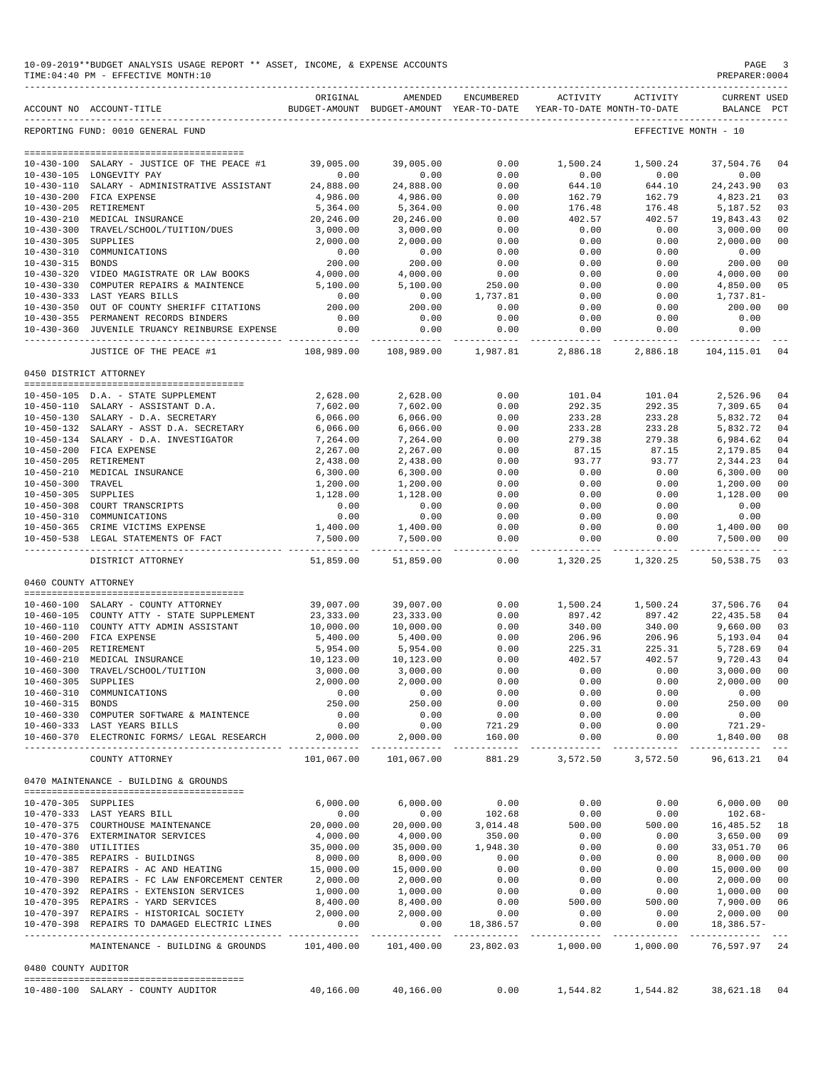10-09-2019**BUDGET ANALYSIS USAGE REPORT ** ASSET, INCOME, & EXPENSE ACCOUNTS
TIME:04:40 PM - EFFECTIVE MONTH:10
PREPARER:0004

| ACCOUNT NO | ACCOUNT-TITLE | ORIGINAL BUDGET-AMOUNT | AMENDED BUDGET-AMOUNT | ENCUMBERED YEAR-TO-DATE | ACTIVITY YEAR-TO-DATE | ACTIVITY MONTH-TO-DATE | CURRENT BALANCE | USED PCT |
|---|---|---|---|---|---|---|---|---|
| REPORTING FUND: 0010 GENERAL FUND | | | | | | EFFECTIVE MONTH - 10 | | |
| 10-430-100 | SALARY - JUSTICE OF THE PEACE #1 | 39,005.00 | 39,005.00 | 0.00 | 1,500.24 | 1,500.24 | 37,504.76 | 04 |
| 10-430-105 | LONGEVITY PAY | 0.00 | 0.00 | 0.00 | 0.00 | 0.00 | 0.00 | |
| 10-430-110 | SALARY - ADMINISTRATIVE ASSISTANT | 24,888.00 | 24,888.00 | 0.00 | 644.10 | 644.10 | 24,243.90 | 03 |
| 10-430-200 | FICA EXPENSE | 4,986.00 | 4,986.00 | 0.00 | 162.79 | 162.79 | 4,823.21 | 03 |
| 10-430-205 | RETIREMENT | 5,364.00 | 5,364.00 | 0.00 | 176.48 | 176.48 | 5,187.52 | 03 |
| 10-430-210 | MEDICAL INSURANCE | 20,246.00 | 20,246.00 | 0.00 | 402.57 | 402.57 | 19,843.43 | 02 |
| 10-430-300 | TRAVEL/SCHOOL/TUITION/DUES | 3,000.00 | 3,000.00 | 0.00 | 0.00 | 0.00 | 3,000.00 | 00 |
| 10-430-305 | SUPPLIES | 2,000.00 | 2,000.00 | 0.00 | 0.00 | 0.00 | 2,000.00 | 00 |
| 10-430-310 | COMMUNICATIONS | 0.00 | 0.00 | 0.00 | 0.00 | 0.00 | 0.00 | |
| 10-430-315 | BONDS | 200.00 | 200.00 | 0.00 | 0.00 | 0.00 | 200.00 | 00 |
| 10-430-320 | VIDEO MAGISTRATE OR LAW BOOKS | 4,000.00 | 4,000.00 | 0.00 | 0.00 | 0.00 | 4,000.00 | 00 |
| 10-430-330 | COMPUTER REPAIRS & MAINTENCE | 5,100.00 | 5,100.00 | 250.00 | 0.00 | 0.00 | 4,850.00 | 05 |
| 10-430-333 | LAST YEARS BILLS | 0.00 | 0.00 | 1,737.81 | 0.00 | 0.00 | 1,737.81- | |
| 10-430-350 | OUT OF COUNTY SHERIFF CITATIONS | 200.00 | 200.00 | 0.00 | 0.00 | 0.00 | 200.00 | 00 |
| 10-430-355 | PERMANENT RECORDS BINDERS | 0.00 | 0.00 | 0.00 | 0.00 | 0.00 | 0.00 | |
| 10-430-360 | JUVENILE TRUANCY REINBURSE EXPENSE | 0.00 | 0.00 | 0.00 | 0.00 | 0.00 | 0.00 | |
| | JUSTICE OF THE PEACE #1 | 108,989.00 | 108,989.00 | 1,987.81 | 2,886.18 | 2,886.18 | 104,115.01 | 04 |
| 0450 DISTRICT ATTORNEY | | | | | | | | |
| 10-450-105 | D.A. - STATE SUPPLEMENT | 2,628.00 | 2,628.00 | 0.00 | 101.04 | 101.04 | 2,526.96 | 04 |
| 10-450-110 | SALARY - ASSISTANT D.A. | 7,602.00 | 7,602.00 | 0.00 | 292.35 | 292.35 | 7,309.65 | 04 |
| 10-450-130 | SALARY - D.A. SECRETARY | 6,066.00 | 6,066.00 | 0.00 | 233.28 | 233.28 | 5,832.72 | 04 |
| 10-450-132 | SALARY - ASST D.A. SECRETARY | 6,066.00 | 6,066.00 | 0.00 | 233.28 | 233.28 | 5,832.72 | 04 |
| 10-450-134 | SALARY - D.A. INVESTIGATOR | 7,264.00 | 7,264.00 | 0.00 | 279.38 | 279.38 | 6,984.62 | 04 |
| 10-450-200 | FICA EXPENSE | 2,267.00 | 2,267.00 | 0.00 | 87.15 | 87.15 | 2,179.85 | 04 |
| 10-450-205 | RETIREMENT | 2,438.00 | 2,438.00 | 0.00 | 93.77 | 93.77 | 2,344.23 | 04 |
| 10-450-210 | MEDICAL INSURANCE | 6,300.00 | 6,300.00 | 0.00 | 0.00 | 0.00 | 6,300.00 | 00 |
| 10-450-300 | TRAVEL | 1,200.00 | 1,200.00 | 0.00 | 0.00 | 0.00 | 1,200.00 | 00 |
| 10-450-305 | SUPPLIES | 1,128.00 | 1,128.00 | 0.00 | 0.00 | 0.00 | 1,128.00 | 00 |
| 10-450-308 | COURT TRANSCRIPTS | 0.00 | 0.00 | 0.00 | 0.00 | 0.00 | 0.00 | |
| 10-450-310 | COMMUNICATIONS | 0.00 | 0.00 | 0.00 | 0.00 | 0.00 | 0.00 | |
| 10-450-365 | CRIME VICTIMS EXPENSE | 1,400.00 | 1,400.00 | 0.00 | 0.00 | 0.00 | 1,400.00 | 00 |
| 10-450-538 | LEGAL STATEMENTS OF FACT | 7,500.00 | 7,500.00 | 0.00 | 0.00 | 0.00 | 7,500.00 | 00 |
| | DISTRICT ATTORNEY | 51,859.00 | 51,859.00 | 0.00 | 1,320.25 | 1,320.25 | 50,538.75 | 03 |
| 0460 COUNTY ATTORNEY | | | | | | | | |
| 10-460-100 | SALARY - COUNTY ATTORNEY | 39,007.00 | 39,007.00 | 0.00 | 1,500.24 | 1,500.24 | 37,506.76 | 04 |
| 10-460-105 | COUNTY ATTY - STATE SUPPLEMENT | 23,333.00 | 23,333.00 | 0.00 | 897.42 | 897.42 | 22,435.58 | 04 |
| 10-460-110 | COUNTY ATTY ADMIN ASSISTANT | 10,000.00 | 10,000.00 | 0.00 | 340.00 | 340.00 | 9,660.00 | 03 |
| 10-460-200 | FICA EXPENSE | 5,400.00 | 5,400.00 | 0.00 | 206.96 | 206.96 | 5,193.04 | 04 |
| 10-460-205 | RETIREMENT | 5,954.00 | 5,954.00 | 0.00 | 225.31 | 225.31 | 5,728.69 | 04 |
| 10-460-210 | MEDICAL INSURANCE | 10,123.00 | 10,123.00 | 0.00 | 402.57 | 402.57 | 9,720.43 | 04 |
| 10-460-300 | TRAVEL/SCHOOL/TUITION | 3,000.00 | 3,000.00 | 0.00 | 0.00 | 0.00 | 3,000.00 | 00 |
| 10-460-305 | SUPPLIES | 2,000.00 | 2,000.00 | 0.00 | 0.00 | 0.00 | 2,000.00 | 00 |
| 10-460-310 | COMMUNICATIONS | 0.00 | 0.00 | 0.00 | 0.00 | 0.00 | 0.00 | |
| 10-460-315 | BONDS | 250.00 | 250.00 | 0.00 | 0.00 | 0.00 | 250.00 | 00 |
| 10-460-330 | COMPUTER SOFTWARE & MAINTENCE | 0.00 | 0.00 | 0.00 | 0.00 | 0.00 | 0.00 | |
| 10-460-333 | LAST YEARS BILLS | 0.00 | 0.00 | 721.29 | 0.00 | 0.00 | 721.29- | |
| 10-460-370 | ELECTRONIC FORMS/ LEGAL RESEARCH | 2,000.00 | 2,000.00 | 160.00 | 0.00 | 0.00 | 1,840.00 | 08 |
| | COUNTY ATTORNEY | 101,067.00 | 101,067.00 | 881.29 | 3,572.50 | 3,572.50 | 96,613.21 | 04 |
| 0470 MAINTENANCE - BUILDING & GROUNDS | | | | | | | | |
| 10-470-305 | SUPPLIES | 6,000.00 | 6,000.00 | 0.00 | 0.00 | 0.00 | 6,000.00 | 00 |
| 10-470-333 | LAST YEARS BILL | 0.00 | 0.00 | 102.68 | 0.00 | 0.00 | 102.68- | |
| 10-470-375 | COURTHOUSE MAINTENANCE | 20,000.00 | 20,000.00 | 3,014.48 | 500.00 | 500.00 | 16,485.52 | 18 |
| 10-470-376 | EXTERMINATOR SERVICES | 4,000.00 | 4,000.00 | 350.00 | 0.00 | 0.00 | 3,650.00 | 09 |
| 10-470-380 | UTILITIES | 35,000.00 | 35,000.00 | 1,948.30 | 0.00 | 0.00 | 33,051.70 | 06 |
| 10-470-385 | REPAIRS - BUILDINGS | 8,000.00 | 8,000.00 | 0.00 | 0.00 | 0.00 | 8,000.00 | 00 |
| 10-470-387 | REPAIRS - AC AND HEATING | 15,000.00 | 15,000.00 | 0.00 | 0.00 | 0.00 | 15,000.00 | 00 |
| 10-470-390 | REPAIRS - FC LAW ENFORCEMENT CENTER | 2,000.00 | 2,000.00 | 0.00 | 0.00 | 0.00 | 2,000.00 | 00 |
| 10-470-392 | REPAIRS - EXTENSION SERVICES | 1,000.00 | 1,000.00 | 0.00 | 0.00 | 0.00 | 1,000.00 | 00 |
| 10-470-395 | REPAIRS - YARD SERVICES | 8,400.00 | 8,400.00 | 0.00 | 500.00 | 500.00 | 7,900.00 | 06 |
| 10-470-397 | REPAIRS - HISTORICAL SOCIETY | 2,000.00 | 2,000.00 | 0.00 | 0.00 | 0.00 | 2,000.00 | 00 |
| 10-470-398 | REPAIRS TO DAMAGED ELECTRIC LINES | 0.00 | 0.00 | 18,386.57 | 0.00 | 0.00 | 18,386.57- | |
| | MAINTENANCE - BUILDING & GROUNDS | 101,400.00 | 101,400.00 | 23,802.03 | 1,000.00 | 1,000.00 | 76,597.97 | 24 |
| 0480 COUNTY AUDITOR | | | | | | | | |
| 10-480-100 | SALARY - COUNTY AUDITOR | 40,166.00 | 40,166.00 | 0.00 | 1,544.82 | 1,544.82 | 38,621.18 | 04 |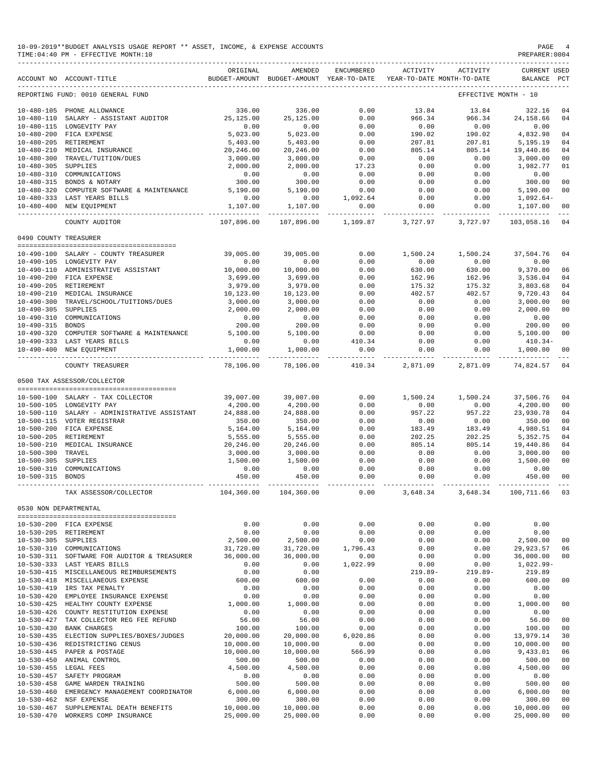10-09-2019**BUDGET ANALYSIS USAGE REPORT ** ASSET, INCOME, & EXPENSE ACCOUNTS
TIME:04:40 PM - EFFECTIVE MONTH:10

| ACCOUNT NO | ACCOUNT-TITLE | ORIGINAL BUDGET-AMOUNT | AMENDED BUDGET-AMOUNT | ENCUMBERED YEAR-TO-DATE | ACTIVITY YEAR-TO-DATE | ACTIVITY MONTH-TO-DATE | CURRENT USED BALANCE | PCT |
|---|---|---|---|---|---|---|---|---|
| REPORTING FUND: 0010 GENERAL FUND | | | | | | EFFECTIVE MONTH - 10 | | |
| 10-480-105 | PHONE ALLOWANCE | 336.00 | 336.00 | 0.00 | 13.84 | 13.84 | 322.16 | 04 |
| 10-480-110 | SALARY - ASSISTANT AUDITOR | 25,125.00 | 25,125.00 | 0.00 | 966.34 | 966.34 | 24,158.66 | 04 |
| 10-480-115 | LONGEVITY PAY | 0.00 | 0.00 | 0.00 | 0.00 | 0.00 | 0.00 | |
| 10-480-200 | FICA EXPENSE | 5,023.00 | 5,023.00 | 0.00 | 190.02 | 190.02 | 4,832.98 | 04 |
| 10-480-205 | RETIREMENT | 5,403.00 | 5,403.00 | 0.00 | 207.81 | 207.81 | 5,195.19 | 04 |
| 10-480-210 | MEDICAL INSURANCE | 20,246.00 | 20,246.00 | 0.00 | 805.14 | 805.14 | 19,440.86 | 04 |
| 10-480-300 | TRAVEL/TUITION/DUES | 3,000.00 | 3,000.00 | 0.00 | 0.00 | 0.00 | 3,000.00 | 00 |
| 10-480-305 | SUPPLIES | 2,000.00 | 2,000.00 | 17.23 | 0.00 | 0.00 | 1,982.77 | 01 |
| 10-480-310 | COMMUNICATIONS | 0.00 | 0.00 | 0.00 | 0.00 | 0.00 | 0.00 | |
| 10-480-315 | BONDS & NOTARY | 300.00 | 300.00 | 0.00 | 0.00 | 0.00 | 300.00 | 00 |
| 10-480-320 | COMPUTER SOFTWARE & MAINTENANCE | 5,190.00 | 5,190.00 | 0.00 | 0.00 | 0.00 | 5,190.00 | 00 |
| 10-480-333 | LAST YEARS BILLS | 0.00 | 0.00 | 1,092.64 | 0.00 | 0.00 | 1,092.64- | |
| 10-480-400 | NEW EQUIPMENT | 1,107.00 | 1,107.00 | 0.00 | 0.00 | 0.00 | 1,107.00 | 00 |
| | COUNTY AUDITOR | 107,896.00 | 107,896.00 | 1,109.87 | 3,727.97 | 3,727.97 | 103,058.16 | 04 |
| 0490 COUNTY TREASURER | | | | | | | | |
| 10-490-100 | SALARY - COUNTY TREASURER | 39,005.00 | 39,005.00 | 0.00 | 1,500.24 | 1,500.24 | 37,504.76 | 04 |
| 10-490-105 | LONGEVITY PAY | 0.00 | 0.00 | 0.00 | 0.00 | 0.00 | 0.00 | |
| 10-490-110 | ADMINISTRATIVE ASSISTANT | 10,000.00 | 10,000.00 | 0.00 | 630.00 | 630.00 | 9,370.00 | 06 |
| 10-490-200 | FICA EXPENSE | 3,699.00 | 3,699.00 | 0.00 | 162.96 | 162.96 | 3,536.04 | 04 |
| 10-490-205 | RETIREMENT | 3,979.00 | 3,979.00 | 0.00 | 175.32 | 175.32 | 3,803.68 | 04 |
| 10-490-210 | MEDICAL INSURANCE | 10,123.00 | 10,123.00 | 0.00 | 402.57 | 402.57 | 9,720.43 | 04 |
| 10-490-300 | TRAVEL/SCHOOL/TUITIONS/DUES | 3,000.00 | 3,000.00 | 0.00 | 0.00 | 0.00 | 3,000.00 | 00 |
| 10-490-305 | SUPPLIES | 2,000.00 | 2,000.00 | 0.00 | 0.00 | 0.00 | 2,000.00 | 00 |
| 10-490-310 | COMMUNICATIONS | 0.00 | 0.00 | 0.00 | 0.00 | 0.00 | 0.00 | |
| 10-490-315 | BONDS | 200.00 | 200.00 | 0.00 | 0.00 | 0.00 | 200.00 | 00 |
| 10-490-320 | COMPUTER SOFTWARE & MAINTENANCE | 5,100.00 | 5,100.00 | 0.00 | 0.00 | 0.00 | 5,100.00 | 00 |
| 10-490-333 | LAST YEARS BILLS | 0.00 | 0.00 | 410.34 | 0.00 | 0.00 | 410.34- | |
| 10-490-400 | NEW EQUIPMENT | 1,000.00 | 1,000.00 | 0.00 | 0.00 | 0.00 | 1,000.00 | 00 |
| | COUNTY TREASURER | 78,106.00 | 78,106.00 | 410.34 | 2,871.09 | 2,871.09 | 74,824.57 | 04 |
| 0500 TAX ASSESSOR/COLLECTOR | | | | | | | | |
| 10-500-100 | SALARY - TAX COLLECTOR | 39,007.00 | 39,007.00 | 0.00 | 1,500.24 | 1,500.24 | 37,506.76 | 04 |
| 10-500-105 | LONGEVITY PAY | 4,200.00 | 4,200.00 | 0.00 | 0.00 | 0.00 | 4,200.00 | 00 |
| 10-500-110 | SALARY - ADMINISTRATIVE ASSISTANT | 24,888.00 | 24,888.00 | 0.00 | 957.22 | 957.22 | 23,930.78 | 04 |
| 10-500-115 | VOTER REGISTRAR | 350.00 | 350.00 | 0.00 | 0.00 | 0.00 | 350.00 | 00 |
| 10-500-200 | FICA EXPENSE | 5,164.00 | 5,164.00 | 0.00 | 183.49 | 183.49 | 4,980.51 | 04 |
| 10-500-205 | RETIREMENT | 5,555.00 | 5,555.00 | 0.00 | 202.25 | 202.25 | 5,352.75 | 04 |
| 10-500-210 | MEDICAL INSURANCE | 20,246.00 | 20,246.00 | 0.00 | 805.14 | 805.14 | 19,440.86 | 04 |
| 10-500-300 | TRAVEL | 3,000.00 | 3,000.00 | 0.00 | 0.00 | 0.00 | 3,000.00 | 00 |
| 10-500-305 | SUPPLIES | 1,500.00 | 1,500.00 | 0.00 | 0.00 | 0.00 | 1,500.00 | 00 |
| 10-500-310 | COMMUNICATIONS | 0.00 | 0.00 | 0.00 | 0.00 | 0.00 | 0.00 | |
| 10-500-315 | BONDS | 450.00 | 450.00 | 0.00 | 0.00 | 0.00 | 450.00 | 00 |
| | TAX ASSESSOR/COLLECTOR | 104,360.00 | 104,360.00 | 0.00 | 3,648.34 | 3,648.34 | 100,711.66 | 03 |
| 0530 NON DEPARTMENTAL | | | | | | | | |
| 10-530-200 | FICA EXPENSE | 0.00 | 0.00 | 0.00 | 0.00 | 0.00 | 0.00 | |
| 10-530-205 | RETIREMENT | 0.00 | 0.00 | 0.00 | 0.00 | 0.00 | 0.00 | |
| 10-530-305 | SUPPLIES | 2,500.00 | 2,500.00 | 0.00 | 0.00 | 0.00 | 2,500.00 | 00 |
| 10-530-310 | COMMUNICATIONS | 31,720.00 | 31,720.00 | 1,796.43 | 0.00 | 0.00 | 29,923.57 | 06 |
| 10-530-311 | SOFTWARE FOR AUDITOR & TREASURER | 36,000.00 | 36,000.00 | 0.00 | 0.00 | 0.00 | 36,000.00 | 00 |
| 10-530-333 | LAST YEARS BILLS | 0.00 | 0.00 | 1,022.99 | 0.00 | 0.00 | 1,022.99- | |
| 10-530-415 | MISCELLANEOUS REIMBURSEMENTS | 0.00 | 0.00 | | 219.89- | 219.89- | 219.89 | |
| 10-530-418 | MISCELLANEOUS EXPENSE | 600.00 | 600.00 | 0.00 | 0.00 | 0.00 | 600.00 | 00 |
| 10-530-419 | IRS TAX PENALTY | 0.00 | 0.00 | 0.00 | 0.00 | 0.00 | 0.00 | |
| 10-530-420 | EMPLOYEE INSURANCE EXPENSE | 0.00 | 0.00 | 0.00 | 0.00 | 0.00 | 0.00 | |
| 10-530-425 | HEALTHY COUNTY EXPENSE | 1,000.00 | 1,000.00 | 0.00 | 0.00 | 0.00 | 1,000.00 | 00 |
| 10-530-426 | COUNTY RESTITUTION EXPENSE | 0.00 | 0.00 | 0.00 | 0.00 | 0.00 | 0.00 | |
| 10-530-427 | TAX COLLECTOR REG FEE REFUND | 56.00 | 56.00 | 0.00 | 0.00 | 0.00 | 56.00 | 00 |
| 10-530-430 | BANK CHARGES | 100.00 | 100.00 | 0.00 | 0.00 | 0.00 | 100.00 | 00 |
| 10-530-435 | ELECTION SUPPLIES/BOXES/JUDGES | 20,000.00 | 20,000.00 | 6,020.86 | 0.00 | 0.00 | 13,979.14 | 30 |
| 10-530-436 | REDISTRICTING CENUS | 10,000.00 | 10,000.00 | 0.00 | 0.00 | 0.00 | 10,000.00 | 00 |
| 10-530-445 | PAPER & POSTAGE | 10,000.00 | 10,000.00 | 566.99 | 0.00 | 0.00 | 9,433.01 | 06 |
| 10-530-450 | ANIMAL CONTROL | 500.00 | 500.00 | 0.00 | 0.00 | 0.00 | 500.00 | 00 |
| 10-530-455 | LEGAL FEES | 4,500.00 | 4,500.00 | 0.00 | 0.00 | 0.00 | 4,500.00 | 00 |
| 10-530-457 | SAFETY PROGRAM | 0.00 | 0.00 | 0.00 | 0.00 | 0.00 | 0.00 | |
| 10-530-458 | GAME WARDEN TRAINING | 500.00 | 500.00 | 0.00 | 0.00 | 0.00 | 500.00 | 00 |
| 10-530-460 | EMERGENCY MANAGEMENT COORDINATOR | 6,000.00 | 6,000.00 | 0.00 | 0.00 | 0.00 | 6,000.00 | 00 |
| 10-530-462 | NSF EXPENSE | 300.00 | 300.00 | 0.00 | 0.00 | 0.00 | 300.00 | 00 |
| 10-530-467 | SUPPLEMENTAL DEATH BENEFITS | 10,000.00 | 10,000.00 | 0.00 | 0.00 | 0.00 | 10,000.00 | 00 |
| 10-530-470 | WORKERS COMP INSURANCE | 25,000.00 | 25,000.00 | 0.00 | 0.00 | 0.00 | 25,000.00 | 00 |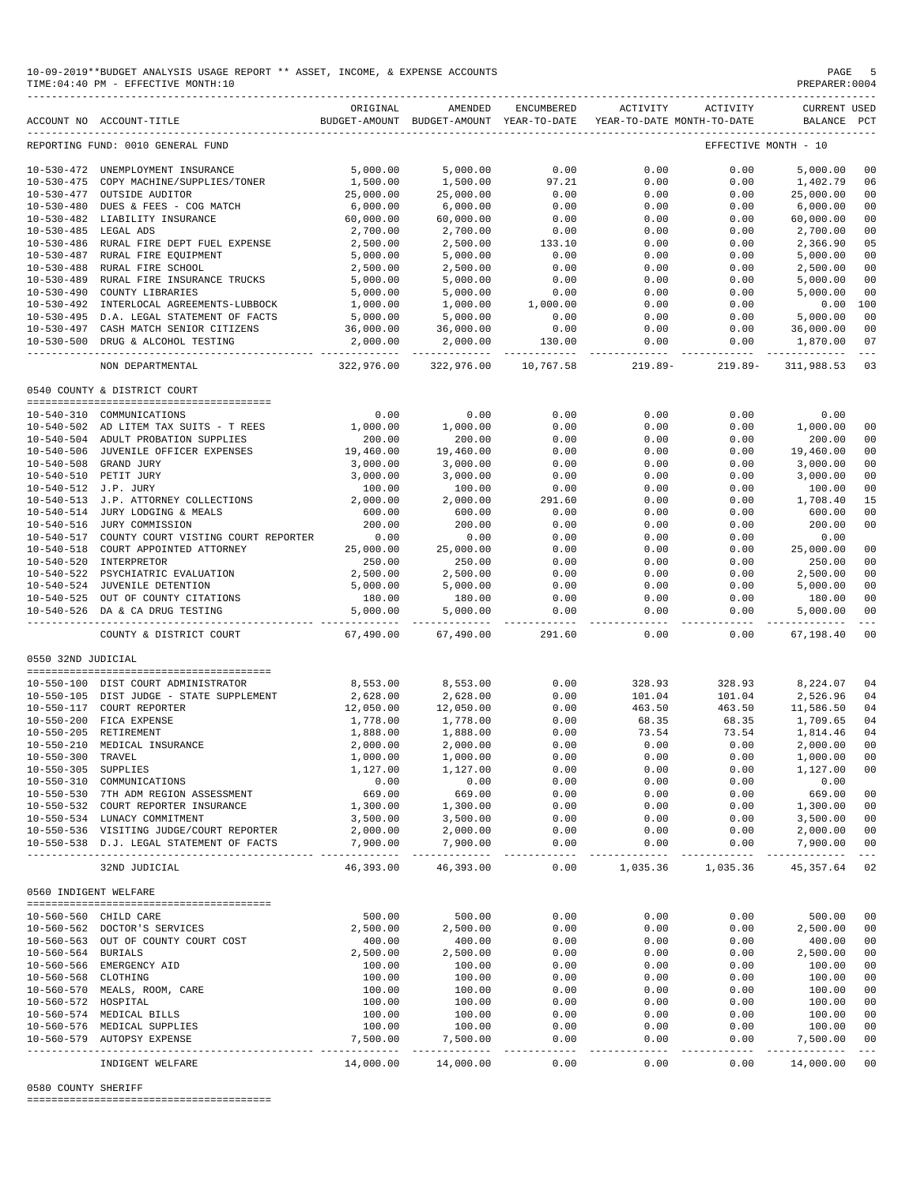10-09-2019**BUDGET ANALYSIS USAGE REPORT ** ASSET, INCOME, & EXPENSE ACCOUNTS
TIME:04:40 PM - EFFECTIVE MONTH:10

PREPARER:0004

| ACCOUNT NO | ACCOUNT-TITLE | ORIGINAL BUDGET-AMOUNT | AMENDED BUDGET-AMOUNT | ENCUMBERED YEAR-TO-DATE | ACTIVITY YEAR-TO-DATE | ACTIVITY MONTH-TO-DATE | CURRENT BALANCE | USED PCT |
|---|---|---|---|---|---|---|---|---|
| REPORTING FUND: 0010 GENERAL FUND | | | | | | EFFECTIVE MONTH - 10 | | |
| 10-530-472 | UNEMPLOYMENT INSURANCE | 5,000.00 | 5,000.00 | 0.00 | 0.00 | 0.00 | 5,000.00 | 00 |
| 10-530-475 | COPY MACHINE/SUPPLIES/TONER | 1,500.00 | 1,500.00 | 97.21 | 0.00 | 0.00 | 1,402.79 | 06 |
| 10-530-477 | OUTSIDE AUDITOR | 25,000.00 | 25,000.00 | 0.00 | 0.00 | 0.00 | 25,000.00 | 00 |
| 10-530-480 | DUES & FEES - COG MATCH | 6,000.00 | 6,000.00 | 0.00 | 0.00 | 0.00 | 6,000.00 | 00 |
| 10-530-482 | LIABILITY INSURANCE | 60,000.00 | 60,000.00 | 0.00 | 0.00 | 0.00 | 60,000.00 | 00 |
| 10-530-485 | LEGAL ADS | 2,700.00 | 2,700.00 | 0.00 | 0.00 | 0.00 | 2,700.00 | 00 |
| 10-530-486 | RURAL FIRE DEPT FUEL EXPENSE | 2,500.00 | 2,500.00 | 133.10 | 0.00 | 0.00 | 2,366.90 | 05 |
| 10-530-487 | RURAL FIRE EQUIPMENT | 5,000.00 | 5,000.00 | 0.00 | 0.00 | 0.00 | 5,000.00 | 00 |
| 10-530-488 | RURAL FIRE SCHOOL | 2,500.00 | 2,500.00 | 0.00 | 0.00 | 0.00 | 2,500.00 | 00 |
| 10-530-489 | RURAL FIRE INSURANCE TRUCKS | 5,000.00 | 5,000.00 | 0.00 | 0.00 | 0.00 | 5,000.00 | 00 |
| 10-530-490 | COUNTY LIBRARIES | 5,000.00 | 5,000.00 | 0.00 | 0.00 | 0.00 | 5,000.00 | 00 |
| 10-530-492 | INTERLOCAL AGREEMENTS-LUBBOCK | 1,000.00 | 1,000.00 | 1,000.00 | 0.00 | 0.00 | 0.00 | 100 |
| 10-530-495 | D.A. LEGAL STATEMENT OF FACTS | 5,000.00 | 5,000.00 | 0.00 | 0.00 | 0.00 | 5,000.00 | 00 |
| 10-530-497 | CASH MATCH SENIOR CITIZENS | 36,000.00 | 36,000.00 | 0.00 | 0.00 | 0.00 | 36,000.00 | 00 |
| 10-530-500 | DRUG & ALCOHOL TESTING | 2,000.00 | 2,000.00 | 130.00 | 0.00 | 0.00 | 1,870.00 | 07 |
| | NON DEPARTMENTAL | 322,976.00 | 322,976.00 | 10,767.58 | 219.89- | 219.89- | 311,988.53 | 03 |
| **0540 COUNTY & DISTRICT COURT** | | | | | | | | |
| 10-540-310 | COMMUNICATIONS | 0.00 | 0.00 | 0.00 | 0.00 | 0.00 | 0.00 | |
| 10-540-502 | AD LITEM TAX SUITS - T REES | 1,000.00 | 1,000.00 | 0.00 | 0.00 | 0.00 | 1,000.00 | 00 |
| 10-540-504 | ADULT PROBATION SUPPLIES | 200.00 | 200.00 | 0.00 | 0.00 | 0.00 | 200.00 | 00 |
| 10-540-506 | JUVENILE OFFICER EXPENSES | 19,460.00 | 19,460.00 | 0.00 | 0.00 | 0.00 | 19,460.00 | 00 |
| 10-540-508 | GRAND JURY | 3,000.00 | 3,000.00 | 0.00 | 0.00 | 0.00 | 3,000.00 | 00 |
| 10-540-510 | PETIT JURY | 3,000.00 | 3,000.00 | 0.00 | 0.00 | 0.00 | 3,000.00 | 00 |
| 10-540-512 | J.P. JURY | 100.00 | 100.00 | 0.00 | 0.00 | 0.00 | 100.00 | 00 |
| 10-540-513 | J.P. ATTORNEY COLLECTIONS | 2,000.00 | 2,000.00 | 291.60 | 0.00 | 0.00 | 1,708.40 | 15 |
| 10-540-514 | JURY LODGING & MEALS | 600.00 | 600.00 | 0.00 | 0.00 | 0.00 | 600.00 | 00 |
| 10-540-516 | JURY COMMISSION | 200.00 | 200.00 | 0.00 | 0.00 | 0.00 | 200.00 | 00 |
| 10-540-517 | COUNTY COURT VISTING COURT REPORTER | 0.00 | 0.00 | 0.00 | 0.00 | 0.00 | 0.00 | |
| 10-540-518 | COURT APPOINTED ATTORNEY | 25,000.00 | 25,000.00 | 0.00 | 0.00 | 0.00 | 25,000.00 | 00 |
| 10-540-520 | INTERPRETOR | 250.00 | 250.00 | 0.00 | 0.00 | 0.00 | 250.00 | 00 |
| 10-540-522 | PSYCHIATRIC EVALUATION | 2,500.00 | 2,500.00 | 0.00 | 0.00 | 0.00 | 2,500.00 | 00 |
| 10-540-524 | JUVENILE DETENTION | 5,000.00 | 5,000.00 | 0.00 | 0.00 | 0.00 | 5,000.00 | 00 |
| 10-540-525 | OUT OF COUNTY CITATIONS | 180.00 | 180.00 | 0.00 | 0.00 | 0.00 | 180.00 | 00 |
| 10-540-526 | DA & CA DRUG TESTING | 5,000.00 | 5,000.00 | 0.00 | 0.00 | 0.00 | 5,000.00 | 00 |
| | COUNTY & DISTRICT COURT | 67,490.00 | 67,490.00 | 291.60 | 0.00 | 0.00 | 67,198.40 | 00 |
| **0550 32ND JUDICIAL** | | | | | | | | |
| 10-550-100 | DIST COURT ADMINISTRATOR | 8,553.00 | 8,553.00 | 0.00 | 328.93 | 328.93 | 8,224.07 | 04 |
| 10-550-105 | DIST JUDGE - STATE SUPPLEMENT | 2,628.00 | 2,628.00 | 0.00 | 101.04 | 101.04 | 2,526.96 | 04 |
| 10-550-117 | COURT REPORTER | 12,050.00 | 12,050.00 | 0.00 | 463.50 | 463.50 | 11,586.50 | 04 |
| 10-550-200 | FICA EXPENSE | 1,778.00 | 1,778.00 | 0.00 | 68.35 | 68.35 | 1,709.65 | 04 |
| 10-550-205 | RETIREMENT | 1,888.00 | 1,888.00 | 0.00 | 73.54 | 73.54 | 1,814.46 | 04 |
| 10-550-210 | MEDICAL INSURANCE | 2,000.00 | 2,000.00 | 0.00 | 0.00 | 0.00 | 2,000.00 | 00 |
| 10-550-300 | TRAVEL | 1,000.00 | 1,000.00 | 0.00 | 0.00 | 0.00 | 1,000.00 | 00 |
| 10-550-305 | SUPPLIES | 1,127.00 | 1,127.00 | 0.00 | 0.00 | 0.00 | 1,127.00 | 00 |
| 10-550-310 | COMMUNICATIONS | 0.00 | 0.00 | 0.00 | 0.00 | 0.00 | 0.00 | |
| 10-550-530 | 7TH ADM REGION ASSESSMENT | 669.00 | 669.00 | 0.00 | 0.00 | 0.00 | 669.00 | 00 |
| 10-550-532 | COURT REPORTER INSURANCE | 1,300.00 | 1,300.00 | 0.00 | 0.00 | 0.00 | 1,300.00 | 00 |
| 10-550-534 | LUNACY COMMITMENT | 3,500.00 | 3,500.00 | 0.00 | 0.00 | 0.00 | 3,500.00 | 00 |
| 10-550-536 | VISITING JUDGE/COURT REPORTER | 2,000.00 | 2,000.00 | 0.00 | 0.00 | 0.00 | 2,000.00 | 00 |
| 10-550-538 | D.J. LEGAL STATEMENT OF FACTS | 7,900.00 | 7,900.00 | 0.00 | 0.00 | 0.00 | 7,900.00 | 00 |
| | 32ND JUDICIAL | 46,393.00 | 46,393.00 | 0.00 | 1,035.36 | 1,035.36 | 45,357.64 | 02 |
| **0560 INDIGENT WELFARE** | | | | | | | | |
| 10-560-560 | CHILD CARE | 500.00 | 500.00 | 0.00 | 0.00 | 0.00 | 500.00 | 00 |
| 10-560-562 | DOCTOR'S SERVICES | 2,500.00 | 2,500.00 | 0.00 | 0.00 | 0.00 | 2,500.00 | 00 |
| 10-560-563 | OUT OF COUNTY COURT COST | 400.00 | 400.00 | 0.00 | 0.00 | 0.00 | 400.00 | 00 |
| 10-560-564 | BURIALS | 2,500.00 | 2,500.00 | 0.00 | 0.00 | 0.00 | 2,500.00 | 00 |
| 10-560-566 | EMERGENCY AID | 100.00 | 100.00 | 0.00 | 0.00 | 0.00 | 100.00 | 00 |
| 10-560-568 | CLOTHING | 100.00 | 100.00 | 0.00 | 0.00 | 0.00 | 100.00 | 00 |
| 10-560-570 | MEALS, ROOM, CARE | 100.00 | 100.00 | 0.00 | 0.00 | 0.00 | 100.00 | 00 |
| 10-560-572 | HOSPITAL | 100.00 | 100.00 | 0.00 | 0.00 | 0.00 | 100.00 | 00 |
| 10-560-574 | MEDICAL BILLS | 100.00 | 100.00 | 0.00 | 0.00 | 0.00 | 100.00 | 00 |
| 10-560-576 | MEDICAL SUPPLIES | 100.00 | 100.00 | 0.00 | 0.00 | 0.00 | 100.00 | 00 |
| 10-560-579 | AUTOPSY EXPENSE | 7,500.00 | 7,500.00 | 0.00 | 0.00 | 0.00 | 7,500.00 | 00 |
| | INDIGENT WELFARE | 14,000.00 | 14,000.00 | 0.00 | 0.00 | 0.00 | 14,000.00 | 00 |

0580 COUNTY SHERIFF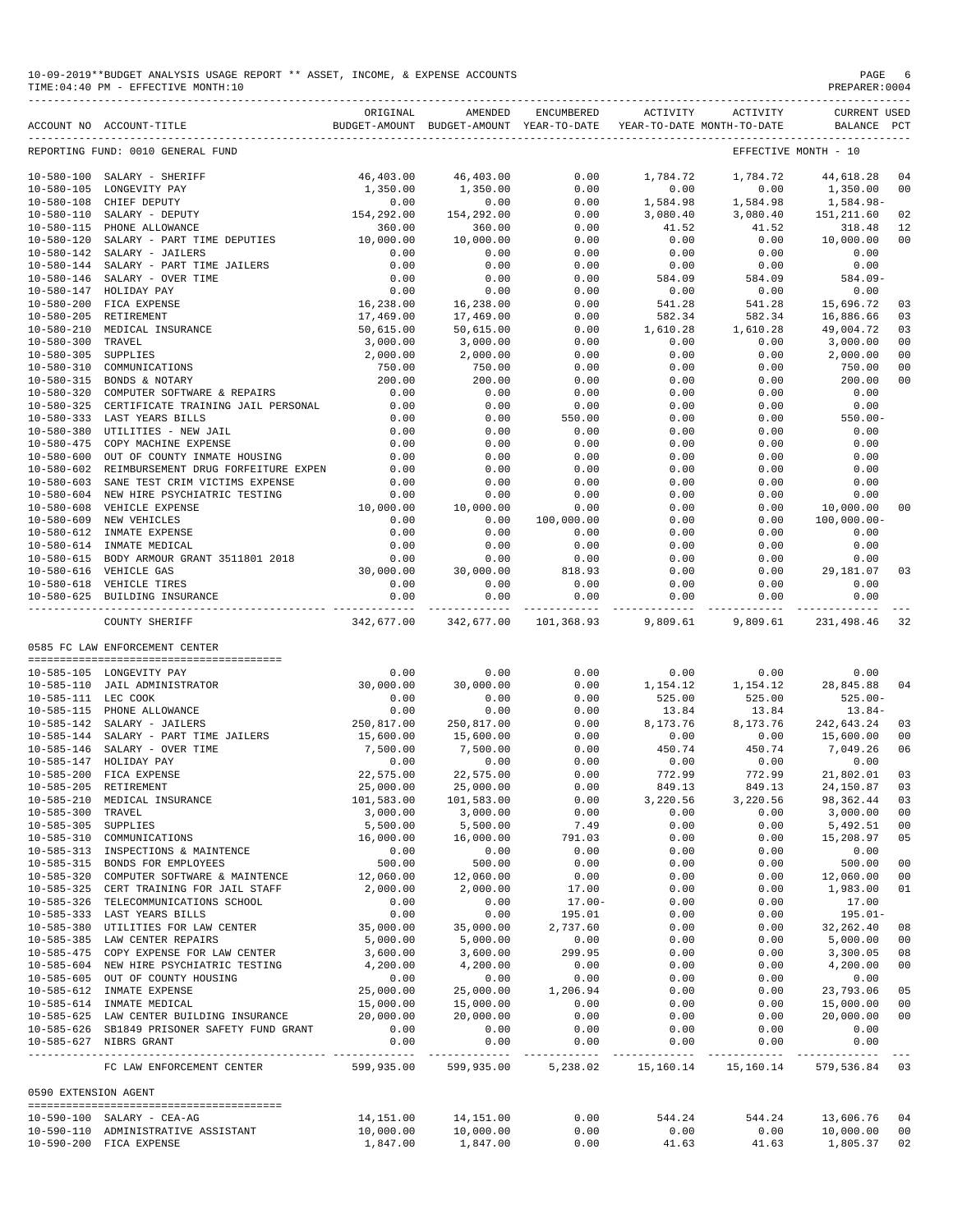10-09-2019**BUDGET ANALYSIS USAGE REPORT ** ASSET, INCOME, & EXPENSE ACCOUNTS
TIME:04:40 PM - EFFECTIVE MONTH:10

| ACCOUNT NO | ACCOUNT-TITLE | ORIGINAL BUDGET-AMOUNT | AMENDED BUDGET-AMOUNT | ENCUMBERED YEAR-TO-DATE | ACTIVITY YEAR-TO-DATE | ACTIVITY MONTH-TO-DATE | CURRENT BALANCE | USED PCT |
|---|---|---|---|---|---|---|---|---|
| REPORTING FUND: 0010 GENERAL FUND | | | | | | EFFECTIVE MONTH - 10 | | |
| 10-580-100 | SALARY - SHERIFF | 46,403.00 | 46,403.00 | 0.00 | 1,784.72 | 1,784.72 | 44,618.28 | 04 |
| 10-580-105 | LONGEVITY PAY | 1,350.00 | 1,350.00 | 0.00 | 0.00 | 0.00 | 1,350.00 | 00 |
| 10-580-108 | CHIEF DEPUTY | 0.00 | 0.00 | 0.00 | 1,584.98 | 1,584.98 | 1,584.98- | |
| 10-580-110 | SALARY - DEPUTY | 154,292.00 | 154,292.00 | 0.00 | 3,080.40 | 3,080.40 | 151,211.60 | 02 |
| 10-580-115 | PHONE ALLOWANCE | 360.00 | 360.00 | 0.00 | 41.52 | 41.52 | 318.48 | 12 |
| 10-580-120 | SALARY - PART TIME DEPUTIES | 10,000.00 | 10,000.00 | 0.00 | 0.00 | 0.00 | 10,000.00 | 00 |
| 10-580-142 | SALARY - JAILERS | 0.00 | 0.00 | 0.00 | 0.00 | 0.00 | 0.00 | |
| 10-580-144 | SALARY - PART TIME JAILERS | 0.00 | 0.00 | 0.00 | 0.00 | 0.00 | 0.00 | |
| 10-580-146 | SALARY - OVER TIME | 0.00 | 0.00 | 0.00 | 584.09 | 584.09 | 584.09- | |
| 10-580-147 | HOLIDAY PAY | 0.00 | 0.00 | 0.00 | 0.00 | 0.00 | 0.00 | |
| 10-580-200 | FICA EXPENSE | 16,238.00 | 16,238.00 | 0.00 | 541.28 | 541.28 | 15,696.72 | 03 |
| 10-580-205 | RETIREMENT | 17,469.00 | 17,469.00 | 0.00 | 582.34 | 582.34 | 16,886.66 | 03 |
| 10-580-210 | MEDICAL INSURANCE | 50,615.00 | 50,615.00 | 0.00 | 1,610.28 | 1,610.28 | 49,004.72 | 03 |
| 10-580-300 | TRAVEL | 3,000.00 | 3,000.00 | 0.00 | 0.00 | 0.00 | 3,000.00 | 00 |
| 10-580-305 | SUPPLIES | 2,000.00 | 2,000.00 | 0.00 | 0.00 | 0.00 | 2,000.00 | 00 |
| 10-580-310 | COMMUNICATIONS | 750.00 | 750.00 | 0.00 | 0.00 | 0.00 | 750.00 | 00 |
| 10-580-315 | BONDS & NOTARY | 200.00 | 200.00 | 0.00 | 0.00 | 0.00 | 200.00 | 00 |
| 10-580-320 | COMPUTER SOFTWARE & REPAIRS | 0.00 | 0.00 | 0.00 | 0.00 | 0.00 | 0.00 | |
| 10-580-325 | CERTIFICATE TRAINING JAIL PERSONAL | 0.00 | 0.00 | 0.00 | 0.00 | 0.00 | 0.00 | |
| 10-580-333 | LAST YEARS BILLS | 0.00 | 0.00 | 550.00 | 0.00 | 0.00 | 550.00- | |
| 10-580-380 | UTILITIES - NEW JAIL | 0.00 | 0.00 | 0.00 | 0.00 | 0.00 | 0.00 | |
| 10-580-475 | COPY MACHINE EXPENSE | 0.00 | 0.00 | 0.00 | 0.00 | 0.00 | 0.00 | |
| 10-580-600 | OUT OF COUNTY INMATE HOUSING | 0.00 | 0.00 | 0.00 | 0.00 | 0.00 | 0.00 | |
| 10-580-602 | REIMBURSEMENT DRUG FORFEITURE EXPEN | 0.00 | 0.00 | 0.00 | 0.00 | 0.00 | 0.00 | |
| 10-580-603 | SANE TEST CRIM VICTIMS EXPENSE | 0.00 | 0.00 | 0.00 | 0.00 | 0.00 | 0.00 | |
| 10-580-604 | NEW HIRE PSYCHIATRIC TESTING | 0.00 | 0.00 | 0.00 | 0.00 | 0.00 | 0.00 | |
| 10-580-608 | VEHICLE EXPENSE | 10,000.00 | 10,000.00 | 0.00 | 0.00 | 0.00 | 10,000.00 | 00 |
| 10-580-609 | NEW VEHICLES | 0.00 | 0.00 | 100,000.00 | 0.00 | 0.00 | 100,000.00- | |
| 10-580-612 | INMATE EXPENSE | 0.00 | 0.00 | 0.00 | 0.00 | 0.00 | 0.00 | |
| 10-580-614 | INMATE MEDICAL | 0.00 | 0.00 | 0.00 | 0.00 | 0.00 | 0.00 | |
| 10-580-615 | BODY ARMOUR GRANT 3511801 2018 | 0.00 | 0.00 | 0.00 | 0.00 | 0.00 | 0.00 | |
| 10-580-616 | VEHICLE GAS | 30,000.00 | 30,000.00 | 818.93 | 0.00 | 0.00 | 29,181.07 | 03 |
| 10-580-618 | VEHICLE TIRES | 0.00 | 0.00 | 0.00 | 0.00 | 0.00 | 0.00 | |
| 10-580-625 | BUILDING INSURANCE | 0.00 | 0.00 | 0.00 | 0.00 | 0.00 | 0.00 | |
| | COUNTY SHERIFF | 342,677.00 | 342,677.00 | 101,368.93 | 9,809.61 | 9,809.61 | 231,498.46 | 32 |
| 0585 FC LAW ENFORCEMENT CENTER | | | | | | | | |
| 10-585-105 | LONGEVITY PAY | 0.00 | 0.00 | 0.00 | 0.00 | 0.00 | 0.00 | |
| 10-585-110 | JAIL ADMINISTRATOR | 30,000.00 | 30,000.00 | 0.00 | 1,154.12 | 1,154.12 | 28,845.88 | 04 |
| 10-585-111 | LEC COOK | 0.00 | 0.00 | 0.00 | 525.00 | 525.00 | 525.00- | |
| 10-585-115 | PHONE ALLOWANCE | 0.00 | 0.00 | 0.00 | 13.84 | 13.84 | 13.84- | |
| 10-585-142 | SALARY - JAILERS | 250,817.00 | 250,817.00 | 0.00 | 8,173.76 | 8,173.76 | 242,643.24 | 03 |
| 10-585-144 | SALARY - PART TIME JAILERS | 15,600.00 | 15,600.00 | 0.00 | 0.00 | 0.00 | 15,600.00 | 00 |
| 10-585-146 | SALARY - OVER TIME | 7,500.00 | 7,500.00 | 0.00 | 450.74 | 450.74 | 7,049.26 | 06 |
| 10-585-147 | HOLIDAY PAY | 0.00 | 0.00 | 0.00 | 0.00 | 0.00 | 0.00 | |
| 10-585-200 | FICA EXPENSE | 22,575.00 | 22,575.00 | 0.00 | 772.99 | 772.99 | 21,802.01 | 03 |
| 10-585-205 | RETIREMENT | 25,000.00 | 25,000.00 | 0.00 | 849.13 | 849.13 | 24,150.87 | 03 |
| 10-585-210 | MEDICAL INSURANCE | 101,583.00 | 101,583.00 | 0.00 | 3,220.56 | 3,220.56 | 98,362.44 | 03 |
| 10-585-300 | TRAVEL | 3,000.00 | 3,000.00 | 0.00 | 0.00 | 0.00 | 3,000.00 | 00 |
| 10-585-305 | SUPPLIES | 5,500.00 | 5,500.00 | 7.49 | 0.00 | 0.00 | 5,492.51 | 00 |
| 10-585-310 | COMMUNICATIONS | 16,000.00 | 16,000.00 | 791.03 | 0.00 | 0.00 | 15,208.97 | 05 |
| 10-585-313 | INSPECTIONS & MAINTENCE | 0.00 | 0.00 | 0.00 | 0.00 | 0.00 | 0.00 | |
| 10-585-315 | BONDS FOR EMPLOYEES | 500.00 | 500.00 | 0.00 | 0.00 | 0.00 | 500.00 | 00 |
| 10-585-320 | COMPUTER SOFTWARE & MAINTENCE | 12,060.00 | 12,060.00 | 0.00 | 0.00 | 0.00 | 12,060.00 | 00 |
| 10-585-325 | CERT TRAINING FOR JAIL STAFF | 2,000.00 | 2,000.00 | 17.00 | 0.00 | 0.00 | 1,983.00 | 01 |
| 10-585-326 | TELECOMMUNICATIONS SCHOOL | 0.00 | 0.00 | 17.00- | 0.00 | 0.00 | 17.00 | |
| 10-585-333 | LAST YEARS BILLS | 0.00 | 0.00 | 195.01 | 0.00 | 0.00 | 195.01- | |
| 10-585-380 | UTILITIES FOR LAW CENTER | 35,000.00 | 35,000.00 | 2,737.60 | 0.00 | 0.00 | 32,262.40 | 08 |
| 10-585-385 | LAW CENTER REPAIRS | 5,000.00 | 5,000.00 | 0.00 | 0.00 | 0.00 | 5,000.00 | 00 |
| 10-585-475 | COPY EXPENSE FOR LAW CENTER | 3,600.00 | 3,600.00 | 299.95 | 0.00 | 0.00 | 3,300.05 | 08 |
| 10-585-604 | NEW HIRE PSYCHIATRIC TESTING | 4,200.00 | 4,200.00 | 0.00 | 0.00 | 0.00 | 4,200.00 | 00 |
| 10-585-605 | OUT OF COUNTY HOUSING | 0.00 | 0.00 | 0.00 | 0.00 | 0.00 | 0.00 | |
| 10-585-612 | INMATE EXPENSE | 25,000.00 | 25,000.00 | 1,206.94 | 0.00 | 0.00 | 23,793.06 | 05 |
| 10-585-614 | INMATE MEDICAL | 15,000.00 | 15,000.00 | 0.00 | 0.00 | 0.00 | 15,000.00 | 00 |
| 10-585-625 | LAW CENTER BUILDING INSURANCE | 20,000.00 | 20,000.00 | 0.00 | 0.00 | 0.00 | 20,000.00 | 00 |
| 10-585-626 | SB1849 PRISONER SAFETY FUND GRANT | 0.00 | 0.00 | 0.00 | 0.00 | 0.00 | 0.00 | |
| 10-585-627 | NIBRS GRANT | 0.00 | 0.00 | 0.00 | 0.00 | 0.00 | 0.00 | |
| | FC LAW ENFORCEMENT CENTER | 599,935.00 | 599,935.00 | 5,238.02 | 15,160.14 | 15,160.14 | 579,536.84 | 03 |
| 0590 EXTENSION AGENT | | | | | | | | |
| 10-590-100 | SALARY - CEA-AG | 14,151.00 | 14,151.00 | 0.00 | 544.24 | 544.24 | 13,606.76 | 04 |
| 10-590-110 | ADMINISTRATIVE ASSISTANT | 10,000.00 | 10,000.00 | 0.00 | 0.00 | 0.00 | 10,000.00 | 00 |
| 10-590-200 | FICA EXPENSE | 1,847.00 | 1,847.00 | 0.00 | 41.63 | 41.63 | 1,805.37 | 02 |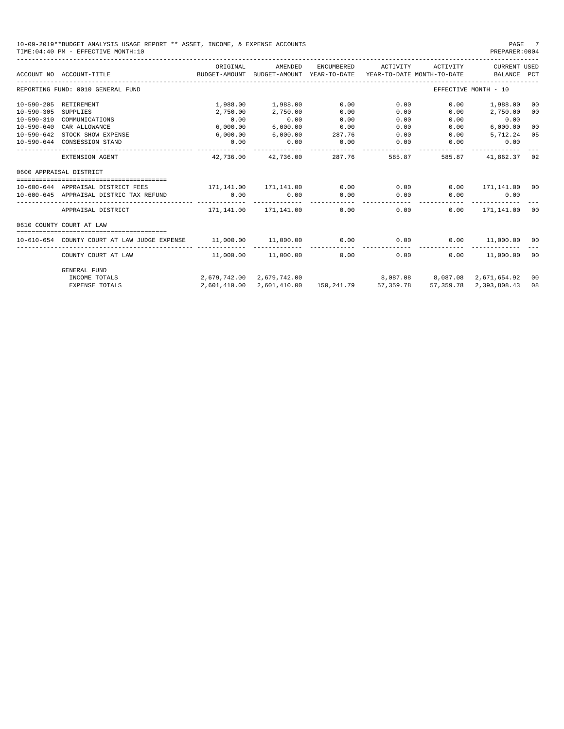10-09-2019**BUDGET ANALYSIS USAGE REPORT ** ASSET, INCOME, & EXPENSE ACCOUNTS
TIME:04:40 PM - EFFECTIVE MONTH:10

PREPARER:0004

| ACCOUNT NO | ACCOUNT-TITLE | ORIGINAL BUDGET-AMOUNT | AMENDED BUDGET-AMOUNT | ENCUMBERED YEAR-TO-DATE | ACTIVITY YEAR-TO-DATE | ACTIVITY MONTH-TO-DATE | CURRENT USED BALANCE | PCT |
|---|---|---|---|---|---|---|---|---|
| REPORTING FUND: 0010 GENERAL FUND | | | | | | EFFECTIVE MONTH - 10 | | |
| 10-590-205 | RETIREMENT | 1,988.00 | 1,988.00 | 0.00 | 0.00 | 0.00 | 1,988.00 | 00 |
| 10-590-305 | SUPPLIES | 2,750.00 | 2,750.00 | 0.00 | 0.00 | 0.00 | 2,750.00 | 00 |
| 10-590-310 | COMMUNICATIONS | 0.00 | 0.00 | 0.00 | 0.00 | 0.00 | 0.00 | |
| 10-590-640 | CAR ALLOWANCE | 6,000.00 | 6,000.00 | 0.00 | 0.00 | 0.00 | 6,000.00 | 00 |
| 10-590-642 | STOCK SHOW EXPENSE | 6,000.00 | 6,000.00 | 287.76 | 0.00 | 0.00 | 5,712.24 | 05 |
| 10-590-644 | CONSESSION STAND | 0.00 | 0.00 | 0.00 | 0.00 | 0.00 | 0.00 | |
| | EXTENSION AGENT | 42,736.00 | 42,736.00 | 287.76 | 585.87 | 585.87 | 41,862.37 | 02 |
| 0600 APPRAISAL DISTRICT | | | | | | | | |
| 10-600-644 | APPRAISAL DISTRICT FEES | 171,141.00 | 171,141.00 | 0.00 | 0.00 | 0.00 | 171,141.00 | 00 |
| 10-600-645 | APPRAISAL DISTRIC TAX REFUND | 0.00 | 0.00 | 0.00 | 0.00 | 0.00 | 0.00 | |
| | APPRAISAL DISTRICT | 171,141.00 | 171,141.00 | 0.00 | 0.00 | 0.00 | 171,141.00 | 00 |
| 0610 COUNTY COURT AT LAW | | | | | | | | |
| 10-610-654 | COUNTY COURT AT LAW JUDGE EXPENSE | 11,000.00 | 11,000.00 | 0.00 | 0.00 | 0.00 | 11,000.00 | 00 |
| | COUNTY COURT AT LAW | 11,000.00 | 11,000.00 | 0.00 | 0.00 | 0.00 | 11,000.00 | 00 |
| | GENERAL FUND | | | | | | | |
| | INCOME TOTALS | 2,679,742.00 | 2,679,742.00 | | 8,087.08 | 8,087.08 | 2,671,654.92 | 00 |
| | EXPENSE TOTALS | 2,601,410.00 | 2,601,410.00 | 150,241.79 | 57,359.78 | 57,359.78 | 2,393,808.43 | 08 |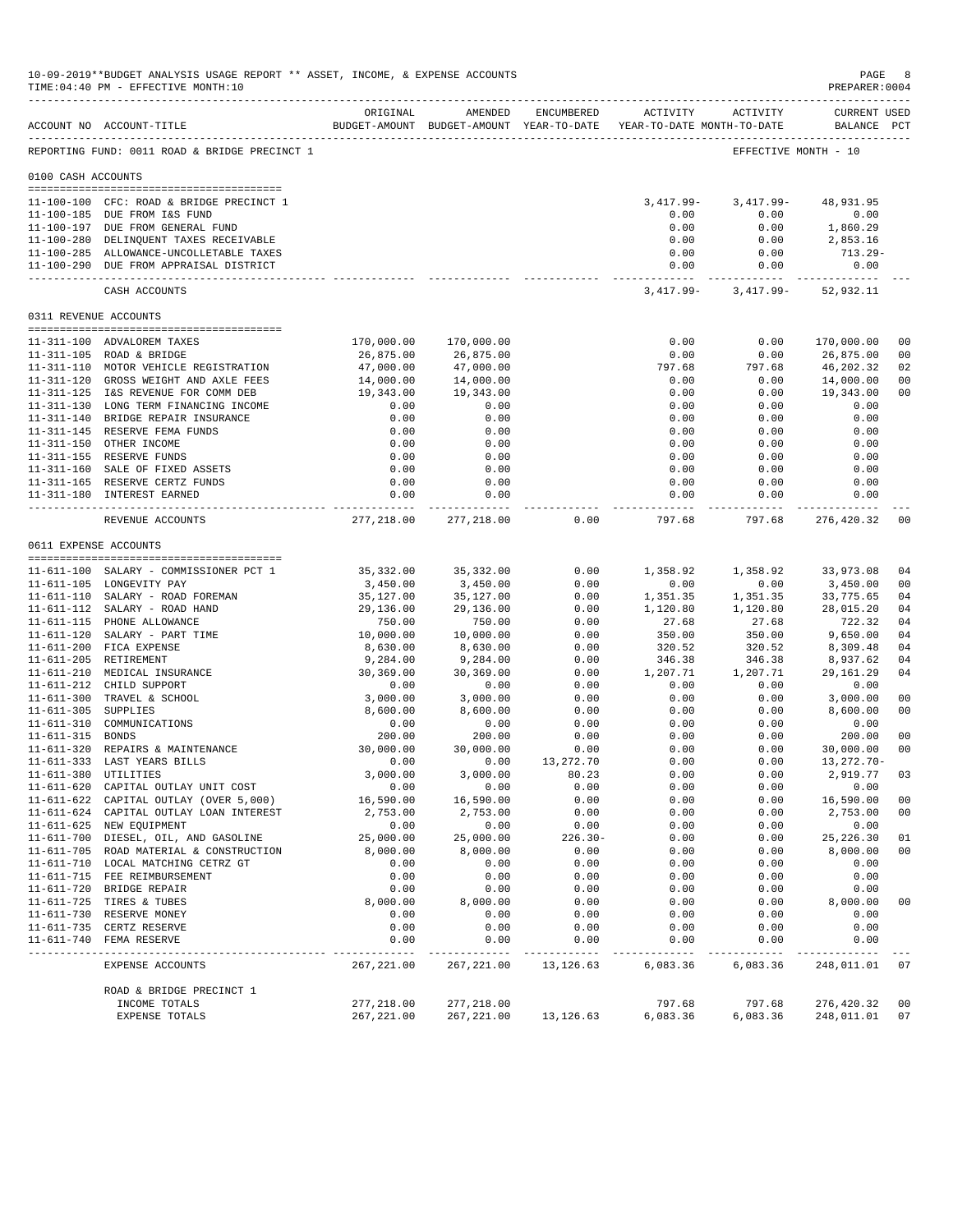10-09-2019**BUDGET ANALYSIS USAGE REPORT ** ASSET, INCOME, & EXPENSE ACCOUNTS
TIME:04:40 PM - EFFECTIVE MONTH:10

PREPARER:0004

| ACCOUNT NO | ACCOUNT-TITLE | ORIGINAL BUDGET-AMOUNT | AMENDED BUDGET-AMOUNT | ENCUMBERED YEAR-TO-DATE | ACTIVITY YEAR-TO-DATE | ACTIVITY MONTH-TO-DATE | CURRENT BALANCE | USED PCT |
|---|---|---|---|---|---|---|---|---|
| REPORTING FUND: 0011 ROAD & BRIDGE PRECINCT 1 | | | | | | EFFECTIVE MONTH - 10 | | |
| 0100 CASH ACCOUNTS | | | | | | | | |
| 11-100-100 | CFC: ROAD & BRIDGE PRECINCT 1 | | | | 3,417.99- | 3,417.99- | 48,931.95 | |
| 11-100-185 | DUE FROM I&S FUND | | | | 0.00 | 0.00 | 0.00 | |
| 11-100-197 | DUE FROM GENERAL FUND | | | | 0.00 | 0.00 | 1,860.29 | |
| 11-100-280 | DELINQUENT TAXES RECEIVABLE | | | | 0.00 | 0.00 | 2,853.16 | |
| 11-100-285 | ALLOWANCE-UNCOLLETABLE TAXES | | | | 0.00 | 0.00 | 713.29- | |
| 11-100-290 | DUE FROM APPRAISAL DISTRICT | | | | 0.00 | 0.00 | 0.00 | |
| | CASH ACCOUNTS | | | | 3,417.99- | 3,417.99- | 52,932.11 | |
| 0311 REVENUE ACCOUNTS | | | | | | | | |
| 11-311-100 | ADVALOREM TAXES | 170,000.00 | 170,000.00 | | 0.00 | 0.00 | 170,000.00 | 00 |
| 11-311-105 | ROAD & BRIDGE | 26,875.00 | 26,875.00 | | 0.00 | 0.00 | 26,875.00 | 00 |
| 11-311-110 | MOTOR VEHICLE REGISTRATION | 47,000.00 | 47,000.00 | | 797.68 | 797.68 | 46,202.32 | 02 |
| 11-311-120 | GROSS WEIGHT AND AXLE FEES | 14,000.00 | 14,000.00 | | 0.00 | 0.00 | 14,000.00 | 00 |
| 11-311-125 | I&S REVENUE FOR COMM DEB | 19,343.00 | 19,343.00 | | 0.00 | 0.00 | 19,343.00 | 00 |
| 11-311-130 | LONG TERM FINANCING INCOME | 0.00 | 0.00 | | 0.00 | 0.00 | 0.00 | |
| 11-311-140 | BRIDGE REPAIR INSURANCE | 0.00 | 0.00 | | 0.00 | 0.00 | 0.00 | |
| 11-311-145 | RESERVE FEMA FUNDS | 0.00 | 0.00 | | 0.00 | 0.00 | 0.00 | |
| 11-311-150 | OTHER INCOME | 0.00 | 0.00 | | 0.00 | 0.00 | 0.00 | |
| 11-311-155 | RESERVE FUNDS | 0.00 | 0.00 | | 0.00 | 0.00 | 0.00 | |
| 11-311-160 | SALE OF FIXED ASSETS | 0.00 | 0.00 | | 0.00 | 0.00 | 0.00 | |
| 11-311-165 | RESERVE CERTZ FUNDS | 0.00 | 0.00 | | 0.00 | 0.00 | 0.00 | |
| 11-311-180 | INTEREST EARNED | 0.00 | 0.00 | | 0.00 | 0.00 | 0.00 | |
| | REVENUE ACCOUNTS | 277,218.00 | 277,218.00 | 0.00 | 797.68 | 797.68 | 276,420.32 | 00 |
| 0611 EXPENSE ACCOUNTS | | | | | | | | |
| 11-611-100 | SALARY - COMMISSIONER PCT 1 | 35,332.00 | 35,332.00 | 0.00 | 1,358.92 | 1,358.92 | 33,973.08 | 04 |
| 11-611-105 | LONGEVITY PAY | 3,450.00 | 3,450.00 | 0.00 | 0.00 | 0.00 | 3,450.00 | 00 |
| 11-611-110 | SALARY - ROAD FOREMAN | 35,127.00 | 35,127.00 | 0.00 | 1,351.35 | 1,351.35 | 33,775.65 | 04 |
| 11-611-112 | SALARY - ROAD HAND | 29,136.00 | 29,136.00 | 0.00 | 1,120.80 | 1,120.80 | 28,015.20 | 04 |
| 11-611-115 | PHONE ALLOWANCE | 750.00 | 750.00 | 0.00 | 27.68 | 27.68 | 722.32 | 04 |
| 11-611-120 | SALARY - PART TIME | 10,000.00 | 10,000.00 | 0.00 | 350.00 | 350.00 | 9,650.00 | 04 |
| 11-611-200 | FICA EXPENSE | 8,630.00 | 8,630.00 | 0.00 | 320.52 | 320.52 | 8,309.48 | 04 |
| 11-611-205 | RETIREMENT | 9,284.00 | 9,284.00 | 0.00 | 346.38 | 346.38 | 8,937.62 | 04 |
| 11-611-210 | MEDICAL INSURANCE | 30,369.00 | 30,369.00 | 0.00 | 1,207.71 | 1,207.71 | 29,161.29 | 04 |
| 11-611-212 | CHILD SUPPORT | 0.00 | 0.00 | 0.00 | 0.00 | 0.00 | 0.00 | |
| 11-611-300 | TRAVEL & SCHOOL | 3,000.00 | 3,000.00 | 0.00 | 0.00 | 0.00 | 3,000.00 | 00 |
| 11-611-305 | SUPPLIES | 8,600.00 | 8,600.00 | 0.00 | 0.00 | 0.00 | 8,600.00 | 00 |
| 11-611-310 | COMMUNICATIONS | 0.00 | 0.00 | 0.00 | 0.00 | 0.00 | 0.00 | |
| 11-611-315 | BONDS | 200.00 | 200.00 | 0.00 | 0.00 | 0.00 | 200.00 | 00 |
| 11-611-320 | REPAIRS & MAINTENANCE | 30,000.00 | 30,000.00 | 0.00 | 0.00 | 0.00 | 30,000.00 | 00 |
| 11-611-333 | LAST YEARS BILLS | 0.00 | 0.00 | 13,272.70 | 0.00 | 0.00 | 13,272.70- | |
| 11-611-380 | UTILITIES | 3,000.00 | 3,000.00 | 80.23 | 0.00 | 0.00 | 2,919.77 | 03 |
| 11-611-620 | CAPITAL OUTLAY UNIT COST | 0.00 | 0.00 | 0.00 | 0.00 | 0.00 | 0.00 | |
| 11-611-622 | CAPITAL OUTLAY (OVER 5,000) | 16,590.00 | 16,590.00 | 0.00 | 0.00 | 0.00 | 16,590.00 | 00 |
| 11-611-624 | CAPITAL OUTLAY LOAN INTEREST | 2,753.00 | 2,753.00 | 0.00 | 0.00 | 0.00 | 2,753.00 | 00 |
| 11-611-625 | NEW EQUIPMENT | 0.00 | 0.00 | 0.00 | 0.00 | 0.00 | 0.00 | |
| 11-611-700 | DIESEL, OIL, AND GASOLINE | 25,000.00 | 25,000.00 | 226.30- | 0.00 | 0.00 | 25,226.30 | 01 |
| 11-611-705 | ROAD MATERIAL & CONSTRUCTION | 8,000.00 | 8,000.00 | 0.00 | 0.00 | 0.00 | 8,000.00 | 00 |
| 11-611-710 | LOCAL MATCHING CETRZ GT | 0.00 | 0.00 | 0.00 | 0.00 | 0.00 | 0.00 | |
| 11-611-715 | FEE REIMBURSEMENT | 0.00 | 0.00 | 0.00 | 0.00 | 0.00 | 0.00 | |
| 11-611-720 | BRIDGE REPAIR | 0.00 | 0.00 | 0.00 | 0.00 | 0.00 | 0.00 | |
| 11-611-725 | TIRES & TUBES | 8,000.00 | 8,000.00 | 0.00 | 0.00 | 0.00 | 8,000.00 | 00 |
| 11-611-730 | RESERVE MONEY | 0.00 | 0.00 | 0.00 | 0.00 | 0.00 | 0.00 | |
| 11-611-735 | CERTZ RESERVE | 0.00 | 0.00 | 0.00 | 0.00 | 0.00 | 0.00 | |
| 11-611-740 | FEMA RESERVE | 0.00 | 0.00 | 0.00 | 0.00 | 0.00 | 0.00 | |
| | EXPENSE ACCOUNTS | 267,221.00 | 267,221.00 | 13,126.63 | 6,083.36 | 6,083.36 | 248,011.01 | 07 |
| | ROAD & BRIDGE PRECINCT 1 | | | | | | | |
| | INCOME TOTALS | 277,218.00 | 277,218.00 | | 797.68 | 797.68 | 276,420.32 | 00 |
| | EXPENSE TOTALS | 267,221.00 | 267,221.00 | 13,126.63 | 6,083.36 | 6,083.36 | 248,011.01 | 07 |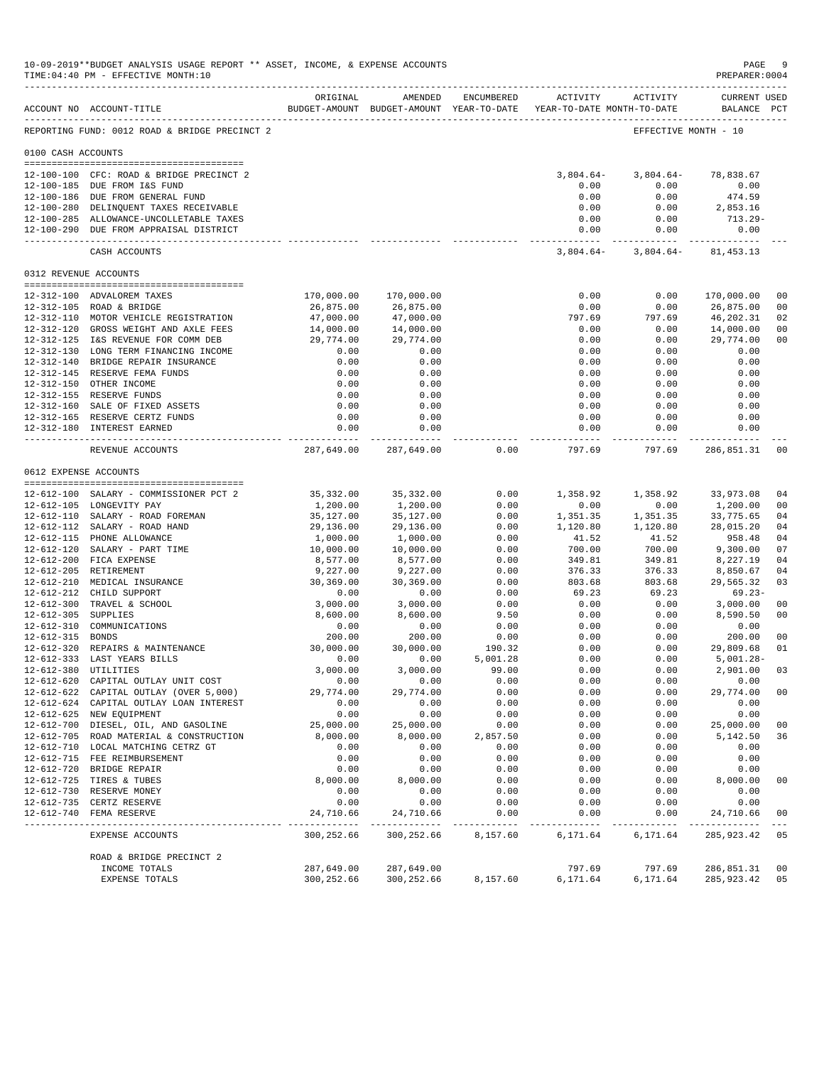10-09-2019**BUDGET ANALYSIS USAGE REPORT ** ASSET, INCOME, & EXPENSE ACCOUNTS
TIME:04:40 PM - EFFECTIVE MONTH:10
PREPARER:0004

REPORTING FUND: 0012 ROAD & BRIDGE PRECINCT 2 — EFFECTIVE MONTH - 10

| ACCOUNT NO | ACCOUNT-TITLE | ORIGINAL BUDGET-AMOUNT | AMENDED BUDGET-AMOUNT | ENCUMBERED YEAR-TO-DATE | ACTIVITY YEAR-TO-DATE | ACTIVITY MONTH-TO-DATE | CURRENT USED BALANCE | PCT |
|---|---|---|---|---|---|---|---|---|
| **0100 CASH ACCOUNTS** | | | | | | | | |
| 12-100-100 | CFC: ROAD & BRIDGE PRECINCT 2 | | | | 3,804.64- | 3,804.64- | 78,838.67 | |
| 12-100-185 | DUE FROM I&S FUND | | | | 0.00 | 0.00 | 0.00 | |
| 12-100-186 | DUE FROM GENERAL FUND | | | | 0.00 | 0.00 | 474.59 | |
| 12-100-280 | DELINQUENT TAXES RECEIVABLE | | | | 0.00 | 0.00 | 2,853.16 | |
| 12-100-285 | ALLOWANCE-UNCOLLETABLE TAXES | | | | 0.00 | 0.00 | 713.29- | |
| 12-100-290 | DUE FROM APPRAISAL DISTRICT | | | | 0.00 | 0.00 | 0.00 | |
| | CASH ACCOUNTS | | | | 3,804.64- | 3,804.64- | 81,453.13 | |
| **0312 REVENUE ACCOUNTS** | | | | | | | | |
| 12-312-100 | ADVALOREM TAXES | 170,000.00 | 170,000.00 | | 0.00 | 0.00 | 170,000.00 | 00 |
| 12-312-105 | ROAD & BRIDGE | 26,875.00 | 26,875.00 | | 0.00 | 0.00 | 26,875.00 | 00 |
| 12-312-110 | MOTOR VEHICLE REGISTRATION | 47,000.00 | 47,000.00 | | 797.69 | 797.69 | 46,202.31 | 02 |
| 12-312-120 | GROSS WEIGHT AND AXLE FEES | 14,000.00 | 14,000.00 | | 0.00 | 0.00 | 14,000.00 | 00 |
| 12-312-125 | I&S REVENUE FOR COMM DEB | 29,774.00 | 29,774.00 | | 0.00 | 0.00 | 29,774.00 | 00 |
| 12-312-130 | LONG TERM FINANCING INCOME | 0.00 | 0.00 | | 0.00 | 0.00 | 0.00 | |
| 12-312-140 | BRIDGE REPAIR INSURANCE | 0.00 | 0.00 | | 0.00 | 0.00 | 0.00 | |
| 12-312-145 | RESERVE FEMA FUNDS | 0.00 | 0.00 | | 0.00 | 0.00 | 0.00 | |
| 12-312-150 | OTHER INCOME | 0.00 | 0.00 | | 0.00 | 0.00 | 0.00 | |
| 12-312-155 | RESERVE FUNDS | 0.00 | 0.00 | | 0.00 | 0.00 | 0.00 | |
| 12-312-160 | SALE OF FIXED ASSETS | 0.00 | 0.00 | | 0.00 | 0.00 | 0.00 | |
| 12-312-165 | RESERVE CERTZ FUNDS | 0.00 | 0.00 | | 0.00 | 0.00 | 0.00 | |
| 12-312-180 | INTEREST EARNED | 0.00 | 0.00 | | 0.00 | 0.00 | 0.00 | |
| | REVENUE ACCOUNTS | 287,649.00 | 287,649.00 | 0.00 | 797.69 | 797.69 | 286,851.31 | 00 |
| **0612 EXPENSE ACCOUNTS** | | | | | | | | |
| 12-612-100 | SALARY - COMMISSIONER PCT 2 | 35,332.00 | 35,332.00 | 0.00 | 1,358.92 | 1,358.92 | 33,973.08 | 04 |
| 12-612-105 | LONGEVITY PAY | 1,200.00 | 1,200.00 | 0.00 | 0.00 | 0.00 | 1,200.00 | 00 |
| 12-612-110 | SALARY - ROAD FOREMAN | 35,127.00 | 35,127.00 | 0.00 | 1,351.35 | 1,351.35 | 33,775.65 | 04 |
| 12-612-112 | SALARY - ROAD HAND | 29,136.00 | 29,136.00 | 0.00 | 1,120.80 | 1,120.80 | 28,015.20 | 04 |
| 12-612-115 | PHONE ALLOWANCE | 1,000.00 | 1,000.00 | 0.00 | 41.52 | 41.52 | 958.48 | 04 |
| 12-612-120 | SALARY - PART TIME | 10,000.00 | 10,000.00 | 0.00 | 700.00 | 700.00 | 9,300.00 | 07 |
| 12-612-200 | FICA EXPENSE | 8,577.00 | 8,577.00 | 0.00 | 349.81 | 349.81 | 8,227.19 | 04 |
| 12-612-205 | RETIREMENT | 9,227.00 | 9,227.00 | 0.00 | 376.33 | 376.33 | 8,850.67 | 04 |
| 12-612-210 | MEDICAL INSURANCE | 30,369.00 | 30,369.00 | 0.00 | 803.68 | 803.68 | 29,565.32 | 03 |
| 12-612-212 | CHILD SUPPORT | 0.00 | 0.00 | 0.00 | 69.23 | 69.23 | 69.23- | |
| 12-612-300 | TRAVEL & SCHOOL | 3,000.00 | 3,000.00 | 0.00 | 0.00 | 0.00 | 3,000.00 | 00 |
| 12-612-305 | SUPPLIES | 8,600.00 | 8,600.00 | 9.50 | 0.00 | 0.00 | 8,590.50 | 00 |
| 12-612-310 | COMMUNICATIONS | 0.00 | 0.00 | 0.00 | 0.00 | 0.00 | 0.00 | |
| 12-612-315 | BONDS | 200.00 | 200.00 | 0.00 | 0.00 | 0.00 | 200.00 | 00 |
| 12-612-320 | REPAIRS & MAINTENANCE | 30,000.00 | 30,000.00 | 190.32 | 0.00 | 0.00 | 29,809.68 | 01 |
| 12-612-333 | LAST YEARS BILLS | 0.00 | 0.00 | 5,001.28 | 0.00 | 0.00 | 5,001.28- | |
| 12-612-380 | UTILITIES | 3,000.00 | 3,000.00 | 99.00 | 0.00 | 0.00 | 2,901.00 | 03 |
| 12-612-620 | CAPITAL OUTLAY UNIT COST | 0.00 | 0.00 | 0.00 | 0.00 | 0.00 | 0.00 | |
| 12-612-622 | CAPITAL OUTLAY (OVER 5,000) | 29,774.00 | 29,774.00 | 0.00 | 0.00 | 0.00 | 29,774.00 | 00 |
| 12-612-624 | CAPITAL OUTLAY LOAN INTEREST | 0.00 | 0.00 | 0.00 | 0.00 | 0.00 | 0.00 | |
| 12-612-625 | NEW EQUIPMENT | 0.00 | 0.00 | 0.00 | 0.00 | 0.00 | 0.00 | |
| 12-612-700 | DIESEL, OIL, AND GASOLINE | 25,000.00 | 25,000.00 | 0.00 | 0.00 | 0.00 | 25,000.00 | 00 |
| 12-612-705 | ROAD MATERIAL & CONSTRUCTION | 8,000.00 | 8,000.00 | 2,857.50 | 0.00 | 0.00 | 5,142.50 | 36 |
| 12-612-710 | LOCAL MATCHING CETRZ GT | 0.00 | 0.00 | 0.00 | 0.00 | 0.00 | 0.00 | |
| 12-612-715 | FEE REIMBURSEMENT | 0.00 | 0.00 | 0.00 | 0.00 | 0.00 | 0.00 | |
| 12-612-720 | BRIDGE REPAIR | 0.00 | 0.00 | 0.00 | 0.00 | 0.00 | 0.00 | |
| 12-612-725 | TIRES & TUBES | 8,000.00 | 8,000.00 | 0.00 | 0.00 | 0.00 | 8,000.00 | 00 |
| 12-612-730 | RESERVE MONEY | 0.00 | 0.00 | 0.00 | 0.00 | 0.00 | 0.00 | |
| 12-612-735 | CERTZ RESERVE | 0.00 | 0.00 | 0.00 | 0.00 | 0.00 | 0.00 | |
| 12-612-740 | FEMA RESERVE | 24,710.66 | 24,710.66 | 0.00 | 0.00 | 0.00 | 24,710.66 | 00 |
| | EXPENSE ACCOUNTS | 300,252.66 | 300,252.66 | 8,157.60 | 6,171.64 | 6,171.64 | 285,923.42 | 05 |
| | ROAD & BRIDGE PRECINCT 2 | | | | | | | |
| | INCOME TOTALS | 287,649.00 | 287,649.00 | | 797.69 | 797.69 | 286,851.31 | 00 |
| | EXPENSE TOTALS | 300,252.66 | 300,252.66 | 8,157.60 | 6,171.64 | 6,171.64 | 285,923.42 | 05 |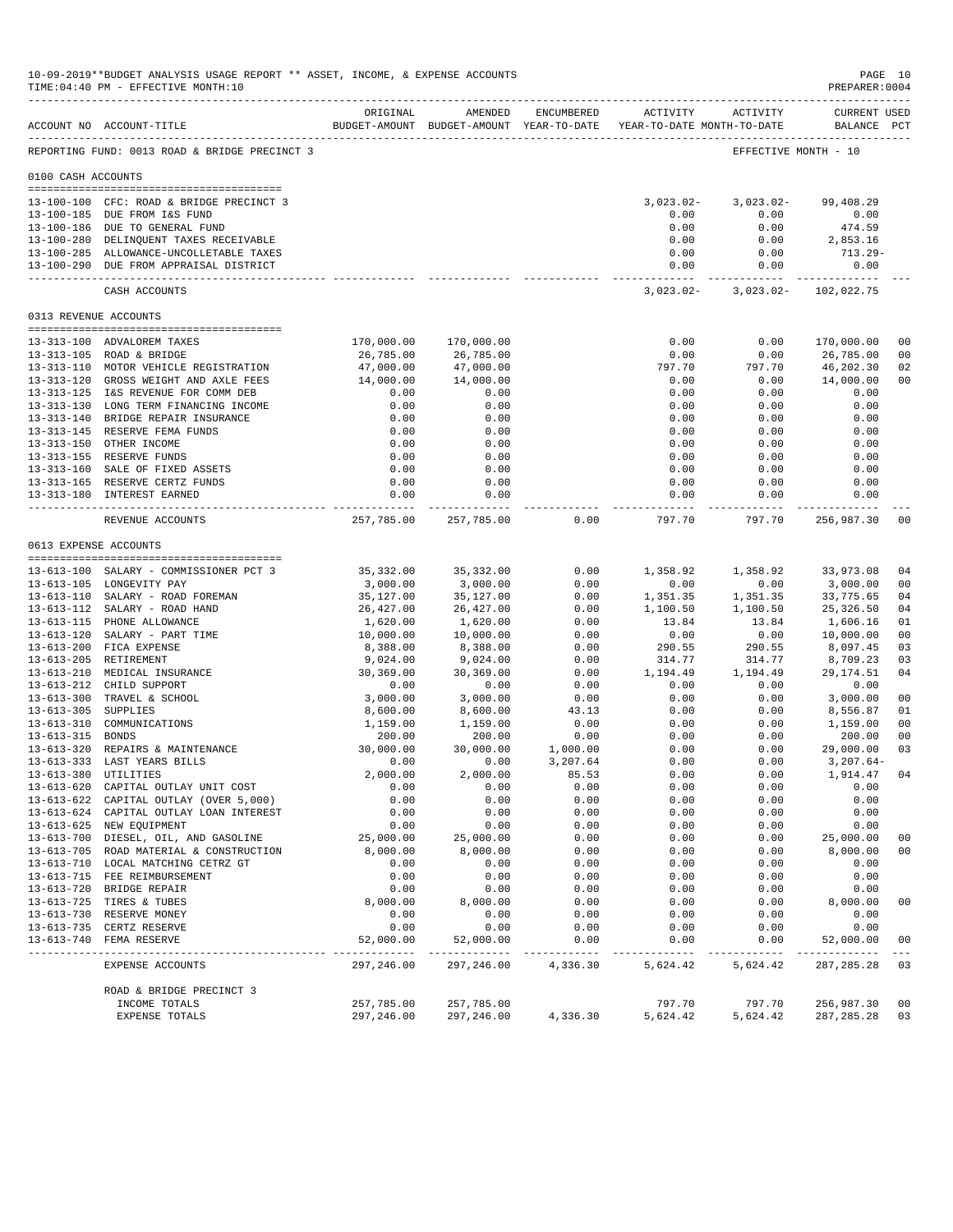10-09-2019**BUDGET ANALYSIS USAGE REPORT ** ASSET, INCOME, & EXPENSE ACCOUNTS
TIME:04:40 PM - EFFECTIVE MONTH:10

PREPARER:0004

| ACCOUNT NO | ACCOUNT-TITLE | ORIGINAL BUDGET-AMOUNT | AMENDED BUDGET-AMOUNT | ENCUMBERED YEAR-TO-DATE | ACTIVITY YEAR-TO-DATE | ACTIVITY MONTH-TO-DATE | CURRENT USED BALANCE | PCT |
|---|---|---|---|---|---|---|---|---|
| REPORTING FUND: 0013 ROAD & BRIDGE PRECINCT 3 | | | | | | | EFFECTIVE MONTH - 10 | |
| 0100 CASH ACCOUNTS | | | | | | | | |
| 13-100-100 | CFC: ROAD & BRIDGE PRECINCT 3 | | | | 3,023.02- | 3,023.02- | 99,408.29 | |
| 13-100-185 | DUE FROM I&S FUND | | | | 0.00 | 0.00 | 0.00 | |
| 13-100-186 | DUE TO GENERAL FUND | | | | 0.00 | 0.00 | 474.59 | |
| 13-100-280 | DELINQUENT TAXES RECEIVABLE | | | | 0.00 | 0.00 | 2,853.16 | |
| 13-100-285 | ALLOWANCE-UNCOLLETABLE TAXES | | | | 0.00 | 0.00 | 713.29- | |
| 13-100-290 | DUE FROM APPRAISAL DISTRICT | | | | 0.00 | 0.00 | 0.00 | |
| | CASH ACCOUNTS | | | | 3,023.02- | 3,023.02- | 102,022.75 | |
| 0313 REVENUE ACCOUNTS | | | | | | | | |
| 13-313-100 | ADVALOREM TAXES | 170,000.00 | 170,000.00 | | 0.00 | 0.00 | 170,000.00 | 00 |
| 13-313-105 | ROAD & BRIDGE | 26,785.00 | 26,785.00 | | 0.00 | 0.00 | 26,785.00 | 00 |
| 13-313-110 | MOTOR VEHICLE REGISTRATION | 47,000.00 | 47,000.00 | | 797.70 | 797.70 | 46,202.30 | 02 |
| 13-313-120 | GROSS WEIGHT AND AXLE FEES | 14,000.00 | 14,000.00 | | 0.00 | 0.00 | 14,000.00 | 00 |
| 13-313-125 | I&S REVENUE FOR COMM DEB | 0.00 | 0.00 | | 0.00 | 0.00 | 0.00 | |
| 13-313-130 | LONG TERM FINANCING INCOME | 0.00 | 0.00 | | 0.00 | 0.00 | 0.00 | |
| 13-313-140 | BRIDGE REPAIR INSURANCE | 0.00 | 0.00 | | 0.00 | 0.00 | 0.00 | |
| 13-313-145 | RESERVE FEMA FUNDS | 0.00 | 0.00 | | 0.00 | 0.00 | 0.00 | |
| 13-313-150 | OTHER INCOME | 0.00 | 0.00 | | 0.00 | 0.00 | 0.00 | |
| 13-313-155 | RESERVE FUNDS | 0.00 | 0.00 | | 0.00 | 0.00 | 0.00 | |
| 13-313-160 | SALE OF FIXED ASSETS | 0.00 | 0.00 | | 0.00 | 0.00 | 0.00 | |
| 13-313-165 | RESERVE CERTZ FUNDS | 0.00 | 0.00 | | 0.00 | 0.00 | 0.00 | |
| 13-313-180 | INTEREST EARNED | 0.00 | 0.00 | | 0.00 | 0.00 | 0.00 | |
| | REVENUE ACCOUNTS | 257,785.00 | 257,785.00 | 0.00 | 797.70 | 797.70 | 256,987.30 | 00 |
| 0613 EXPENSE ACCOUNTS | | | | | | | | |
| 13-613-100 | SALARY - COMMISSIONER PCT 3 | 35,332.00 | 35,332.00 | 0.00 | 1,358.92 | 1,358.92 | 33,973.08 | 04 |
| 13-613-105 | LONGEVITY PAY | 3,000.00 | 3,000.00 | 0.00 | 0.00 | 0.00 | 3,000.00 | 00 |
| 13-613-110 | SALARY - ROAD FOREMAN | 35,127.00 | 35,127.00 | 0.00 | 1,351.35 | 1,351.35 | 33,775.65 | 04 |
| 13-613-112 | SALARY - ROAD HAND | 26,427.00 | 26,427.00 | 0.00 | 1,100.50 | 1,100.50 | 25,326.50 | 04 |
| 13-613-115 | PHONE ALLOWANCE | 1,620.00 | 1,620.00 | 0.00 | 13.84 | 13.84 | 1,606.16 | 01 |
| 13-613-120 | SALARY - PART TIME | 10,000.00 | 10,000.00 | 0.00 | 0.00 | 0.00 | 10,000.00 | 00 |
| 13-613-200 | FICA EXPENSE | 8,388.00 | 8,388.00 | 0.00 | 290.55 | 290.55 | 8,097.45 | 03 |
| 13-613-205 | RETIREMENT | 9,024.00 | 9,024.00 | 0.00 | 314.77 | 314.77 | 8,709.23 | 03 |
| 13-613-210 | MEDICAL INSURANCE | 30,369.00 | 30,369.00 | 0.00 | 1,194.49 | 1,194.49 | 29,174.51 | 04 |
| 13-613-212 | CHILD SUPPORT | 0.00 | 0.00 | 0.00 | 0.00 | 0.00 | 0.00 | |
| 13-613-300 | TRAVEL & SCHOOL | 3,000.00 | 3,000.00 | 0.00 | 0.00 | 0.00 | 3,000.00 | 00 |
| 13-613-305 | SUPPLIES | 8,600.00 | 8,600.00 | 43.13 | 0.00 | 0.00 | 8,556.87 | 01 |
| 13-613-310 | COMMUNICATIONS | 1,159.00 | 1,159.00 | 0.00 | 0.00 | 0.00 | 1,159.00 | 00 |
| 13-613-315 | BONDS | 200.00 | 200.00 | 0.00 | 0.00 | 0.00 | 200.00 | 00 |
| 13-613-320 | REPAIRS & MAINTENANCE | 30,000.00 | 30,000.00 | 1,000.00 | 0.00 | 0.00 | 29,000.00 | 03 |
| 13-613-333 | LAST YEARS BILLS | 0.00 | 0.00 | 3,207.64 | 0.00 | 0.00 | 3,207.64- | |
| 13-613-380 | UTILITIES | 2,000.00 | 2,000.00 | 85.53 | 0.00 | 0.00 | 1,914.47 | 04 |
| 13-613-620 | CAPITAL OUTLAY UNIT COST | 0.00 | 0.00 | 0.00 | 0.00 | 0.00 | 0.00 | |
| 13-613-622 | CAPITAL OUTLAY (OVER 5,000) | 0.00 | 0.00 | 0.00 | 0.00 | 0.00 | 0.00 | |
| 13-613-624 | CAPITAL OUTLAY LOAN INTEREST | 0.00 | 0.00 | 0.00 | 0.00 | 0.00 | 0.00 | |
| 13-613-625 | NEW EQUIPMENT | 0.00 | 0.00 | 0.00 | 0.00 | 0.00 | 0.00 | |
| 13-613-700 | DIESEL, OIL, AND GASOLINE | 25,000.00 | 25,000.00 | 0.00 | 0.00 | 0.00 | 25,000.00 | 00 |
| 13-613-705 | ROAD MATERIAL & CONSTRUCTION | 8,000.00 | 8,000.00 | 0.00 | 0.00 | 0.00 | 8,000.00 | 00 |
| 13-613-710 | LOCAL MATCHING CETRZ GT | 0.00 | 0.00 | 0.00 | 0.00 | 0.00 | 0.00 | |
| 13-613-715 | FEE REIMBURSEMENT | 0.00 | 0.00 | 0.00 | 0.00 | 0.00 | 0.00 | |
| 13-613-720 | BRIDGE REPAIR | 0.00 | 0.00 | 0.00 | 0.00 | 0.00 | 0.00 | |
| 13-613-725 | TIRES & TUBES | 8,000.00 | 8,000.00 | 0.00 | 0.00 | 0.00 | 8,000.00 | 00 |
| 13-613-730 | RESERVE MONEY | 0.00 | 0.00 | 0.00 | 0.00 | 0.00 | 0.00 | |
| 13-613-735 | CERTZ RESERVE | 0.00 | 0.00 | 0.00 | 0.00 | 0.00 | 0.00 | |
| 13-613-740 | FEMA RESERVE | 52,000.00 | 52,000.00 | 0.00 | 0.00 | 0.00 | 52,000.00 | 00 |
| | EXPENSE ACCOUNTS | 297,246.00 | 297,246.00 | 4,336.30 | 5,624.42 | 5,624.42 | 287,285.28 | 03 |
| | ROAD & BRIDGE PRECINCT 3 | | | | | | | |
| | INCOME TOTALS | 257,785.00 | 257,785.00 | | 797.70 | 797.70 | 256,987.30 | 00 |
| | EXPENSE TOTALS | 297,246.00 | 297,246.00 | 4,336.30 | 5,624.42 | 5,624.42 | 287,285.28 | 03 |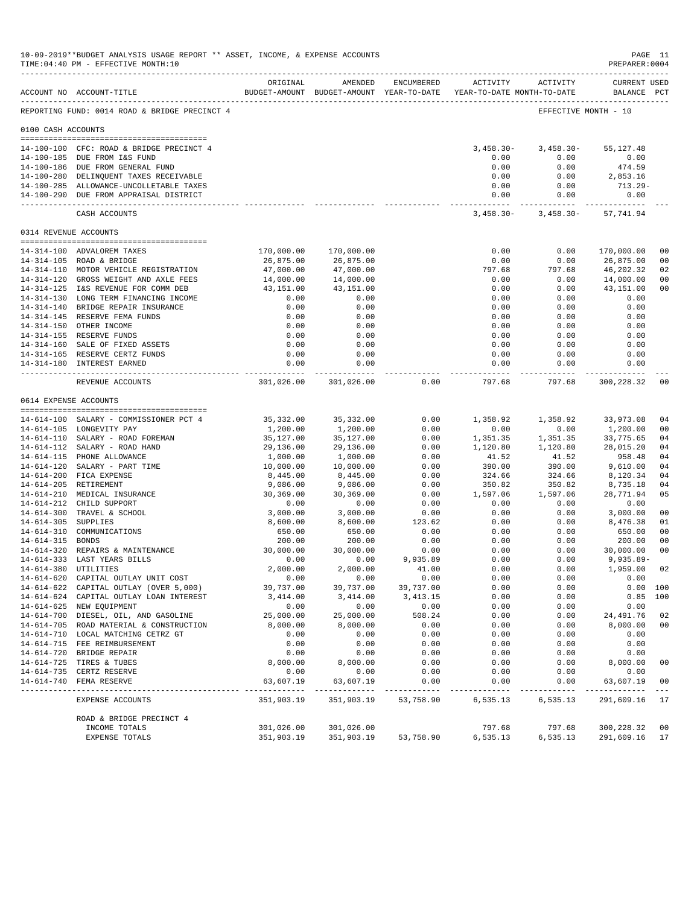10-09-2019**BUDGET ANALYSIS USAGE REPORT ** ASSET, INCOME, & EXPENSE ACCOUNTS
TIME:04:40 PM - EFFECTIVE MONTH:10
PREPARER:0004

| ACCOUNT NO | ACCOUNT-TITLE | ORIGINAL BUDGET-AMOUNT | AMENDED BUDGET-AMOUNT | ENCUMBERED YEAR-TO-DATE | ACTIVITY YEAR-TO-DATE | ACTIVITY MONTH-TO-DATE | CURRENT BALANCE | USED PCT |
|---|---|---|---|---|---|---|---|---|
| REPORTING FUND: 0014 ROAD & BRIDGE PRECINCT 4 | | | | | | EFFECTIVE MONTH - 10 | | |
| 0100 CASH ACCOUNTS | | | | | | | | |
| 14-100-100 | CFC: ROAD & BRIDGE PRECINCT 4 | | | | 3,458.30- | 3,458.30- | 55,127.48 | |
| 14-100-185 | DUE FROM I&S FUND | | | | 0.00 | 0.00 | 0.00 | |
| 14-100-186 | DUE FROM GENERAL FUND | | | | 0.00 | 0.00 | 474.59 | |
| 14-100-280 | DELINQUENT TAXES RECEIVABLE | | | | 0.00 | 0.00 | 2,853.16 | |
| 14-100-285 | ALLOWANCE-UNCOLLETABLE TAXES | | | | 0.00 | 0.00 | 713.29- | |
| 14-100-290 | DUE FROM APPRAISAL DISTRICT | | | | 0.00 | 0.00 | 0.00 | |
| | CASH ACCOUNTS | | | | 3,458.30- | 3,458.30- | 57,741.94 | |
| 0314 REVENUE ACCOUNTS | | | | | | | | |
| 14-314-100 | ADVALOREM TAXES | 170,000.00 | 170,000.00 | | 0.00 | 0.00 | 170,000.00 | 00 |
| 14-314-105 | ROAD & BRIDGE | 26,875.00 | 26,875.00 | | 0.00 | 0.00 | 26,875.00 | 00 |
| 14-314-110 | MOTOR VEHICLE REGISTRATION | 47,000.00 | 47,000.00 | | 797.68 | 797.68 | 46,202.32 | 02 |
| 14-314-120 | GROSS WEIGHT AND AXLE FEES | 14,000.00 | 14,000.00 | | 0.00 | 0.00 | 14,000.00 | 00 |
| 14-314-125 | I&S REVENUE FOR COMM DEB | 43,151.00 | 43,151.00 | | 0.00 | 0.00 | 43,151.00 | 00 |
| 14-314-130 | LONG TERM FINANCING INCOME | 0.00 | 0.00 | | 0.00 | 0.00 | 0.00 | |
| 14-314-140 | BRIDGE REPAIR INSURANCE | 0.00 | 0.00 | | 0.00 | 0.00 | 0.00 | |
| 14-314-145 | RESERVE FEMA FUNDS | 0.00 | 0.00 | | 0.00 | 0.00 | 0.00 | |
| 14-314-150 | OTHER INCOME | 0.00 | 0.00 | | 0.00 | 0.00 | 0.00 | |
| 14-314-155 | RESERVE FUNDS | 0.00 | 0.00 | | 0.00 | 0.00 | 0.00 | |
| 14-314-160 | SALE OF FIXED ASSETS | 0.00 | 0.00 | | 0.00 | 0.00 | 0.00 | |
| 14-314-165 | RESERVE CERTZ FUNDS | 0.00 | 0.00 | | 0.00 | 0.00 | 0.00 | |
| 14-314-180 | INTEREST EARNED | 0.00 | 0.00 | | 0.00 | 0.00 | 0.00 | |
| | REVENUE ACCOUNTS | 301,026.00 | 301,026.00 | 0.00 | 797.68 | 797.68 | 300,228.32 | 00 |
| 0614 EXPENSE ACCOUNTS | | | | | | | | |
| 14-614-100 | SALARY - COMMISSIONER PCT 4 | 35,332.00 | 35,332.00 | 0.00 | 1,358.92 | 1,358.92 | 33,973.08 | 04 |
| 14-614-105 | LONGEVITY PAY | 1,200.00 | 1,200.00 | 0.00 | 0.00 | 0.00 | 1,200.00 | 00 |
| 14-614-110 | SALARY - ROAD FOREMAN | 35,127.00 | 35,127.00 | 0.00 | 1,351.35 | 1,351.35 | 33,775.65 | 04 |
| 14-614-112 | SALARY - ROAD HAND | 29,136.00 | 29,136.00 | 0.00 | 1,120.80 | 1,120.80 | 28,015.20 | 04 |
| 14-614-115 | PHONE ALLOWANCE | 1,000.00 | 1,000.00 | 0.00 | 41.52 | 41.52 | 958.48 | 04 |
| 14-614-120 | SALARY - PART TIME | 10,000.00 | 10,000.00 | 0.00 | 390.00 | 390.00 | 9,610.00 | 04 |
| 14-614-200 | FICA EXPENSE | 8,445.00 | 8,445.00 | 0.00 | 324.66 | 324.66 | 8,120.34 | 04 |
| 14-614-205 | RETIREMENT | 9,086.00 | 9,086.00 | 0.00 | 350.82 | 350.82 | 8,735.18 | 04 |
| 14-614-210 | MEDICAL INSURANCE | 30,369.00 | 30,369.00 | 0.00 | 1,597.06 | 1,597.06 | 28,771.94 | 05 |
| 14-614-212 | CHILD SUPPORT | 0.00 | 0.00 | 0.00 | 0.00 | 0.00 | 0.00 | |
| 14-614-300 | TRAVEL & SCHOOL | 3,000.00 | 3,000.00 | 0.00 | 0.00 | 0.00 | 3,000.00 | 00 |
| 14-614-305 | SUPPLIES | 8,600.00 | 8,600.00 | 123.62 | 0.00 | 0.00 | 8,476.38 | 01 |
| 14-614-310 | COMMUNICATIONS | 650.00 | 650.00 | 0.00 | 0.00 | 0.00 | 650.00 | 00 |
| 14-614-315 | BONDS | 200.00 | 200.00 | 0.00 | 0.00 | 0.00 | 200.00 | 00 |
| 14-614-320 | REPAIRS & MAINTENANCE | 30,000.00 | 30,000.00 | 0.00 | 0.00 | 0.00 | 30,000.00 | 00 |
| 14-614-333 | LAST YEARS BILLS | 0.00 | 0.00 | 9,935.89 | 0.00 | 0.00 | 9,935.89- | |
| 14-614-380 | UTILITIES | 2,000.00 | 2,000.00 | 41.00 | 0.00 | 0.00 | 1,959.00 | 02 |
| 14-614-620 | CAPITAL OUTLAY UNIT COST | 0.00 | 0.00 | 0.00 | 0.00 | 0.00 | 0.00 | |
| 14-614-622 | CAPITAL OUTLAY (OVER 5,000) | 39,737.00 | 39,737.00 | 39,737.00 | 0.00 | 0.00 | 0.00 | 100 |
| 14-614-624 | CAPITAL OUTLAY LOAN INTEREST | 3,414.00 | 3,414.00 | 3,413.15 | 0.00 | 0.00 | 0.85 | 100 |
| 14-614-625 | NEW EQUIPMENT | 0.00 | 0.00 | 0.00 | 0.00 | 0.00 | 0.00 | |
| 14-614-700 | DIESEL, OIL, AND GASOLINE | 25,000.00 | 25,000.00 | 508.24 | 0.00 | 0.00 | 24,491.76 | 02 |
| 14-614-705 | ROAD MATERIAL & CONSTRUCTION | 8,000.00 | 8,000.00 | 0.00 | 0.00 | 0.00 | 8,000.00 | 00 |
| 14-614-710 | LOCAL MATCHING CETRZ GT | 0.00 | 0.00 | 0.00 | 0.00 | 0.00 | 0.00 | |
| 14-614-715 | FEE REIMBURSEMENT | 0.00 | 0.00 | 0.00 | 0.00 | 0.00 | 0.00 | |
| 14-614-720 | BRIDGE REPAIR | 0.00 | 0.00 | 0.00 | 0.00 | 0.00 | 0.00 | |
| 14-614-725 | TIRES & TUBES | 8,000.00 | 8,000.00 | 0.00 | 0.00 | 0.00 | 8,000.00 | 00 |
| 14-614-735 | CERTZ RESERVE | 0.00 | 0.00 | 0.00 | 0.00 | 0.00 | 0.00 | |
| 14-614-740 | FEMA RESERVE | 63,607.19 | 63,607.19 | 0.00 | 0.00 | 0.00 | 63,607.19 | 00 |
| | EXPENSE ACCOUNTS | 351,903.19 | 351,903.19 | 53,758.90 | 6,535.13 | 6,535.13 | 291,609.16 | 17 |
| | ROAD & BRIDGE PRECINCT 4 | | | | | | | |
| | INCOME TOTALS | 301,026.00 | 301,026.00 | | 797.68 | 797.68 | 300,228.32 | 00 |
| | EXPENSE TOTALS | 351,903.19 | 351,903.19 | 53,758.90 | 6,535.13 | 6,535.13 | 291,609.16 | 17 |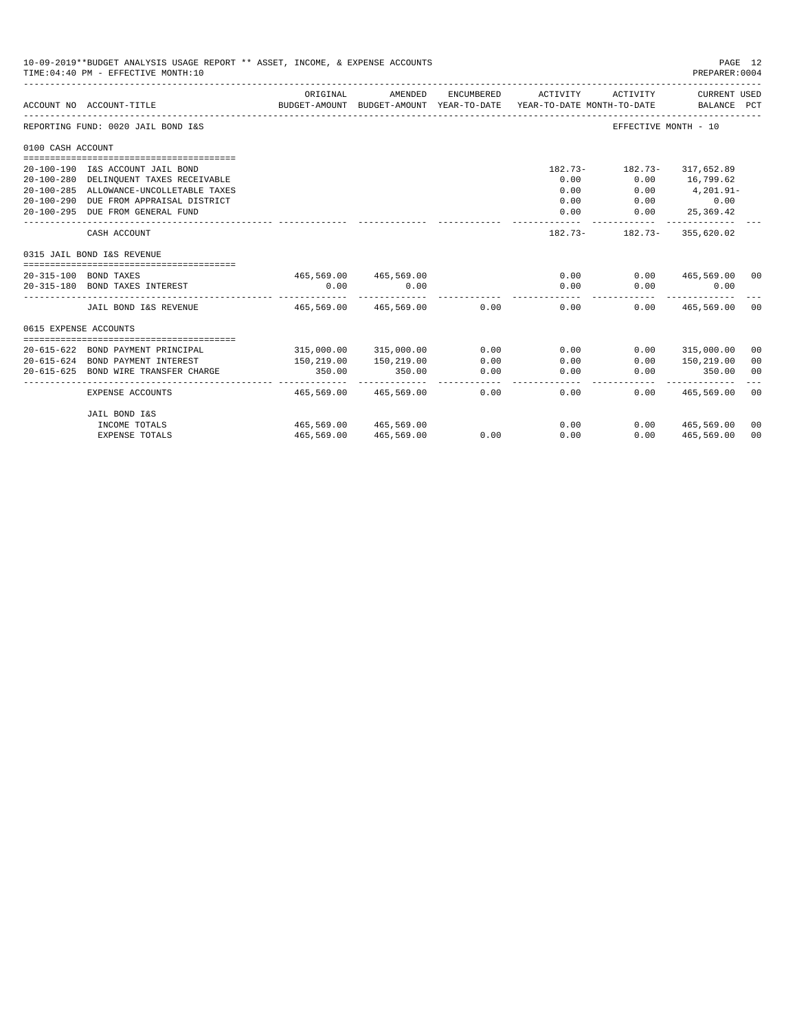10-09-2019**BUDGET ANALYSIS USAGE REPORT ** ASSET, INCOME, & EXPENSE ACCOUNTS
TIME:04:40 PM - EFFECTIVE MONTH:10

PREPARER:0004

| ACCOUNT NO | ACCOUNT-TITLE | ORIGINAL BUDGET-AMOUNT | AMENDED BUDGET-AMOUNT | ENCUMBERED YEAR-TO-DATE | ACTIVITY YEAR-TO-DATE | ACTIVITY MONTH-TO-DATE | CURRENT BALANCE | USED PCT |
|---|---|---|---|---|---|---|---|---|
| REPORTING FUND: 0020 JAIL BOND I&S | | | | | | EFFECTIVE MONTH - 10 | | |
| 0100 CASH ACCOUNT | | | | | | | | |
| 20-100-190 | I&S ACCOUNT JAIL BOND | | | | 182.73- | 182.73- | 317,652.89 | |
| 20-100-280 | DELINQUENT TAXES RECEIVABLE | | | | 0.00 | 0.00 | 16,799.62 | |
| 20-100-285 | ALLOWANCE-UNCOLLETABLE TAXES | | | | 0.00 | 0.00 | 4,201.91- | |
| 20-100-290 | DUE FROM APPRAISAL DISTRICT | | | | 0.00 | 0.00 | 0.00 | |
| 20-100-295 | DUE FROM GENERAL FUND | | | | 0.00 | 0.00 | 25,369.42 | |
| | CASH ACCOUNT | | | | 182.73- | 182.73- | 355,620.02 | |
| 0315 JAIL BOND I&S REVENUE | | | | | | | | |
| 20-315-100 | BOND TAXES | 465,569.00 | 465,569.00 | | 0.00 | 0.00 | 465,569.00 | 00 |
| 20-315-180 | BOND TAXES INTEREST | 0.00 | 0.00 | | 0.00 | 0.00 | 0.00 | |
| | JAIL BOND I&S REVENUE | 465,569.00 | 465,569.00 | 0.00 | 0.00 | 0.00 | 465,569.00 | 00 |
| 0615 EXPENSE ACCOUNTS | | | | | | | | |
| 20-615-622 | BOND PAYMENT PRINCIPAL | 315,000.00 | 315,000.00 | 0.00 | 0.00 | 0.00 | 315,000.00 | 00 |
| 20-615-624 | BOND PAYMENT INTEREST | 150,219.00 | 150,219.00 | 0.00 | 0.00 | 0.00 | 150,219.00 | 00 |
| 20-615-625 | BOND WIRE TRANSFER CHARGE | 350.00 | 350.00 | 0.00 | 0.00 | 0.00 | 350.00 | 00 |
| | EXPENSE ACCOUNTS | 465,569.00 | 465,569.00 | 0.00 | 0.00 | 0.00 | 465,569.00 | 00 |
| | JAIL BOND I&S | | | | | | | |
| | INCOME TOTALS | 465,569.00 | 465,569.00 | | 0.00 | 0.00 | 465,569.00 | 00 |
| | EXPENSE TOTALS | 465,569.00 | 465,569.00 | 0.00 | 0.00 | 0.00 | 465,569.00 | 00 |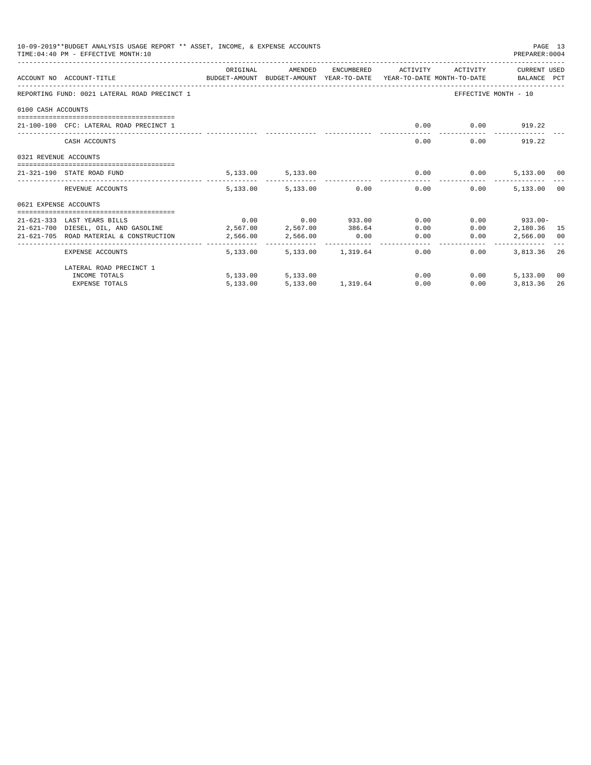10-09-2019**BUDGET ANALYSIS USAGE REPORT ** ASSET, INCOME, & EXPENSE ACCOUNTS

TIME:04:40 PM - EFFECTIVE MONTH:10

PREPARER:0004

| ACCOUNT NO | ACCOUNT-TITLE | ORIGINAL BUDGET-AMOUNT | AMENDED BUDGET-AMOUNT | ENCUMBERED YEAR-TO-DATE | ACTIVITY YEAR-TO-DATE | ACTIVITY MONTH-TO-DATE | CURRENT USED BALANCE | PCT |
|---|---|---|---|---|---|---|---|---|
| REPORTING FUND: 0021 LATERAL ROAD PRECINCT 1 | | | | | | EFFECTIVE MONTH - 10 | | |
| 0100 CASH ACCOUNTS | | | | | | | | |
| 21-100-100 | CFC: LATERAL ROAD PRECINCT 1 | | | | 0.00 | 0.00 | 919.22 | |
| | CASH ACCOUNTS | | | | 0.00 | 0.00 | 919.22 | |
| 0321 REVENUE ACCOUNTS | | | | | | | | |
| 21-321-190 | STATE ROAD FUND | 5,133.00 | 5,133.00 | | 0.00 | 0.00 | 5,133.00 | 00 |
| | REVENUE ACCOUNTS | 5,133.00 | 5,133.00 | 0.00 | 0.00 | 0.00 | 5,133.00 | 00 |
| 0621 EXPENSE ACCOUNTS | | | | | | | | |
| 21-621-333 | LAST YEARS BILLS | 0.00 | 0.00 | 933.00 | 0.00 | 0.00 | 933.00- | |
| 21-621-700 | DIESEL, OIL, AND GASOLINE | 2,567.00 | 2,567.00 | 386.64 | 0.00 | 0.00 | 2,180.36 | 15 |
| 21-621-705 | ROAD MATERIAL & CONSTRUCTION | 2,566.00 | 2,566.00 | 0.00 | 0.00 | 0.00 | 2,566.00 | 00 |
| | EXPENSE ACCOUNTS | 5,133.00 | 5,133.00 | 1,319.64 | 0.00 | 0.00 | 3,813.36 | 26 |
| | LATERAL ROAD PRECINCT 1 | | | | | | | |
| | INCOME TOTALS | 5,133.00 | 5,133.00 | | 0.00 | 0.00 | 5,133.00 | 00 |
| | EXPENSE TOTALS | 5,133.00 | 5,133.00 | 1,319.64 | 0.00 | 0.00 | 3,813.36 | 26 |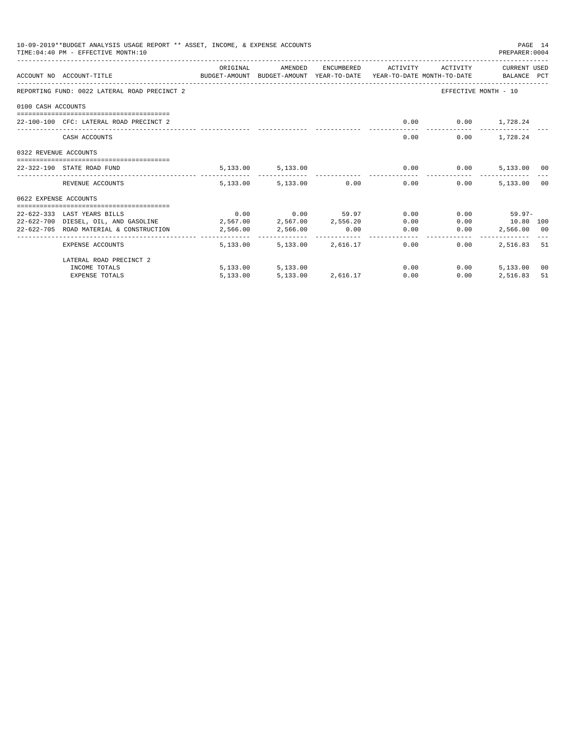10-09-2019**BUDGET ANALYSIS USAGE REPORT ** ASSET, INCOME, & EXPENSE ACCOUNTS
TIME:04:40 PM - EFFECTIVE MONTH:10

PREPARER:0004

| ACCOUNT NO | ACCOUNT-TITLE | ORIGINAL BUDGET-AMOUNT | AMENDED BUDGET-AMOUNT | ENCUMBERED YEAR-TO-DATE | ACTIVITY YEAR-TO-DATE | ACTIVITY MONTH-TO-DATE | CURRENT USED BALANCE | PCT |
|---|---|---|---|---|---|---|---|---|
| REPORTING FUND: 0022 LATERAL ROAD PRECINCT 2 | | | | | | EFFECTIVE MONTH - 10 | | |
| 0100 CASH ACCOUNTS | | | | | | | | |
| 22-100-100 | CFC: LATERAL ROAD PRECINCT 2 | | | | 0.00 | 0.00 | 1,728.24 | |
| | CASH ACCOUNTS | | | | 0.00 | 0.00 | 1,728.24 | |
| 0322 REVENUE ACCOUNTS | | | | | | | | |
| 22-322-190 | STATE ROAD FUND | 5,133.00 | 5,133.00 | | 0.00 | 0.00 | 5,133.00 | 00 |
| | REVENUE ACCOUNTS | 5,133.00 | 5,133.00 | 0.00 | 0.00 | 0.00 | 5,133.00 | 00 |
| 0622 EXPENSE ACCOUNTS | | | | | | | | |
| 22-622-333 | LAST YEARS BILLS | 0.00 | 0.00 | 59.97 | 0.00 | 0.00 | 59.97- | |
| 22-622-700 | DIESEL, OIL, AND GASOLINE | 2,567.00 | 2,567.00 | 2,556.20 | 0.00 | 0.00 | 10.80 | 100 |
| 22-622-705 | ROAD MATERIAL & CONSTRUCTION | 2,566.00 | 2,566.00 | 0.00 | 0.00 | 0.00 | 2,566.00 | 00 |
| | EXPENSE ACCOUNTS | 5,133.00 | 5,133.00 | 2,616.17 | 0.00 | 0.00 | 2,516.83 | 51 |
| | LATERAL ROAD PRECINCT 2 | | | | | | | |
| | INCOME TOTALS | 5,133.00 | 5,133.00 | | 0.00 | 0.00 | 5,133.00 | 00 |
| | EXPENSE TOTALS | 5,133.00 | 5,133.00 | 2,616.17 | 0.00 | 0.00 | 2,516.83 | 51 |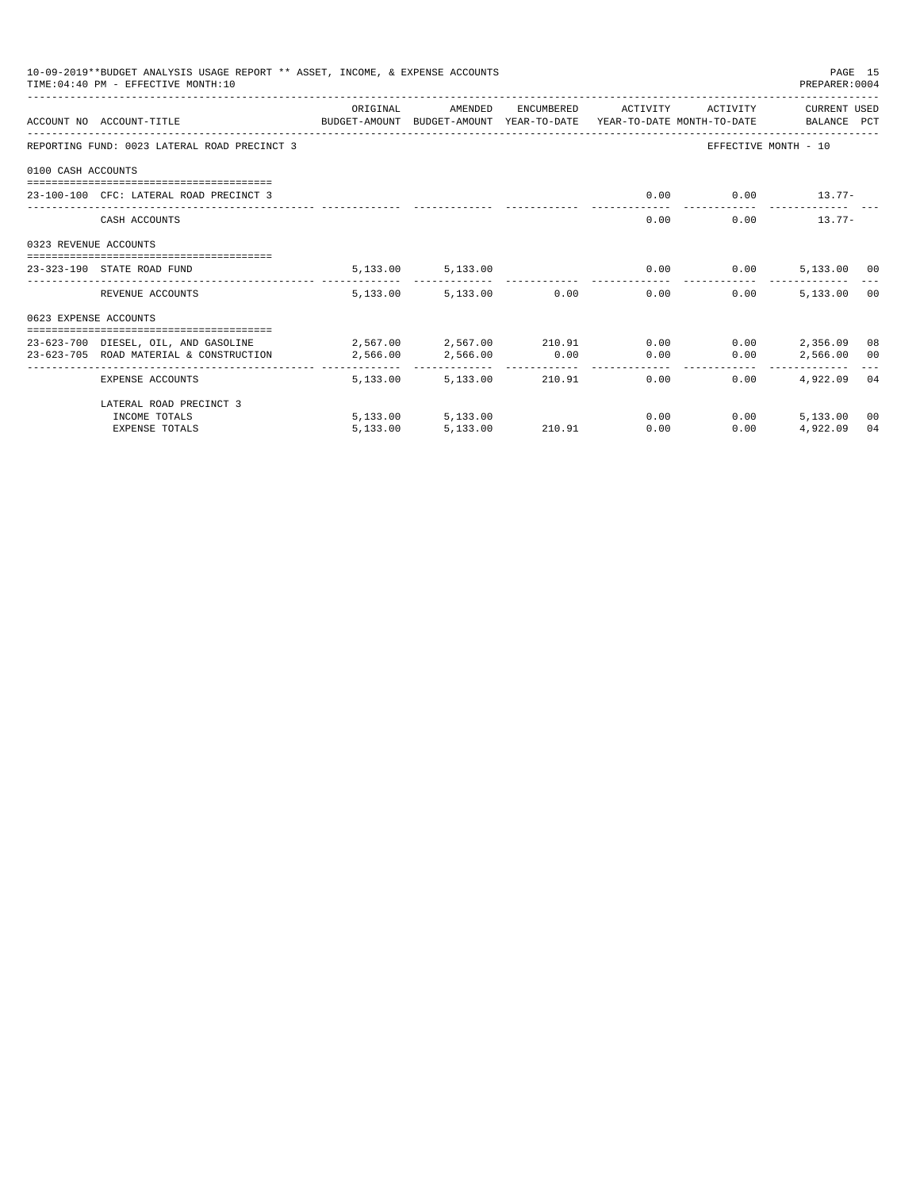10-09-2019**BUDGET ANALYSIS USAGE REPORT ** ASSET, INCOME, & EXPENSE ACCOUNTS

TIME:04:40 PM - EFFECTIVE MONTH:10

PREPARER:0004

| ACCOUNT NO | ACCOUNT-TITLE | ORIGINAL BUDGET-AMOUNT | AMENDED BUDGET-AMOUNT | ENCUMBERED YEAR-TO-DATE | ACTIVITY YEAR-TO-DATE | ACTIVITY MONTH-TO-DATE | CURRENT BALANCE | USED PCT |
|---|---|---|---|---|---|---|---|---|
| REPORTING FUND: 0023 LATERAL ROAD PRECINCT 3 | | | | | | EFFECTIVE MONTH - 10 | | |
| 0100 CASH ACCOUNTS | | | | | | | | |
| 23-100-100 | CFC: LATERAL ROAD PRECINCT 3 | | | | 0.00 | 0.00 | 13.77- | |
| | CASH ACCOUNTS | | | | 0.00 | 0.00 | 13.77- | |
| 0323 REVENUE ACCOUNTS | | | | | | | | |
| 23-323-190 | STATE ROAD FUND | 5,133.00 | 5,133.00 | | 0.00 | 0.00 | 5,133.00 | 00 |
| | REVENUE ACCOUNTS | 5,133.00 | 5,133.00 | 0.00 | 0.00 | 0.00 | 5,133.00 | 00 |
| 0623 EXPENSE ACCOUNTS | | | | | | | | |
| 23-623-700 | DIESEL, OIL, AND GASOLINE | 2,567.00 | 2,567.00 | 210.91 | 0.00 | 0.00 | 2,356.09 | 08 |
| 23-623-705 | ROAD MATERIAL & CONSTRUCTION | 2,566.00 | 2,566.00 | 0.00 | 0.00 | 0.00 | 2,566.00 | 00 |
| | EXPENSE ACCOUNTS | 5,133.00 | 5,133.00 | 210.91 | 0.00 | 0.00 | 4,922.09 | 04 |
| | LATERAL ROAD PRECINCT 3 | | | | | | | |
| | INCOME TOTALS | 5,133.00 | 5,133.00 | | 0.00 | 0.00 | 5,133.00 | 00 |
| | EXPENSE TOTALS | 5,133.00 | 5,133.00 | 210.91 | 0.00 | 0.00 | 4,922.09 | 04 |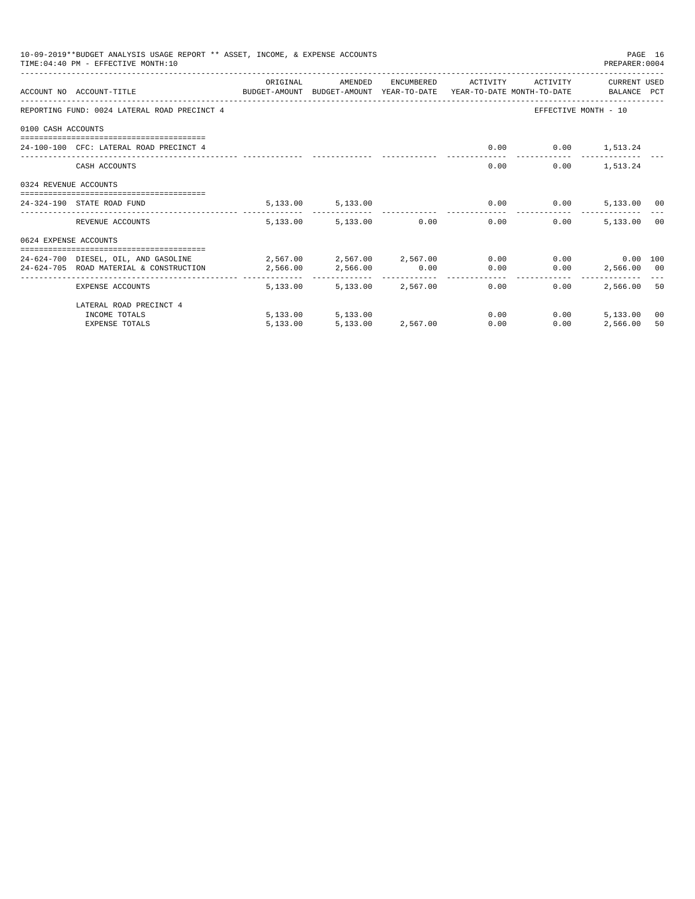10-09-2019**BUDGET ANALYSIS USAGE REPORT ** ASSET, INCOME, & EXPENSE ACCOUNTS
TIME:04:40 PM - EFFECTIVE MONTH:10

PREPARER:0004

| ACCOUNT NO | ACCOUNT-TITLE | ORIGINAL BUDGET-AMOUNT | AMENDED BUDGET-AMOUNT | ENCUMBERED YEAR-TO-DATE | ACTIVITY YEAR-TO-DATE | ACTIVITY MONTH-TO-DATE | CURRENT BALANCE | USED PCT |
|---|---|---|---|---|---|---|---|---|
| REPORTING FUND: 0024 LATERAL ROAD PRECINCT 4 | | | | | | EFFECTIVE MONTH - 10 | | |
| 0100 CASH ACCOUNTS | | | | | | | | |
| 24-100-100 | CFC: LATERAL ROAD PRECINCT 4 | | | | 0.00 | 0.00 | 1,513.24 | |
| | CASH ACCOUNTS | | | | 0.00 | 0.00 | 1,513.24 | |
| 0324 REVENUE ACCOUNTS | | | | | | | | |
| 24-324-190 | STATE ROAD FUND | 5,133.00 | 5,133.00 | | 0.00 | 0.00 | 5,133.00 | 00 |
| | REVENUE ACCOUNTS | 5,133.00 | 5,133.00 | 0.00 | 0.00 | 0.00 | 5,133.00 | 00 |
| 0624 EXPENSE ACCOUNTS | | | | | | | | |
| 24-624-700 | DIESEL, OIL, AND GASOLINE | 2,567.00 | 2,567.00 | 2,567.00 | 0.00 | 0.00 | 0.00 | 100 |
| 24-624-705 | ROAD MATERIAL & CONSTRUCTION | 2,566.00 | 2,566.00 | 0.00 | 0.00 | 0.00 | 2,566.00 | 00 |
| | EXPENSE ACCOUNTS | 5,133.00 | 5,133.00 | 2,567.00 | 0.00 | 0.00 | 2,566.00 | 50 |
| | LATERAL ROAD PRECINCT 4 | | | | | | | |
| | INCOME TOTALS | 5,133.00 | 5,133.00 | | 0.00 | 0.00 | 5,133.00 | 00 |
| | EXPENSE TOTALS | 5,133.00 | 5,133.00 | 2,567.00 | 0.00 | 0.00 | 2,566.00 | 50 |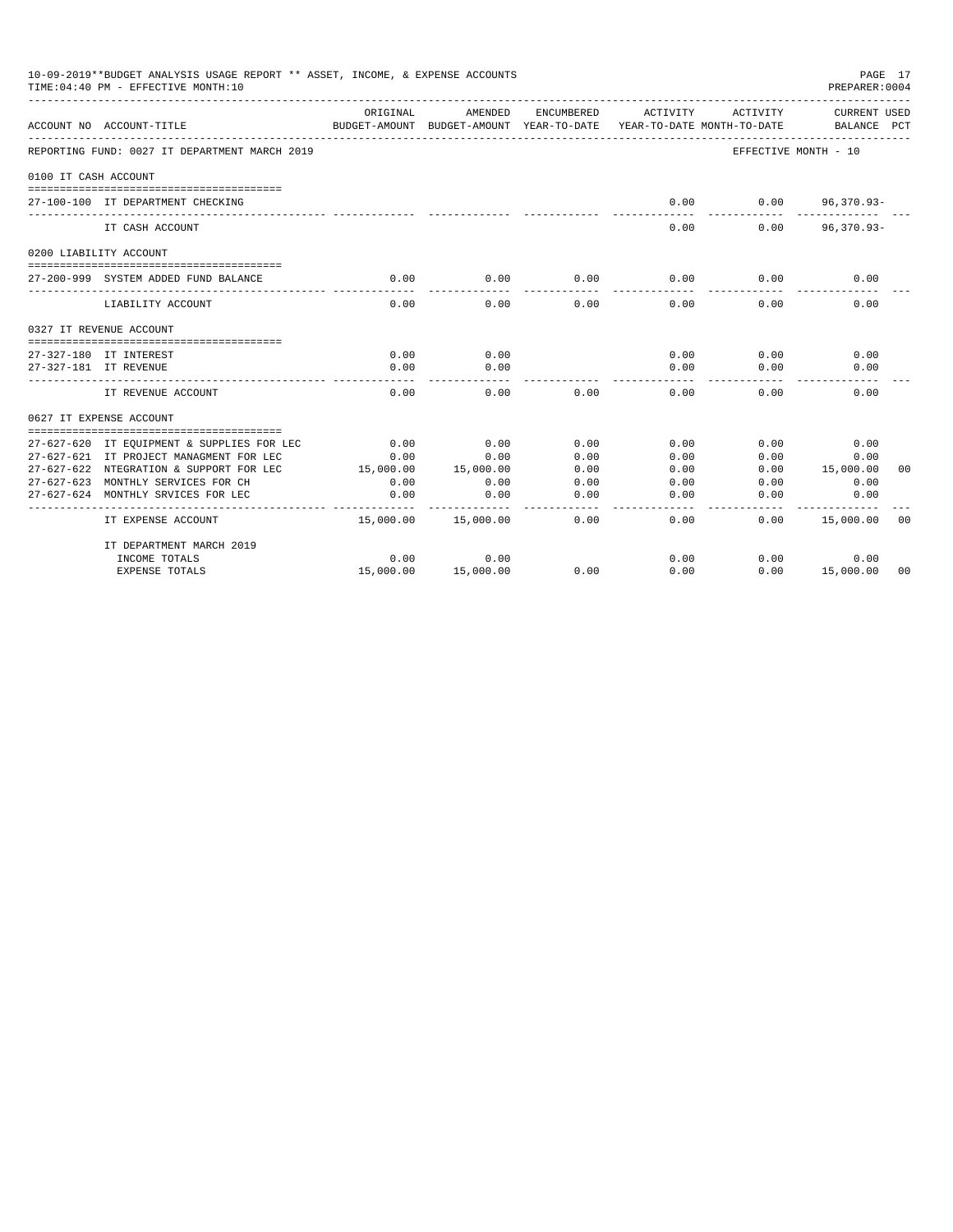10-09-2019**BUDGET ANALYSIS USAGE REPORT ** ASSET, INCOME, & EXPENSE ACCOUNTS
TIME:04:40 PM - EFFECTIVE MONTH:10

PREPARER:0004

| ACCOUNT NO | ACCOUNT-TITLE | ORIGINAL BUDGET-AMOUNT | AMENDED BUDGET-AMOUNT | ENCUMBERED YEAR-TO-DATE | ACTIVITY YEAR-TO-DATE | ACTIVITY MONTH-TO-DATE | CURRENT USED BALANCE | PCT |
|---|---|---|---|---|---|---|---|---|
| REPORTING FUND: 0027 IT DEPARTMENT MARCH 2019 | | | | | | EFFECTIVE MONTH - 10 | | |
| 0100 IT CASH ACCOUNT | | | | | | | | |
| 27-100-100 | IT DEPARTMENT CHECKING | | | | 0.00 | 0.00 | 96,370.93- | |
| | IT CASH ACCOUNT | | | | 0.00 | 0.00 | 96,370.93- | |
| 0200 LIABILITY ACCOUNT | | | | | | | | |
| 27-200-999 | SYSTEM ADDED FUND BALANCE | 0.00 | 0.00 | 0.00 | 0.00 | 0.00 | 0.00 | |
| | LIABILITY ACCOUNT | 0.00 | 0.00 | 0.00 | 0.00 | 0.00 | 0.00 | |
| 0327 IT REVENUE ACCOUNT | | | | | | | | |
| 27-327-180 | IT INTEREST | 0.00 | 0.00 | | 0.00 | 0.00 | 0.00 | |
| 27-327-181 | IT REVENUE | 0.00 | 0.00 | | 0.00 | 0.00 | 0.00 | |
| | IT REVENUE ACCOUNT | 0.00 | 0.00 | 0.00 | 0.00 | 0.00 | 0.00 | |
| 0627 IT EXPENSE ACCOUNT | | | | | | | | |
| 27-627-620 | IT EQUIPMENT & SUPPLIES FOR LEC | 0.00 | 0.00 | 0.00 | 0.00 | 0.00 | 0.00 | |
| 27-627-621 | IT PROJECT MANAGMENT FOR LEC | 0.00 | 0.00 | 0.00 | 0.00 | 0.00 | 0.00 | |
| 27-627-622 | NTEGRATION & SUPPORT FOR LEC | 15,000.00 | 15,000.00 | 0.00 | 0.00 | 0.00 | 15,000.00 | 00 |
| 27-627-623 | MONTHLY SERVICES FOR CH | 0.00 | 0.00 | 0.00 | 0.00 | 0.00 | 0.00 | |
| 27-627-624 | MONTHLY SRVICES FOR LEC | 0.00 | 0.00 | 0.00 | 0.00 | 0.00 | 0.00 | |
| | IT EXPENSE ACCOUNT | 15,000.00 | 15,000.00 | 0.00 | 0.00 | 0.00 | 15,000.00 | 00 |
| | IT DEPARTMENT MARCH 2019 | | | | | | | |
| | INCOME TOTALS | 0.00 | 0.00 | | 0.00 | 0.00 | 0.00 | |
| | EXPENSE TOTALS | 15,000.00 | 15,000.00 | 0.00 | 0.00 | 0.00 | 15,000.00 | 00 |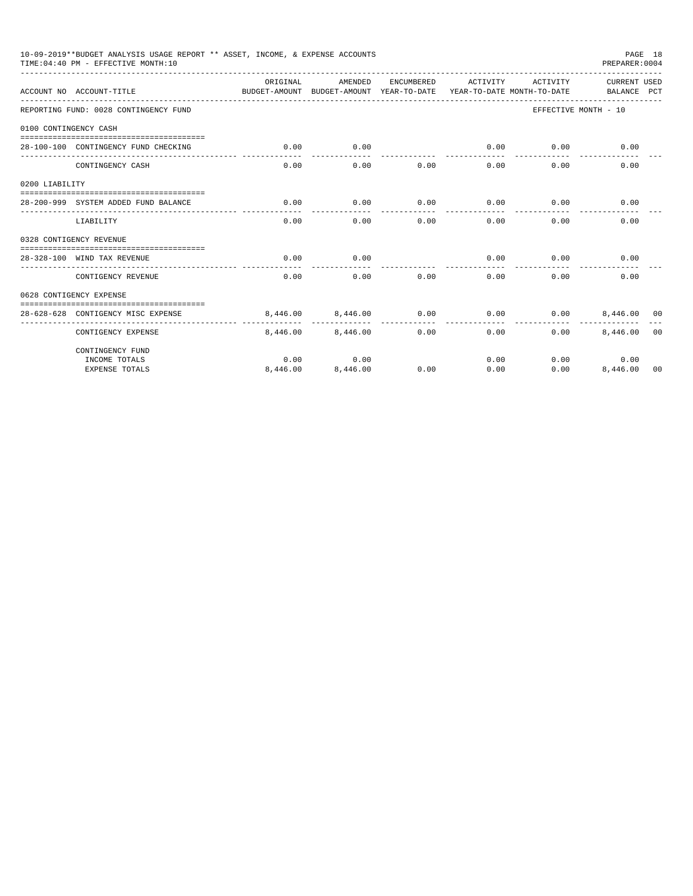10-09-2019**BUDGET ANALYSIS USAGE REPORT ** ASSET, INCOME, & EXPENSE ACCOUNTS

TIME:04:40 PM - EFFECTIVE MONTH:10

PREPARER:0004

| ACCOUNT NO | ACCOUNT-TITLE | ORIGINAL BUDGET-AMOUNT | AMENDED BUDGET-AMOUNT | ENCUMBERED YEAR-TO-DATE | ACTIVITY YEAR-TO-DATE | ACTIVITY MONTH-TO-DATE | CURRENT BALANCE | USED PCT |
|---|---|---|---|---|---|---|---|---|
| REPORTING FUND: 0028 CONTINGENCY FUND | | | | | | EFFECTIVE MONTH - 10 | | |
| 0100 CONTINGENCY CASH | | | | | | | | |
| 28-100-100 | CONTINGENCY FUND CHECKING | 0.00 | 0.00 | | 0.00 | 0.00 | 0.00 | |
| | CONTINGENCY CASH | 0.00 | 0.00 | 0.00 | 0.00 | 0.00 | 0.00 | |
| 0200 LIABILITY | | | | | | | | |
| 28-200-999 | SYSTEM ADDED FUND BALANCE | 0.00 | 0.00 | 0.00 | 0.00 | 0.00 | 0.00 | |
| | LIABILITY | 0.00 | 0.00 | 0.00 | 0.00 | 0.00 | 0.00 | |
| 0328 CONTIGENCY REVENUE | | | | | | | | |
| 28-328-100 | WIND TAX REVENUE | 0.00 | 0.00 | | 0.00 | 0.00 | 0.00 | |
| | CONTIGENCY REVENUE | 0.00 | 0.00 | 0.00 | 0.00 | 0.00 | 0.00 | |
| 0628 CONTIGENCY EXPENSE | | | | | | | | |
| 28-628-628 | CONTIGENCY MISC EXPENSE | 8,446.00 | 8,446.00 | 0.00 | 0.00 | 0.00 | 8,446.00 | 00 |
| | CONTIGENCY EXPENSE | 8,446.00 | 8,446.00 | 0.00 | 0.00 | 0.00 | 8,446.00 | 00 |
| | CONTINGENCY FUND | | | | | | | |
| | INCOME TOTALS | 0.00 | 0.00 | | 0.00 | 0.00 | 0.00 | |
| | EXPENSE TOTALS | 8,446.00 | 8,446.00 | 0.00 | 0.00 | 0.00 | 8,446.00 | 00 |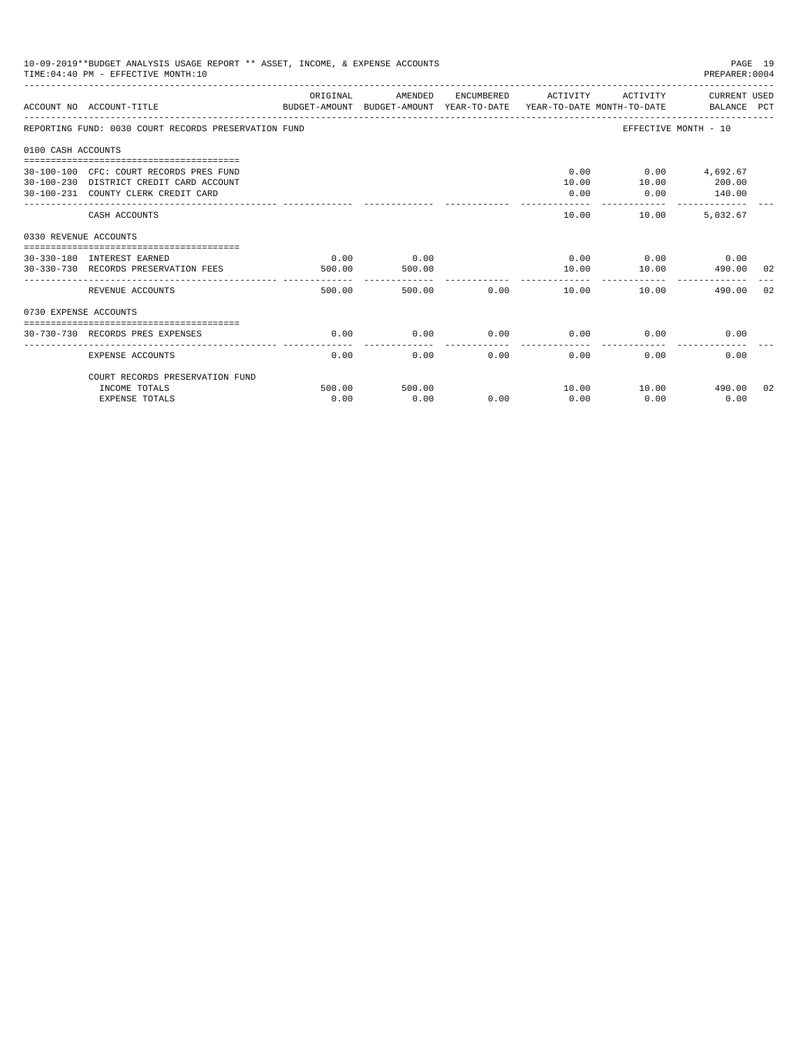10-09-2019**BUDGET ANALYSIS USAGE REPORT ** ASSET, INCOME, & EXPENSE ACCOUNTS
TIME:04:40 PM - EFFECTIVE MONTH:10
PREPARER:0004

| ACCOUNT NO | ACCOUNT-TITLE | ORIGINAL BUDGET-AMOUNT | AMENDED BUDGET-AMOUNT | ENCUMBERED YEAR-TO-DATE | ACTIVITY YEAR-TO-DATE | ACTIVITY MONTH-TO-DATE | CURRENT USED BALANCE | PCT |
|---|---|---|---|---|---|---|---|---|
| REPORTING FUND: 0030 COURT RECORDS PRESERVATION FUND | | | | | | EFFECTIVE MONTH - 10 | | |
| 0100 CASH ACCOUNTS | | | | | | | | |
| 30-100-100 | CFC: COURT RECORDS PRES FUND | | | | 0.00 | 0.00 | 4,692.67 | |
| 30-100-230 | DISTRICT CREDIT CARD ACCOUNT | | | | 10.00 | 10.00 | 200.00 | |
| 30-100-231 | COUNTY CLERK CREDIT CARD | | | | 0.00 | 0.00 | 140.00 | |
| | CASH ACCOUNTS | | | | 10.00 | 10.00 | 5,032.67 | |
| 0330 REVENUE ACCOUNTS | | | | | | | | |
| 30-330-180 | INTEREST EARNED | 0.00 | 0.00 | | 0.00 | 0.00 | 0.00 | |
| 30-330-730 | RECORDS PRESERVATION FEES | 500.00 | 500.00 | | 10.00 | 10.00 | 490.00 | 02 |
| | REVENUE ACCOUNTS | 500.00 | 500.00 | 0.00 | 10.00 | 10.00 | 490.00 | 02 |
| 0730 EXPENSE ACCOUNTS | | | | | | | | |
| 30-730-730 | RECORDS PRES EXPENSES | 0.00 | 0.00 | 0.00 | 0.00 | 0.00 | 0.00 | |
| | EXPENSE ACCOUNTS | 0.00 | 0.00 | 0.00 | 0.00 | 0.00 | 0.00 | |
| | COURT RECORDS PRESERVATION FUND | | | | | | | |
| | INCOME TOTALS | 500.00 | 500.00 | | 10.00 | 10.00 | 490.00 | 02 |
| | EXPENSE TOTALS | 0.00 | 0.00 | 0.00 | 0.00 | 0.00 | 0.00 | |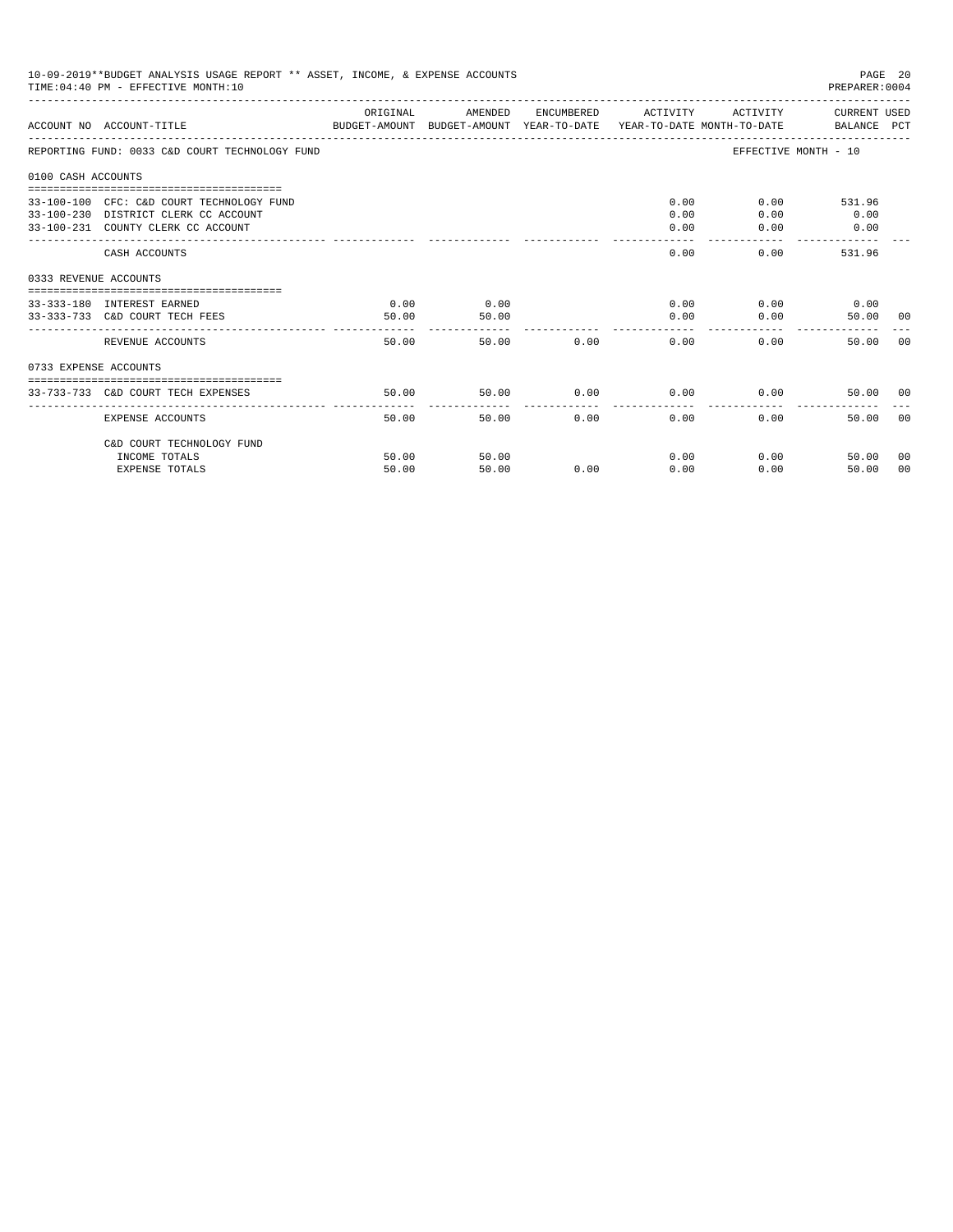10-09-2019**BUDGET ANALYSIS USAGE REPORT ** ASSET, INCOME, & EXPENSE ACCOUNTS

TIME:04:40 PM - EFFECTIVE MONTH:10

PREPARER:0004

| ACCOUNT NO | ACCOUNT-TITLE | ORIGINAL BUDGET-AMOUNT | AMENDED BUDGET-AMOUNT | ENCUMBERED YEAR-TO-DATE | ACTIVITY YEAR-TO-DATE | ACTIVITY MONTH-TO-DATE | CURRENT USED BALANCE | PCT |
|---|---|---|---|---|---|---|---|---|
| REPORTING FUND: 0033 C&D COURT TECHNOLOGY FUND | | | | | | EFFECTIVE MONTH - 10 | | |
| 0100 CASH ACCOUNTS | | | | | | | | |
| 33-100-100 | CFC: C&D COURT TECHNOLOGY FUND | | | | 0.00 | 0.00 | 531.96 | |
| 33-100-230 | DISTRICT CLERK CC ACCOUNT | | | | 0.00 | 0.00 | 0.00 | |
| 33-100-231 | COUNTY CLERK CC ACCOUNT | | | | 0.00 | 0.00 | 0.00 | |
| | CASH ACCOUNTS | | | | 0.00 | 0.00 | 531.96 | |
| 0333 REVENUE ACCOUNTS | | | | | | | | |
| 33-333-180 | INTEREST EARNED | 0.00 | 0.00 | | 0.00 | 0.00 | 0.00 | |
| 33-333-733 | C&D COURT TECH FEES | 50.00 | 50.00 | | 0.00 | 0.00 | 50.00 | 00 |
| | REVENUE ACCOUNTS | 50.00 | 50.00 | 0.00 | 0.00 | 0.00 | 50.00 | 00 |
| 0733 EXPENSE ACCOUNTS | | | | | | | | |
| 33-733-733 | C&D COURT TECH EXPENSES | 50.00 | 50.00 | 0.00 | 0.00 | 0.00 | 50.00 | 00 |
| | EXPENSE ACCOUNTS | 50.00 | 50.00 | 0.00 | 0.00 | 0.00 | 50.00 | 00 |
| | C&D COURT TECHNOLOGY FUND | | | | | | | |
| | INCOME TOTALS | 50.00 | 50.00 | | 0.00 | 0.00 | 50.00 | 00 |
| | EXPENSE TOTALS | 50.00 | 50.00 | 0.00 | 0.00 | 0.00 | 50.00 | 00 |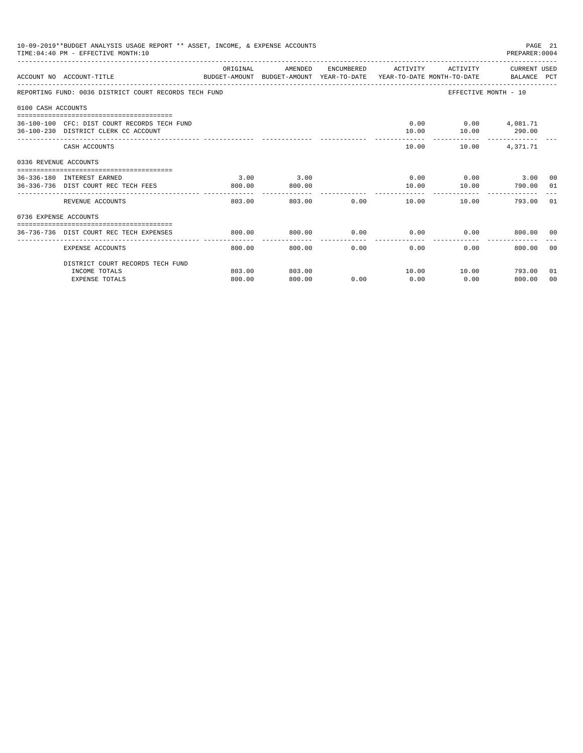10-09-2019**BUDGET ANALYSIS USAGE REPORT ** ASSET, INCOME, & EXPENSE ACCOUNTS
TIME:04:40 PM - EFFECTIVE MONTH:10
PREPARER:0004

| ACCOUNT NO | ACCOUNT-TITLE | ORIGINAL BUDGET-AMOUNT | AMENDED BUDGET-AMOUNT | ENCUMBERED YEAR-TO-DATE | ACTIVITY YEAR-TO-DATE | ACTIVITY MONTH-TO-DATE | CURRENT USED BALANCE | PCT |
|---|---|---|---|---|---|---|---|---|
| REPORTING FUND: 0036 DISTRICT COURT RECORDS TECH FUND | | | | | | EFFECTIVE MONTH - 10 | | |
| 0100 CASH ACCOUNTS | | | | | | | | |
| 36-100-100 | CFC: DIST COURT RECORDS TECH FUND | | | | 0.00 | 0.00 | 4,081.71 | |
| 36-100-230 | DISTRICT CLERK CC ACCOUNT | | | | 10.00 | 10.00 | 290.00 | |
| | CASH ACCOUNTS | | | | 10.00 | 10.00 | 4,371.71 | |
| 0336 REVENUE ACCOUNTS | | | | | | | | |
| 36-336-180 | INTEREST EARNED | 3.00 | 3.00 | | 0.00 | 0.00 | 3.00 | 00 |
| 36-336-736 | DIST COURT REC TECH FEES | 800.00 | 800.00 | | 10.00 | 10.00 | 790.00 | 01 |
| | REVENUE ACCOUNTS | 803.00 | 803.00 | 0.00 | 10.00 | 10.00 | 793.00 | 01 |
| 0736 EXPENSE ACCOUNTS | | | | | | | | |
| 36-736-736 | DIST COURT REC TECH EXPENSES | 800.00 | 800.00 | 0.00 | 0.00 | 0.00 | 800.00 | 00 |
| | EXPENSE ACCOUNTS | 800.00 | 800.00 | 0.00 | 0.00 | 0.00 | 800.00 | 00 |
| | DISTRICT COURT RECORDS TECH FUND | | | | | | | |
| | INCOME TOTALS | 803.00 | 803.00 | | 10.00 | 10.00 | 793.00 | 01 |
| | EXPENSE TOTALS | 800.00 | 800.00 | 0.00 | 0.00 | 0.00 | 800.00 | 00 |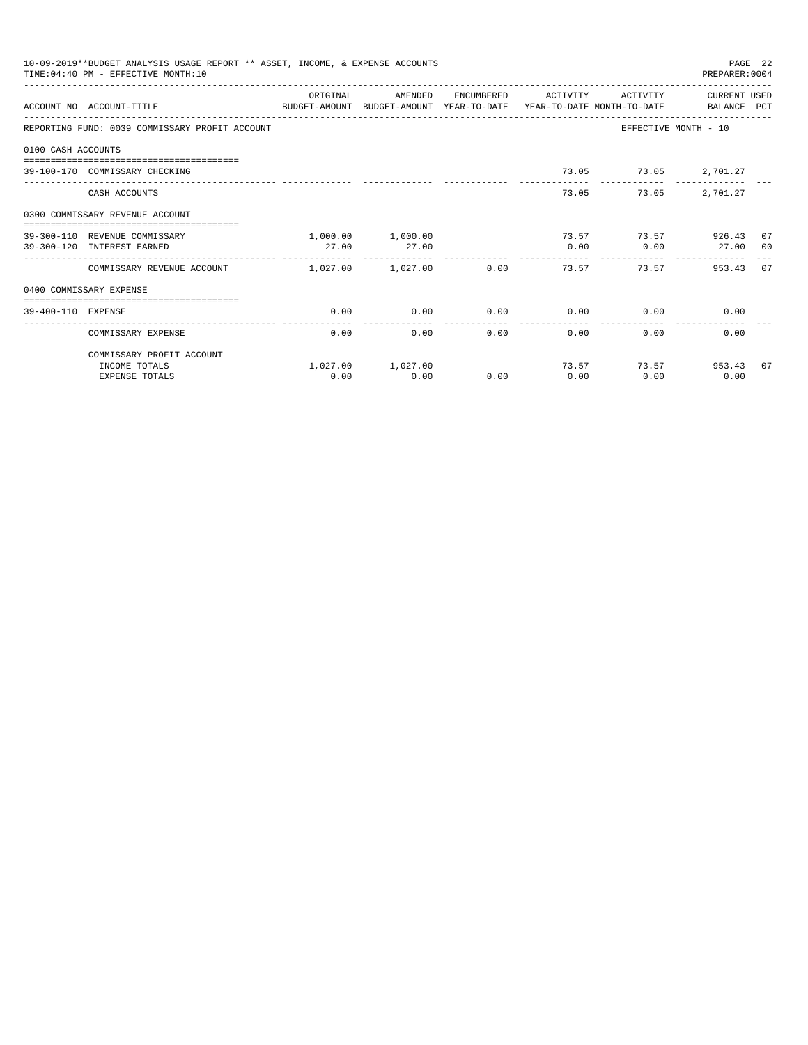10-09-2019**BUDGET ANALYSIS USAGE REPORT ** ASSET, INCOME, & EXPENSE ACCOUNTS
TIME:04:40 PM - EFFECTIVE MONTH:10
PREPARER:0004

REPORTING FUND: 0039 COMMISSARY PROFIT ACCOUNT — EFFECTIVE MONTH - 10

| ACCOUNT NO | ACCOUNT-TITLE | ORIGINAL BUDGET-AMOUNT | AMENDED BUDGET-AMOUNT | ENCUMBERED YEAR-TO-DATE | ACTIVITY YEAR-TO-DATE | ACTIVITY MONTH-TO-DATE | CURRENT BALANCE | USED PCT |
|---|---|---|---|---|---|---|---|---|
| **0100 CASH ACCOUNTS** | | | | | | | | |
| 39-100-170 | COMMISSARY CHECKING | | | | 73.05 | 73.05 | 2,701.27 | |
| | CASH ACCOUNTS | | | | 73.05 | 73.05 | 2,701.27 | |
| **0300 COMMISSARY REVENUE ACCOUNT** | | | | | | | | |
| 39-300-110 | REVENUE COMMISSARY | 1,000.00 | 1,000.00 | | 73.57 | 73.57 | 926.43 | 07 |
| 39-300-120 | INTEREST EARNED | 27.00 | 27.00 | | 0.00 | 0.00 | 27.00 | 00 |
| | COMMISSARY REVENUE ACCOUNT | 1,027.00 | 1,027.00 | 0.00 | 73.57 | 73.57 | 953.43 | 07 |
| **0400 COMMISSARY EXPENSE** | | | | | | | | |
| 39-400-110 | EXPENSE | 0.00 | 0.00 | 0.00 | 0.00 | 0.00 | 0.00 | |
| | COMMISSARY EXPENSE | 0.00 | 0.00 | 0.00 | 0.00 | 0.00 | 0.00 | |
| | COMMISSARY PROFIT ACCOUNT | | | | | | | |
| | INCOME TOTALS | 1,027.00 | 1,027.00 | | 73.57 | 73.57 | 953.43 | 07 |
| | EXPENSE TOTALS | 0.00 | 0.00 | 0.00 | 0.00 | 0.00 | 0.00 | |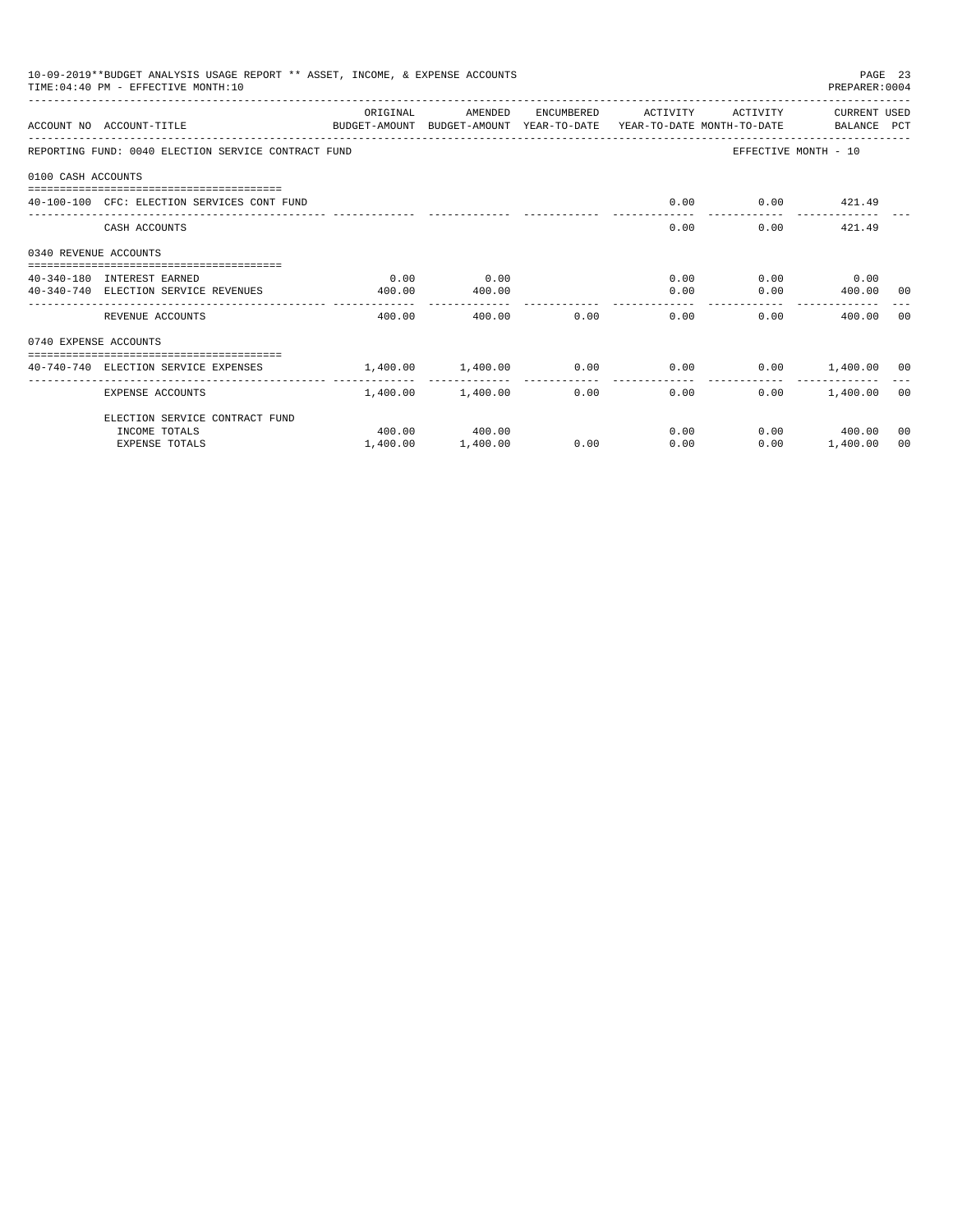10-09-2019**BUDGET ANALYSIS USAGE REPORT ** ASSET, INCOME, & EXPENSE ACCOUNTS

TIME:04:40 PM - EFFECTIVE MONTH:10

PREPARER:0004

| ACCOUNT NO | ACCOUNT-TITLE | ORIGINAL BUDGET-AMOUNT | AMENDED BUDGET-AMOUNT | ENCUMBERED YEAR-TO-DATE | ACTIVITY YEAR-TO-DATE | ACTIVITY MONTH-TO-DATE | CURRENT BALANCE | USED PCT |
|---|---|---|---|---|---|---|---|---|
| REPORTING FUND: 0040 ELECTION SERVICE CONTRACT FUND | | | | | | EFFECTIVE MONTH - 10 | | |
| 0100 CASH ACCOUNTS | | | | | | | | |
| 40-100-100 | CFC: ELECTION SERVICES CONT FUND | | | | 0.00 | 0.00 | 421.49 | |
| | CASH ACCOUNTS | | | | 0.00 | 0.00 | 421.49 | |
| 0340 REVENUE ACCOUNTS | | | | | | | | |
| 40-340-180 | INTEREST EARNED | 0.00 | 0.00 | | 0.00 | 0.00 | 0.00 | |
| 40-340-740 | ELECTION SERVICE REVENUES | 400.00 | 400.00 | | 0.00 | 0.00 | 400.00 | 00 |
| | REVENUE ACCOUNTS | 400.00 | 400.00 | 0.00 | 0.00 | 0.00 | 400.00 | 00 |
| 0740 EXPENSE ACCOUNTS | | | | | | | | |
| 40-740-740 | ELECTION SERVICE EXPENSES | 1,400.00 | 1,400.00 | 0.00 | 0.00 | 0.00 | 1,400.00 | 00 |
| | EXPENSE ACCOUNTS | 1,400.00 | 1,400.00 | 0.00 | 0.00 | 0.00 | 1,400.00 | 00 |
| | ELECTION SERVICE CONTRACT FUND | | | | | | | |
| | INCOME TOTALS | 400.00 | 400.00 | | 0.00 | 0.00 | 400.00 | 00 |
| | EXPENSE TOTALS | 1,400.00 | 1,400.00 | 0.00 | 0.00 | 0.00 | 1,400.00 | 00 |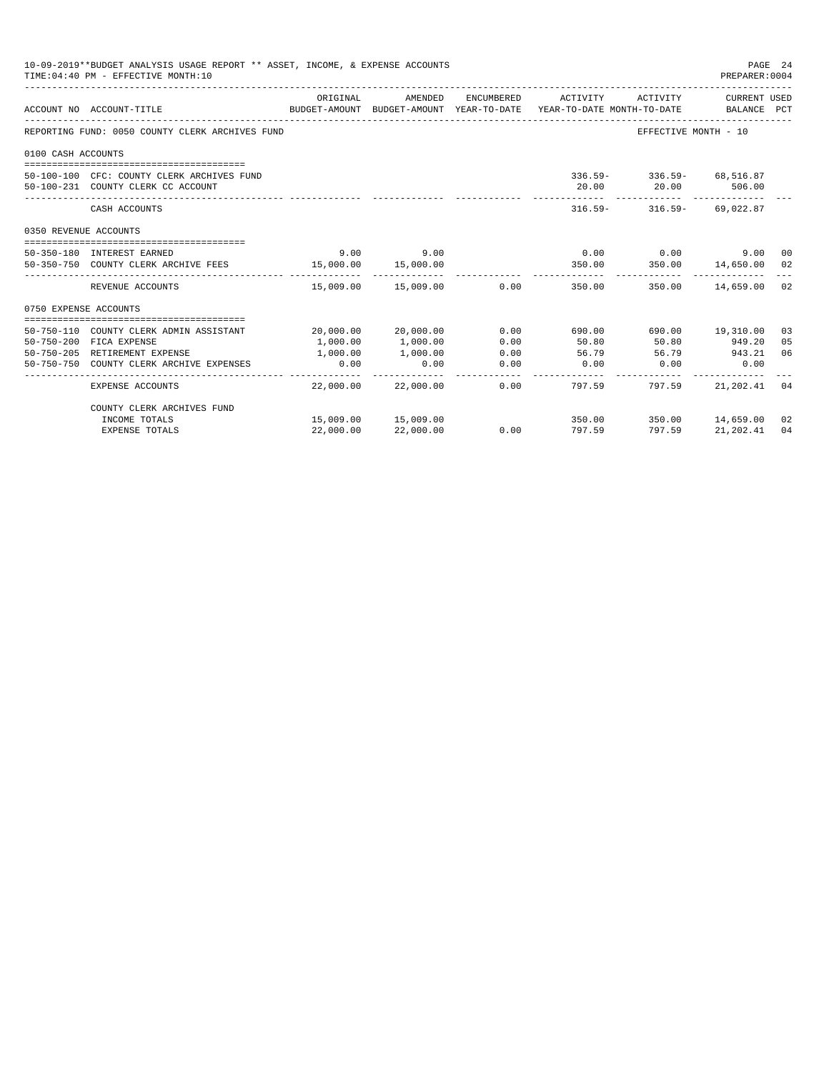10-09-2019**BUDGET ANALYSIS USAGE REPORT ** ASSET, INCOME, & EXPENSE ACCOUNTS
TIME:04:40 PM - EFFECTIVE MONTH:10
PREPARER:0004

| ACCOUNT NO | ACCOUNT-TITLE | ORIGINAL BUDGET-AMOUNT | AMENDED BUDGET-AMOUNT | ENCUMBERED YEAR-TO-DATE | ACTIVITY YEAR-TO-DATE | ACTIVITY MONTH-TO-DATE | CURRENT USED BALANCE | PCT |
|---|---|---|---|---|---|---|---|---|
| REPORTING FUND: 0050 COUNTY CLERK ARCHIVES FUND | | | | | | EFFECTIVE MONTH - 10 | | |
| 0100 CASH ACCOUNTS | | | | | | | | |
| 50-100-100 | CFC: COUNTY CLERK ARCHIVES FUND | | | | 336.59- | 336.59- | 68,516.87 | |
| 50-100-231 | COUNTY CLERK CC ACCOUNT | | | | 20.00 | 20.00 | 506.00 | |
| | CASH ACCOUNTS | | | | 316.59- | 316.59- | 69,022.87 | |
| 0350 REVENUE ACCOUNTS | | | | | | | | |
| 50-350-180 | INTEREST EARNED | 9.00 | 9.00 | | 0.00 | 0.00 | 9.00 | 00 |
| 50-350-750 | COUNTY CLERK ARCHIVE FEES | 15,000.00 | 15,000.00 | | 350.00 | 350.00 | 14,650.00 | 02 |
| | REVENUE ACCOUNTS | 15,009.00 | 15,009.00 | 0.00 | 350.00 | 350.00 | 14,659.00 | 02 |
| 0750 EXPENSE ACCOUNTS | | | | | | | | |
| 50-750-110 | COUNTY CLERK ADMIN ASSISTANT | 20,000.00 | 20,000.00 | 0.00 | 690.00 | 690.00 | 19,310.00 | 03 |
| 50-750-200 | FICA EXPENSE | 1,000.00 | 1,000.00 | 0.00 | 50.80 | 50.80 | 949.20 | 05 |
| 50-750-205 | RETIREMENT EXPENSE | 1,000.00 | 1,000.00 | 0.00 | 56.79 | 56.79 | 943.21 | 06 |
| 50-750-750 | COUNTY CLERK ARCHIVE EXPENSES | 0.00 | 0.00 | 0.00 | 0.00 | 0.00 | 0.00 | |
| | EXPENSE ACCOUNTS | 22,000.00 | 22,000.00 | 0.00 | 797.59 | 797.59 | 21,202.41 | 04 |
| | COUNTY CLERK ARCHIVES FUND | | | | | | | |
| | INCOME TOTALS | 15,009.00 | 15,009.00 | | 350.00 | 350.00 | 14,659.00 | 02 |
| | EXPENSE TOTALS | 22,000.00 | 22,000.00 | 0.00 | 797.59 | 797.59 | 21,202.41 | 04 |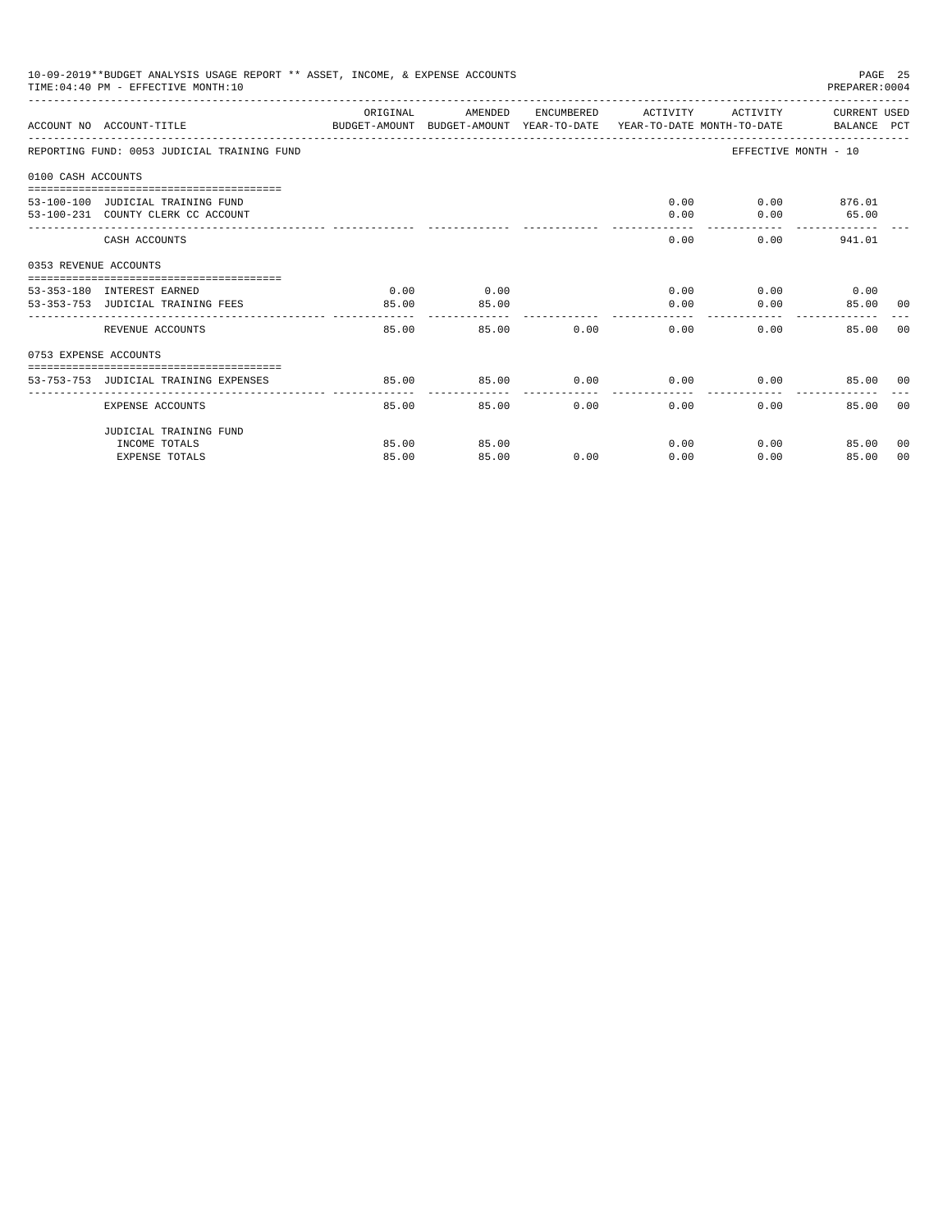10-09-2019**BUDGET ANALYSIS USAGE REPORT ** ASSET, INCOME, & EXPENSE ACCOUNTS
TIME:04:40 PM - EFFECTIVE MONTH:10

PREPARER:0004

| ACCOUNT NO | ACCOUNT-TITLE | ORIGINAL BUDGET-AMOUNT | AMENDED BUDGET-AMOUNT | ENCUMBERED YEAR-TO-DATE | ACTIVITY YEAR-TO-DATE | ACTIVITY MONTH-TO-DATE | CURRENT USED BALANCE | PCT |
|---|---|---|---|---|---|---|---|---|
| REPORTING FUND: 0053 JUDICIAL TRAINING FUND | | | | | | EFFECTIVE MONTH - 10 | | |
| 0100 CASH ACCOUNTS | | | | | | | | |
| 53-100-100 | JUDICIAL TRAINING FUND | | | | 0.00 | 0.00 | 876.01 | |
| 53-100-231 | COUNTY CLERK CC ACCOUNT | | | | 0.00 | 0.00 | 65.00 | |
| | CASH ACCOUNTS | | | | 0.00 | 0.00 | 941.01 | |
| 0353 REVENUE ACCOUNTS | | | | | | | | |
| 53-353-180 | INTEREST EARNED | 0.00 | 0.00 | | 0.00 | 0.00 | 0.00 | |
| 53-353-753 | JUDICIAL TRAINING FEES | 85.00 | 85.00 | | 0.00 | 0.00 | 85.00 | 00 |
| | REVENUE ACCOUNTS | 85.00 | 85.00 | 0.00 | 0.00 | 0.00 | 85.00 | 00 |
| 0753 EXPENSE ACCOUNTS | | | | | | | | |
| 53-753-753 | JUDICIAL TRAINING EXPENSES | 85.00 | 85.00 | 0.00 | 0.00 | 0.00 | 85.00 | 00 |
| | EXPENSE ACCOUNTS | 85.00 | 85.00 | 0.00 | 0.00 | 0.00 | 85.00 | 00 |
| | JUDICIAL TRAINING FUND | | | | | | | |
| | INCOME TOTALS | 85.00 | 85.00 | | 0.00 | 0.00 | 85.00 | 00 |
| | EXPENSE TOTALS | 85.00 | 85.00 | 0.00 | 0.00 | 0.00 | 85.00 | 00 |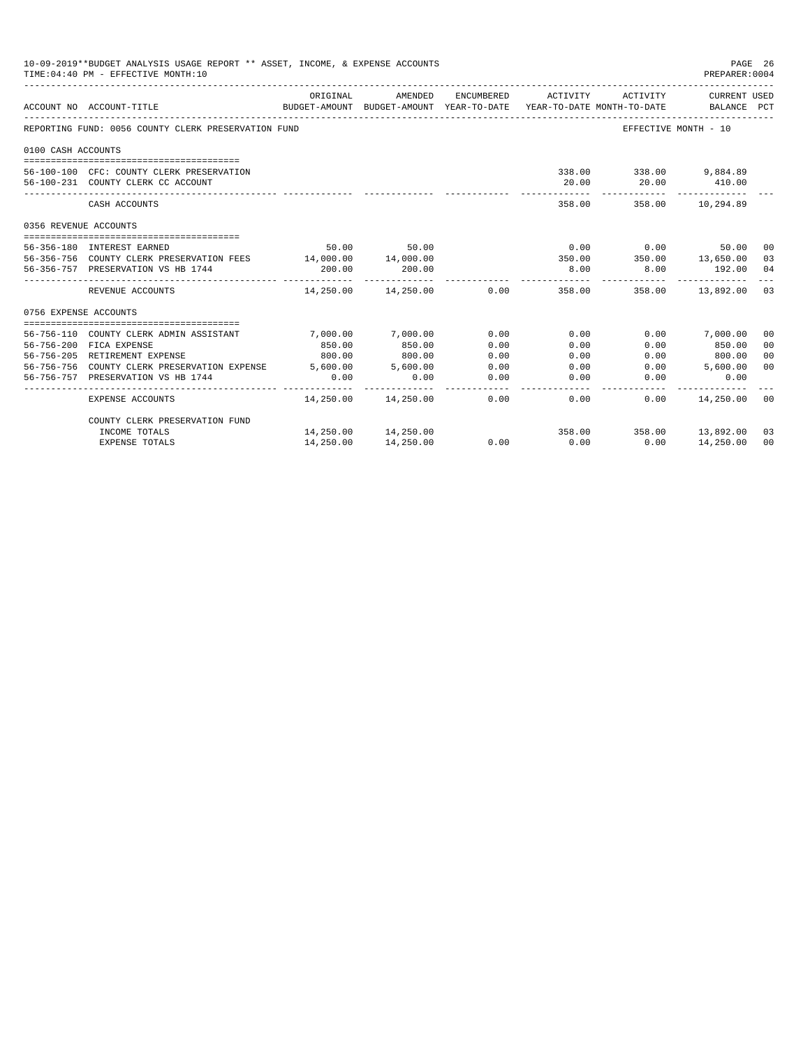10-09-2019**BUDGET ANALYSIS USAGE REPORT ** ASSET, INCOME, & EXPENSE ACCOUNTS
TIME:04:40 PM - EFFECTIVE MONTH:10

PREPARER:0004

| ACCOUNT NO | ACCOUNT-TITLE | ORIGINAL BUDGET-AMOUNT | AMENDED BUDGET-AMOUNT | ENCUMBERED YEAR-TO-DATE | ACTIVITY YEAR-TO-DATE | ACTIVITY MONTH-TO-DATE | CURRENT USED BALANCE | PCT |
|---|---|---|---|---|---|---|---|---|
| REPORTING FUND: 0056 COUNTY CLERK PRESERVATION FUND | | | | | | EFFECTIVE MONTH - 10 | | |
| 0100 CASH ACCOUNTS | | | | | | | | |
| 56-100-100 | CFC: COUNTY CLERK PRESERVATION | | | | 338.00 | 338.00 | 9,884.89 | |
| 56-100-231 | COUNTY CLERK CC ACCOUNT | | | | 20.00 | 20.00 | 410.00 | |
| | CASH ACCOUNTS | | | | 358.00 | 358.00 | 10,294.89 | |
| 0356 REVENUE ACCOUNTS | | | | | | | | |
| 56-356-180 | INTEREST EARNED | 50.00 | 50.00 | | 0.00 | 0.00 | 50.00 | 00 |
| 56-356-756 | COUNTY CLERK PRESERVATION FEES | 14,000.00 | 14,000.00 | | 350.00 | 350.00 | 13,650.00 | 03 |
| 56-356-757 | PRESERVATION VS HB 1744 | 200.00 | 200.00 | | 8.00 | 8.00 | 192.00 | 04 |
| | REVENUE ACCOUNTS | 14,250.00 | 14,250.00 | 0.00 | 358.00 | 358.00 | 13,892.00 | 03 |
| 0756 EXPENSE ACCOUNTS | | | | | | | | |
| 56-756-110 | COUNTY CLERK ADMIN ASSISTANT | 7,000.00 | 7,000.00 | 0.00 | 0.00 | 0.00 | 7,000.00 | 00 |
| 56-756-200 | FICA EXPENSE | 850.00 | 850.00 | 0.00 | 0.00 | 0.00 | 850.00 | 00 |
| 56-756-205 | RETIREMENT EXPENSE | 800.00 | 800.00 | 0.00 | 0.00 | 0.00 | 800.00 | 00 |
| 56-756-756 | COUNTY CLERK PRESERVATION EXPENSE | 5,600.00 | 5,600.00 | 0.00 | 0.00 | 0.00 | 5,600.00 | 00 |
| 56-756-757 | PRESERVATION VS HB 1744 | 0.00 | 0.00 | 0.00 | 0.00 | 0.00 | 0.00 | |
| | EXPENSE ACCOUNTS | 14,250.00 | 14,250.00 | 0.00 | 0.00 | 0.00 | 14,250.00 | 00 |
| | COUNTY CLERK PRESERVATION FUND | | | | | | | |
| | INCOME TOTALS | 14,250.00 | 14,250.00 | | 358.00 | 358.00 | 13,892.00 | 03 |
| | EXPENSE TOTALS | 14,250.00 | 14,250.00 | 0.00 | 0.00 | 0.00 | 14,250.00 | 00 |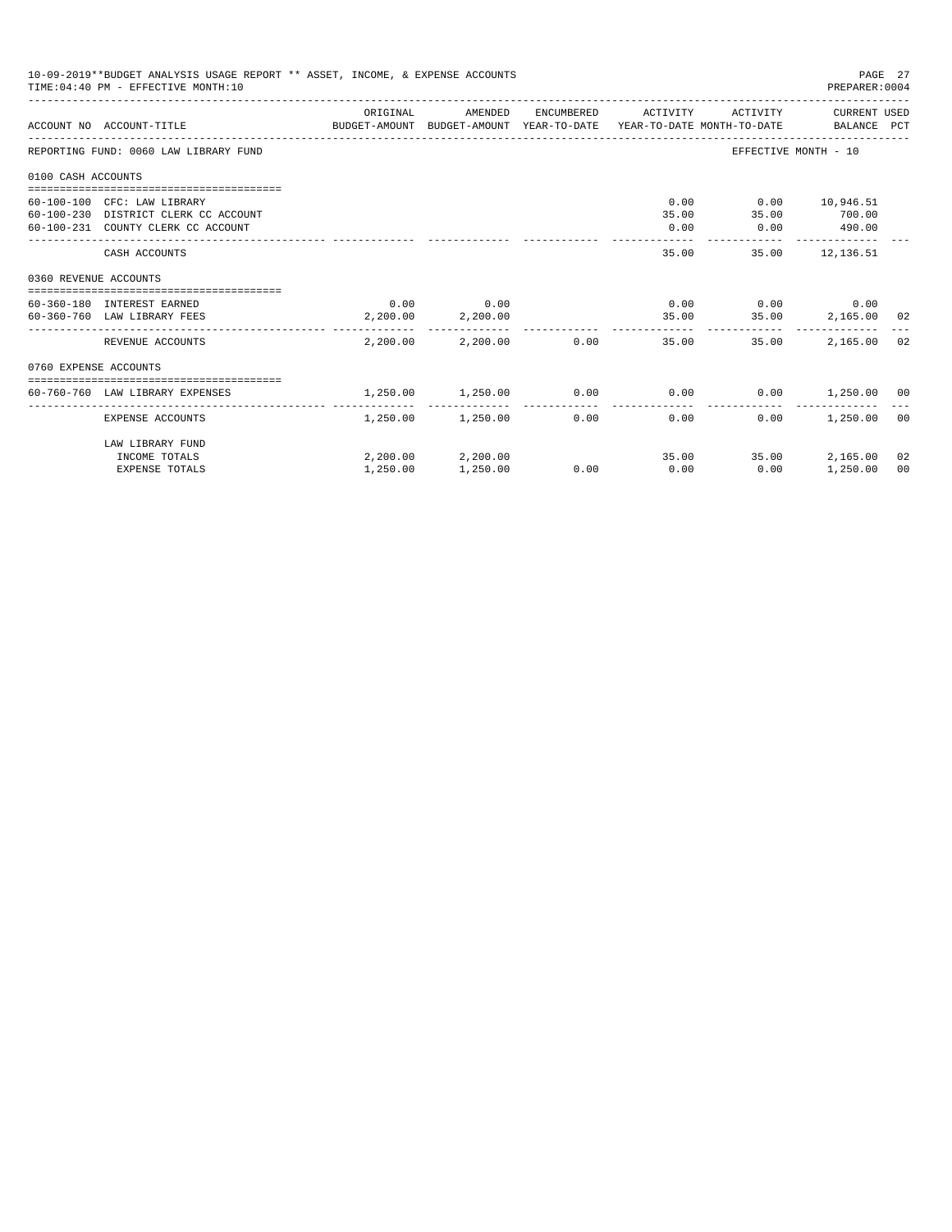10-09-2019**BUDGET ANALYSIS USAGE REPORT ** ASSET, INCOME, & EXPENSE ACCOUNTS

TIME:04:40 PM - EFFECTIVE MONTH:10

PREPARER:0004

| ACCOUNT NO | ACCOUNT-TITLE | ORIGINAL BUDGET-AMOUNT | AMENDED BUDGET-AMOUNT | ENCUMBERED YEAR-TO-DATE | ACTIVITY YEAR-TO-DATE | ACTIVITY MONTH-TO-DATE | CURRENT BALANCE | USED PCT |
|---|---|---|---|---|---|---|---|---|
| REPORTING FUND: 0060 LAW LIBRARY FUND | | | | | | EFFECTIVE MONTH - 10 | | |
| 0100 CASH ACCOUNTS | | | | | | | | |
| 60-100-100 | CFC: LAW LIBRARY | | | | 0.00 | 0.00 | 10,946.51 | |
| 60-100-230 | DISTRICT CLERK CC ACCOUNT | | | | 35.00 | 35.00 | 700.00 | |
| 60-100-231 | COUNTY CLERK CC ACCOUNT | | | | 0.00 | 0.00 | 490.00 | |
| | CASH ACCOUNTS | | | | 35.00 | 35.00 | 12,136.51 | |
| 0360 REVENUE ACCOUNTS | | | | | | | | |
| 60-360-180 | INTEREST EARNED | 0.00 | 0.00 | | 0.00 | 0.00 | 0.00 | |
| 60-360-760 | LAW LIBRARY FEES | 2,200.00 | 2,200.00 | | 35.00 | 35.00 | 2,165.00 | 02 |
| | REVENUE ACCOUNTS | 2,200.00 | 2,200.00 | 0.00 | 35.00 | 35.00 | 2,165.00 | 02 |
| 0760 EXPENSE ACCOUNTS | | | | | | | | |
| 60-760-760 | LAW LIBRARY EXPENSES | 1,250.00 | 1,250.00 | 0.00 | 0.00 | 0.00 | 1,250.00 | 00 |
| | EXPENSE ACCOUNTS | 1,250.00 | 1,250.00 | 0.00 | 0.00 | 0.00 | 1,250.00 | 00 |
| | LAW LIBRARY FUND | | | | | | | |
| | INCOME TOTALS | 2,200.00 | 2,200.00 | | 35.00 | 35.00 | 2,165.00 | 02 |
| | EXPENSE TOTALS | 1,250.00 | 1,250.00 | 0.00 | 0.00 | 0.00 | 1,250.00 | 00 |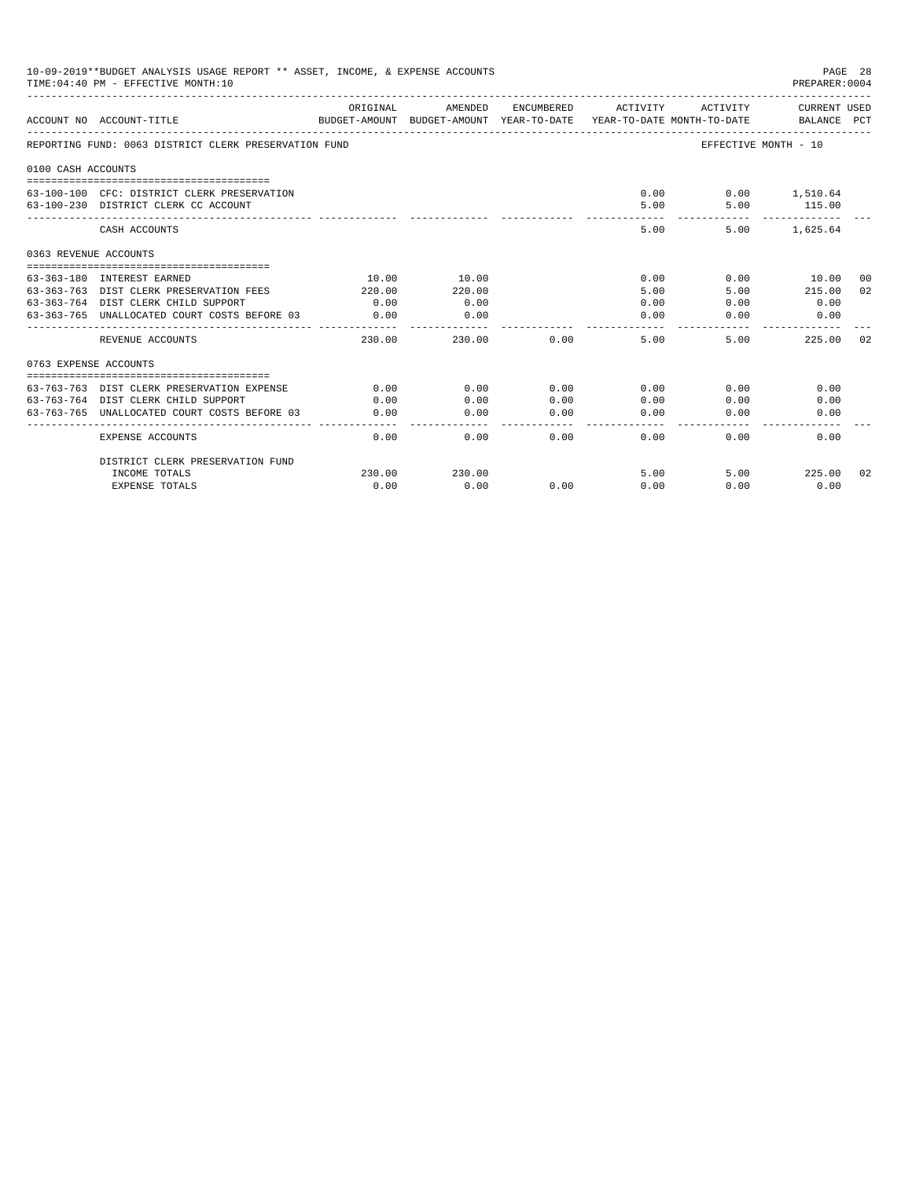10-09-2019**BUDGET ANALYSIS USAGE REPORT ** ASSET, INCOME, & EXPENSE ACCOUNTS
TIME:04:40 PM - EFFECTIVE MONTH:10

PREPARER:0004

| ACCOUNT NO | ACCOUNT-TITLE | ORIGINAL BUDGET-AMOUNT | AMENDED BUDGET-AMOUNT | ENCUMBERED YEAR-TO-DATE | ACTIVITY YEAR-TO-DATE | ACTIVITY MONTH-TO-DATE | CURRENT USED BALANCE | PCT |
|---|---|---|---|---|---|---|---|---|
| REPORTING FUND: 0063 DISTRICT CLERK PRESERVATION FUND | | | | | | EFFECTIVE MONTH - 10 | | |
| 0100 CASH ACCOUNTS | | | | | | | | |
| 63-100-100 | CFC: DISTRICT CLERK PRESERVATION | | | | 0.00 | 0.00 | 1,510.64 | |
| 63-100-230 | DISTRICT CLERK CC ACCOUNT | | | | 5.00 | 5.00 | 115.00 | |
| | CASH ACCOUNTS | | | | 5.00 | 5.00 | 1,625.64 | |
| 0363 REVENUE ACCOUNTS | | | | | | | | |
| 63-363-180 | INTEREST EARNED | 10.00 | 10.00 | | 0.00 | 0.00 | 10.00 | 00 |
| 63-363-763 | DIST CLERK PRESERVATION FEES | 220.00 | 220.00 | | 5.00 | 5.00 | 215.00 | 02 |
| 63-363-764 | DIST CLERK CHILD SUPPORT | 0.00 | 0.00 | | 0.00 | 0.00 | 0.00 | |
| 63-363-765 | UNALLOCATED COURT COSTS BEFORE 03 | 0.00 | 0.00 | | 0.00 | 0.00 | 0.00 | |
| | REVENUE ACCOUNTS | 230.00 | 230.00 | 0.00 | 5.00 | 5.00 | 225.00 | 02 |
| 0763 EXPENSE ACCOUNTS | | | | | | | | |
| 63-763-763 | DIST CLERK PRESERVATION EXPENSE | 0.00 | 0.00 | 0.00 | 0.00 | 0.00 | 0.00 | |
| 63-763-764 | DIST CLERK CHILD SUPPORT | 0.00 | 0.00 | 0.00 | 0.00 | 0.00 | 0.00 | |
| 63-763-765 | UNALLOCATED COURT COSTS BEFORE 03 | 0.00 | 0.00 | 0.00 | 0.00 | 0.00 | 0.00 | |
| | EXPENSE ACCOUNTS | 0.00 | 0.00 | 0.00 | 0.00 | 0.00 | 0.00 | |
| | DISTRICT CLERK PRESERVATION FUND | | | | | | | |
| | INCOME TOTALS | 230.00 | 230.00 | | 5.00 | 5.00 | 225.00 | 02 |
| | EXPENSE TOTALS | 0.00 | 0.00 | 0.00 | 0.00 | 0.00 | 0.00 | |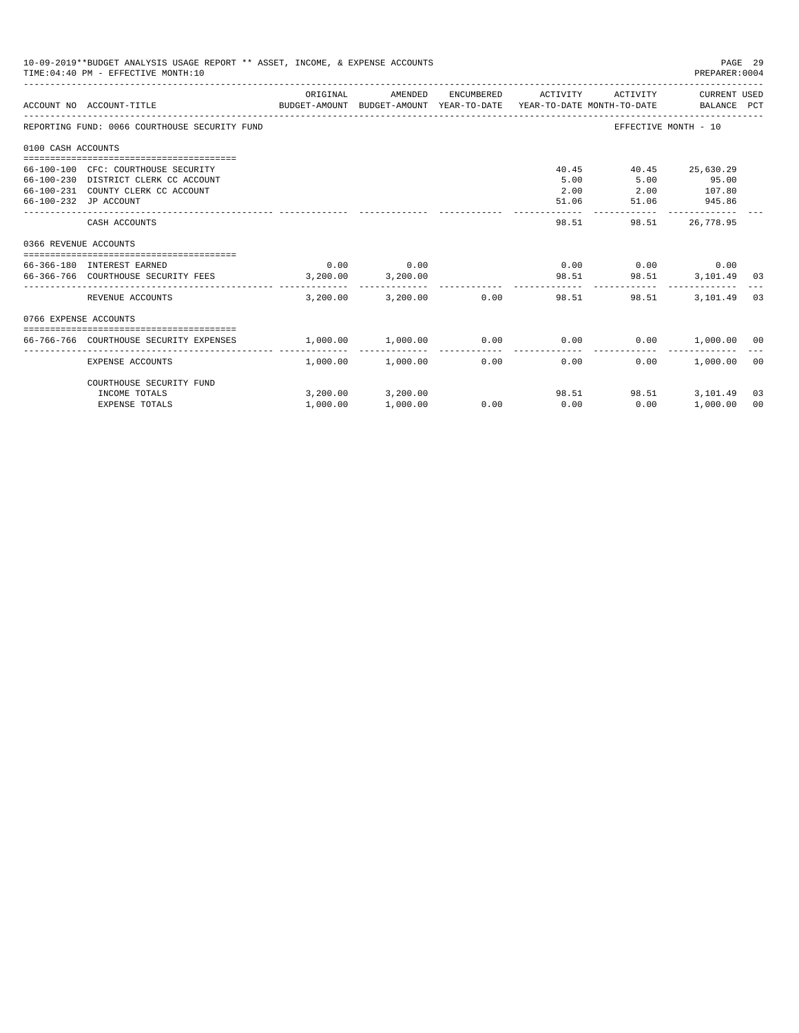10-09-2019**BUDGET ANALYSIS USAGE REPORT ** ASSET, INCOME, & EXPENSE ACCOUNTS

TIME:04:40 PM - EFFECTIVE MONTH:10

PREPARER:0004

| ACCOUNT NO | ACCOUNT-TITLE | ORIGINAL BUDGET-AMOUNT | AMENDED BUDGET-AMOUNT | ENCUMBERED YEAR-TO-DATE | ACTIVITY YEAR-TO-DATE | ACTIVITY MONTH-TO-DATE | CURRENT BALANCE | USED PCT |
|---|---|---|---|---|---|---|---|---|
| REPORTING FUND: 0066 COURTHOUSE SECURITY FUND | | | | | | EFFECTIVE MONTH - 10 | | |
| 0100 CASH ACCOUNTS | | | | | | | | |
| 66-100-100 | CFC: COURTHOUSE SECURITY | | | | 40.45 | 40.45 | 25,630.29 | |
| 66-100-230 | DISTRICT CLERK CC ACCOUNT | | | | 5.00 | 5.00 | 95.00 | |
| 66-100-231 | COUNTY CLERK CC ACCOUNT | | | | 2.00 | 2.00 | 107.80 | |
| 66-100-232 | JP ACCOUNT | | | | 51.06 | 51.06 | 945.86 | |
| | CASH ACCOUNTS | | | | 98.51 | 98.51 | 26,778.95 | |
| 0366 REVENUE ACCOUNTS | | | | | | | | |
| 66-366-180 | INTEREST EARNED | 0.00 | 0.00 | | 0.00 | 0.00 | 0.00 | |
| 66-366-766 | COURTHOUSE SECURITY FEES | 3,200.00 | 3,200.00 | | 98.51 | 98.51 | 3,101.49 | 03 |
| | REVENUE ACCOUNTS | 3,200.00 | 3,200.00 | 0.00 | 98.51 | 98.51 | 3,101.49 | 03 |
| 0766 EXPENSE ACCOUNTS | | | | | | | | |
| 66-766-766 | COURTHOUSE SECURITY EXPENSES | 1,000.00 | 1,000.00 | 0.00 | 0.00 | 0.00 | 1,000.00 | 00 |
| | EXPENSE ACCOUNTS | 1,000.00 | 1,000.00 | 0.00 | 0.00 | 0.00 | 1,000.00 | 00 |
| | COURTHOUSE SECURITY FUND | | | | | | | |
| | INCOME TOTALS | 3,200.00 | 3,200.00 | | 98.51 | 98.51 | 3,101.49 | 03 |
| | EXPENSE TOTALS | 1,000.00 | 1,000.00 | 0.00 | 0.00 | 0.00 | 1,000.00 | 00 |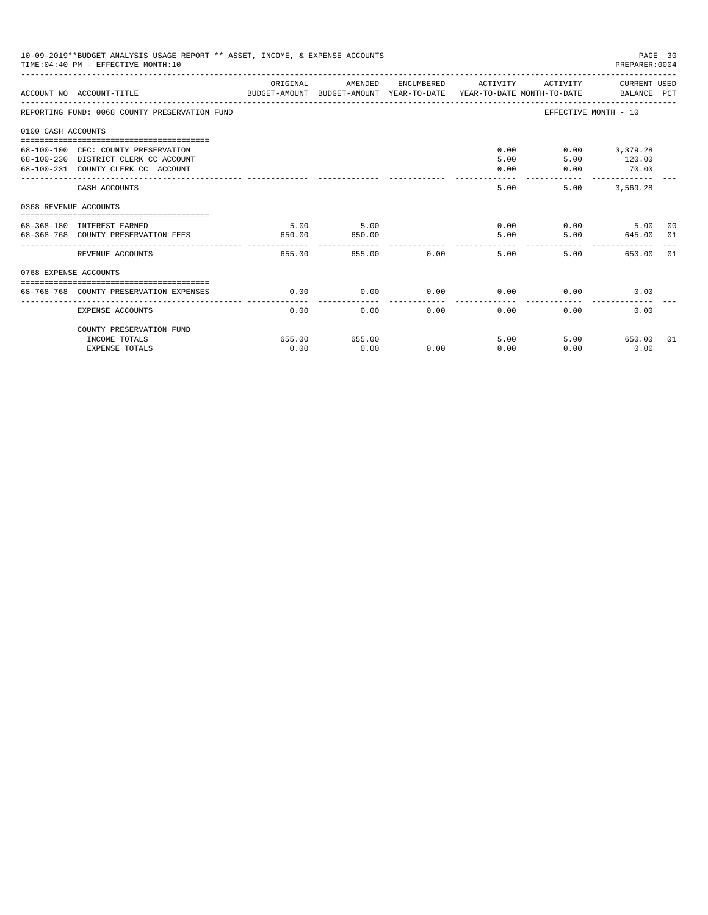10-09-2019**BUDGET ANALYSIS USAGE REPORT ** ASSET, INCOME, & EXPENSE ACCOUNTS
TIME:04:40 PM - EFFECTIVE MONTH:10
PREPARER:0004

| ACCOUNT NO | ACCOUNT-TITLE | ORIGINAL BUDGET-AMOUNT | AMENDED BUDGET-AMOUNT | ENCUMBERED YEAR-TO-DATE | ACTIVITY YEAR-TO-DATE | ACTIVITY MONTH-TO-DATE | CURRENT USED BALANCE | PCT |
|---|---|---|---|---|---|---|---|---|
| REPORTING FUND: 0068 COUNTY PRESERVATION FUND | | | | | | EFFECTIVE MONTH - 10 | | |
| 0100 CASH ACCOUNTS | | | | | | | | |
| 68-100-100 | CFC: COUNTY PRESERVATION | | | | 0.00 | 0.00 | 3,379.28 | |
| 68-100-230 | DISTRICT CLERK CC ACCOUNT | | | | 5.00 | 5.00 | 120.00 | |
| 68-100-231 | COUNTY CLERK CC ACCOUNT | | | | 0.00 | 0.00 | 70.00 | |
| | CASH ACCOUNTS | | | | 5.00 | 5.00 | 3,569.28 | |
| 0368 REVENUE ACCOUNTS | | | | | | | | |
| 68-368-180 | INTEREST EARNED | 5.00 | 5.00 | | 0.00 | 0.00 | 5.00 | 00 |
| 68-368-768 | COUNTY PRESERVATION FEES | 650.00 | 650.00 | | 5.00 | 5.00 | 645.00 | 01 |
| | REVENUE ACCOUNTS | 655.00 | 655.00 | 0.00 | 5.00 | 5.00 | 650.00 | 01 |
| 0768 EXPENSE ACCOUNTS | | | | | | | | |
| 68-768-768 | COUNTY PRESERVATION EXPENSES | 0.00 | 0.00 | 0.00 | 0.00 | 0.00 | 0.00 | |
| | EXPENSE ACCOUNTS | 0.00 | 0.00 | 0.00 | 0.00 | 0.00 | 0.00 | |
| | COUNTY PRESERVATION FUND | | | | | | | |
| | INCOME TOTALS | 655.00 | 655.00 | | 5.00 | 5.00 | 650.00 | 01 |
| | EXPENSE TOTALS | 0.00 | 0.00 | 0.00 | 0.00 | 0.00 | 0.00 | |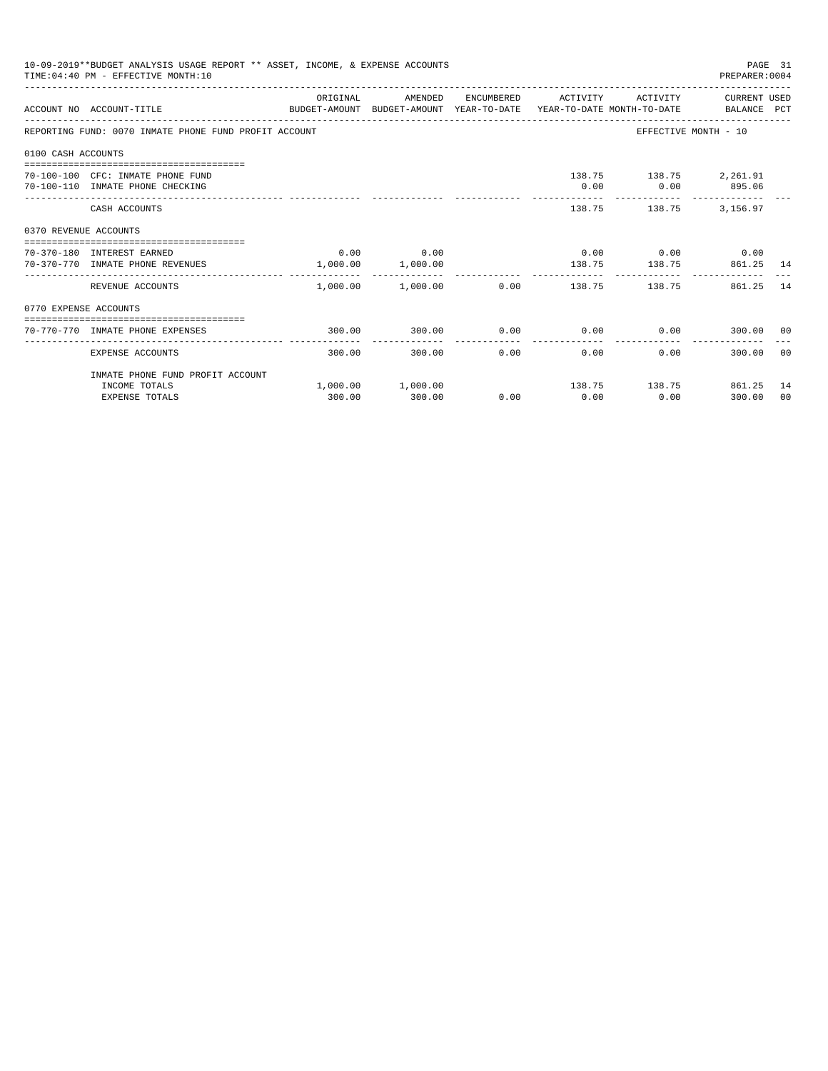10-09-2019**BUDGET ANALYSIS USAGE REPORT ** ASSET, INCOME, & EXPENSE ACCOUNTS

TIME:04:40 PM - EFFECTIVE MONTH:10

PREPARER:0004

| ACCOUNT NO | ACCOUNT-TITLE | ORIGINAL BUDGET-AMOUNT | AMENDED BUDGET-AMOUNT | ENCUMBERED YEAR-TO-DATE | ACTIVITY YEAR-TO-DATE | ACTIVITY MONTH-TO-DATE | CURRENT USED BALANCE | PCT |
|---|---|---|---|---|---|---|---|---|
| | REPORTING FUND: 0070 INMATE PHONE FUND PROFIT ACCOUNT | | | | | EFFECTIVE MONTH - 10 | | |
| 0100 CASH ACCOUNTS | | | | | | | | |
| 70-100-100 | CFC: INMATE PHONE FUND | | | | 138.75 | 138.75 | 2,261.91 | |
| 70-100-110 | INMATE PHONE CHECKING | | | | 0.00 | 0.00 | 895.06 | |
| | CASH ACCOUNTS | | | | 138.75 | 138.75 | 3,156.97 | |
| 0370 REVENUE ACCOUNTS | | | | | | | | |
| 70-370-180 | INTEREST EARNED | 0.00 | 0.00 | | 0.00 | 0.00 | 0.00 | |
| 70-370-770 | INMATE PHONE REVENUES | 1,000.00 | 1,000.00 | | 138.75 | 138.75 | 861.25 | 14 |
| | REVENUE ACCOUNTS | 1,000.00 | 1,000.00 | 0.00 | 138.75 | 138.75 | 861.25 | 14 |
| 0770 EXPENSE ACCOUNTS | | | | | | | | |
| 70-770-770 | INMATE PHONE EXPENSES | 300.00 | 300.00 | 0.00 | 0.00 | 0.00 | 300.00 | 00 |
| | EXPENSE ACCOUNTS | 300.00 | 300.00 | 0.00 | 0.00 | 0.00 | 300.00 | 00 |
| | INMATE PHONE FUND PROFIT ACCOUNT | | | | | | | |
| | INCOME TOTALS | 1,000.00 | 1,000.00 | | 138.75 | 138.75 | 861.25 | 14 |
| | EXPENSE TOTALS | 300.00 | 300.00 | 0.00 | 0.00 | 0.00 | 300.00 | 00 |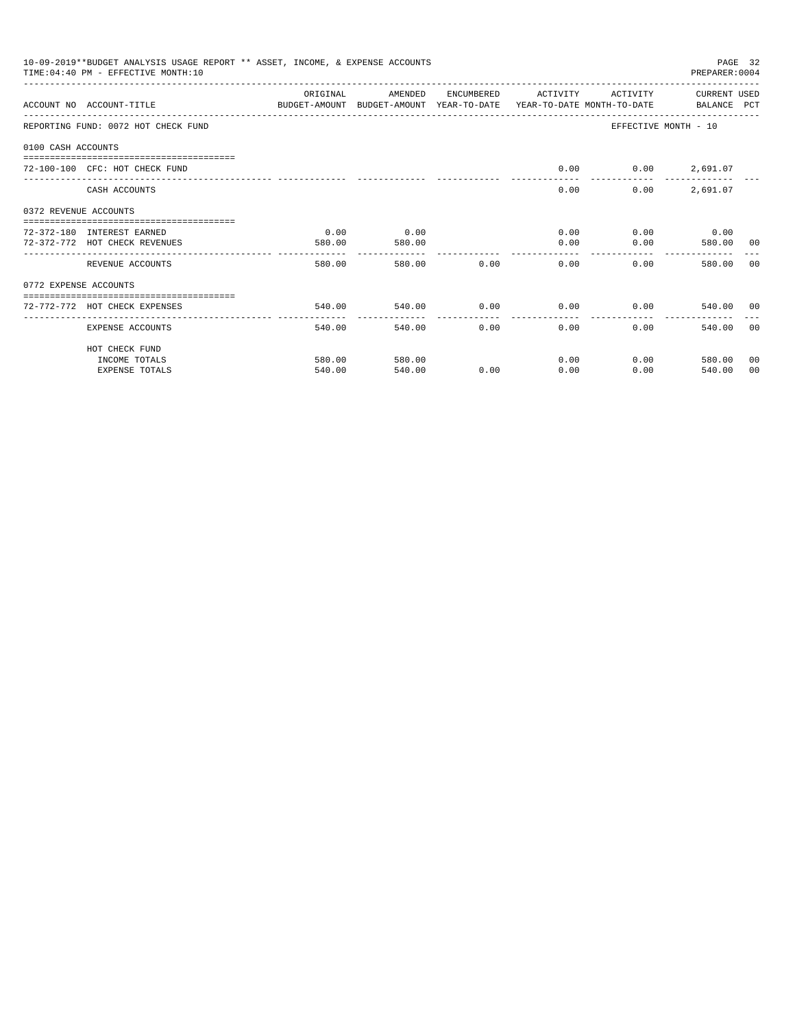10-09-2019**BUDGET ANALYSIS USAGE REPORT ** ASSET, INCOME, & EXPENSE ACCOUNTS
TIME:04:40 PM - EFFECTIVE MONTH:10

PREPARER:0004

| ACCOUNT NO | ACCOUNT-TITLE | ORIGINAL BUDGET-AMOUNT | AMENDED BUDGET-AMOUNT | ENCUMBERED YEAR-TO-DATE | ACTIVITY YEAR-TO-DATE | ACTIVITY MONTH-TO-DATE | CURRENT BALANCE | USED PCT |
|---|---|---|---|---|---|---|---|---|
| REPORTING FUND: 0072 HOT CHECK FUND | | | | | | EFFECTIVE MONTH - 10 | | |
| 0100 CASH ACCOUNTS | | | | | | | | |
| 72-100-100 | CFC: HOT CHECK FUND | | | | 0.00 | 0.00 | 2,691.07 | |
| | CASH ACCOUNTS | | | | 0.00 | 0.00 | 2,691.07 | |
| 0372 REVENUE ACCOUNTS | | | | | | | | |
| 72-372-180 | INTEREST EARNED | 0.00 | 0.00 | | 0.00 | 0.00 | 0.00 | |
| 72-372-772 | HOT CHECK REVENUES | 580.00 | 580.00 | | 0.00 | 0.00 | 580.00 | 00 |
| | REVENUE ACCOUNTS | 580.00 | 580.00 | 0.00 | 0.00 | 0.00 | 580.00 | 00 |
| 0772 EXPENSE ACCOUNTS | | | | | | | | |
| 72-772-772 | HOT CHECK EXPENSES | 540.00 | 540.00 | 0.00 | 0.00 | 0.00 | 540.00 | 00 |
| | EXPENSE ACCOUNTS | 540.00 | 540.00 | 0.00 | 0.00 | 0.00 | 540.00 | 00 |
| | HOT CHECK FUND | | | | | | | |
| | INCOME TOTALS | 580.00 | 580.00 | | 0.00 | 0.00 | 580.00 | 00 |
| | EXPENSE TOTALS | 540.00 | 540.00 | 0.00 | 0.00 | 0.00 | 540.00 | 00 |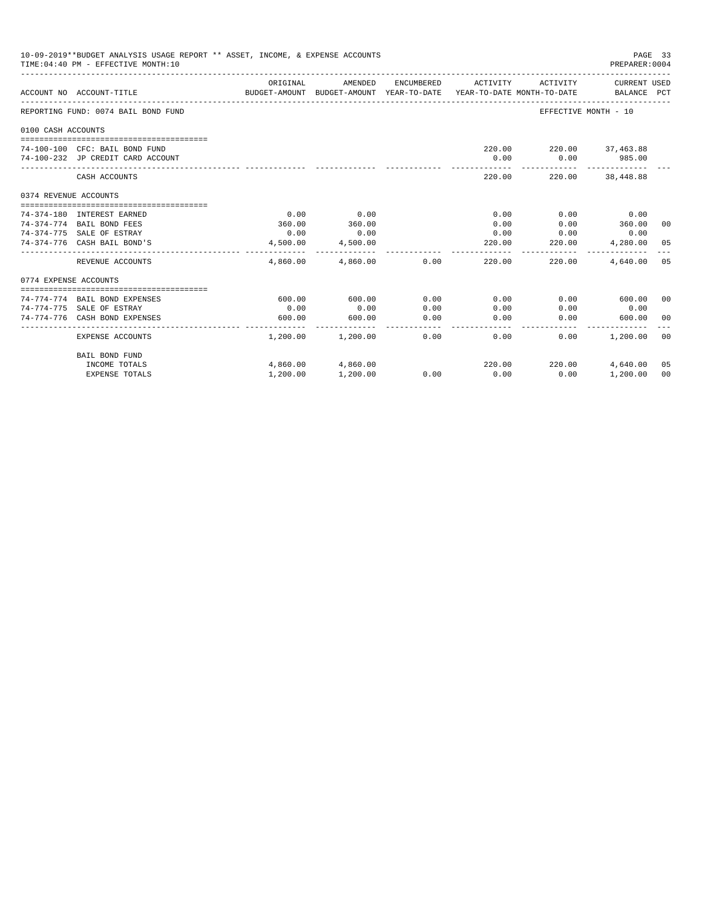10-09-2019**BUDGET ANALYSIS USAGE REPORT ** ASSET, INCOME, & EXPENSE ACCOUNTS
TIME:04:40 PM - EFFECTIVE MONTH:10
PREPARER:0004

REPORTING FUND: 0074 BAIL BOND FUND — EFFECTIVE MONTH - 10

| ACCOUNT NO | ACCOUNT-TITLE | ORIGINAL BUDGET-AMOUNT | AMENDED BUDGET-AMOUNT | ENCUMBERED YEAR-TO-DATE | ACTIVITY YEAR-TO-DATE | ACTIVITY MONTH-TO-DATE | CURRENT USED BALANCE | PCT |
|---|---|---|---|---|---|---|---|---|
| **0100 CASH ACCOUNTS** | | | | | | | | |
| 74-100-100 | CFC: BAIL BOND FUND | | | | 220.00 | 220.00 | 37,463.88 | |
| 74-100-232 | JP CREDIT CARD ACCOUNT | | | | 0.00 | 0.00 | 985.00 | |
| | CASH ACCOUNTS | | | | 220.00 | 220.00 | 38,448.88 | |
| **0374 REVENUE ACCOUNTS** | | | | | | | | |
| 74-374-180 | INTEREST EARNED | 0.00 | 0.00 | | 0.00 | 0.00 | 0.00 | |
| 74-374-774 | BAIL BOND FEES | 360.00 | 360.00 | | 0.00 | 0.00 | 360.00 | 00 |
| 74-374-775 | SALE OF ESTRAY | 0.00 | 0.00 | | 0.00 | 0.00 | 0.00 | |
| 74-374-776 | CASH BAIL BOND'S | 4,500.00 | 4,500.00 | | 220.00 | 220.00 | 4,280.00 | 05 |
| | REVENUE ACCOUNTS | 4,860.00 | 4,860.00 | 0.00 | 220.00 | 220.00 | 4,640.00 | 05 |
| **0774 EXPENSE ACCOUNTS** | | | | | | | | |
| 74-774-774 | BAIL BOND EXPENSES | 600.00 | 600.00 | 0.00 | 0.00 | 0.00 | 600.00 | 00 |
| 74-774-775 | SALE OF ESTRAY | 0.00 | 0.00 | 0.00 | 0.00 | 0.00 | 0.00 | |
| 74-774-776 | CASH BOND EXPENSES | 600.00 | 600.00 | 0.00 | 0.00 | 0.00 | 600.00 | 00 |
| | EXPENSE ACCOUNTS | 1,200.00 | 1,200.00 | 0.00 | 0.00 | 0.00 | 1,200.00 | 00 |
| | **BAIL BOND FUND** | | | | | | | |
| | INCOME TOTALS | 4,860.00 | 4,860.00 | | 220.00 | 220.00 | 4,640.00 | 05 |
| | EXPENSE TOTALS | 1,200.00 | 1,200.00 | 0.00 | 0.00 | 0.00 | 1,200.00 | 00 |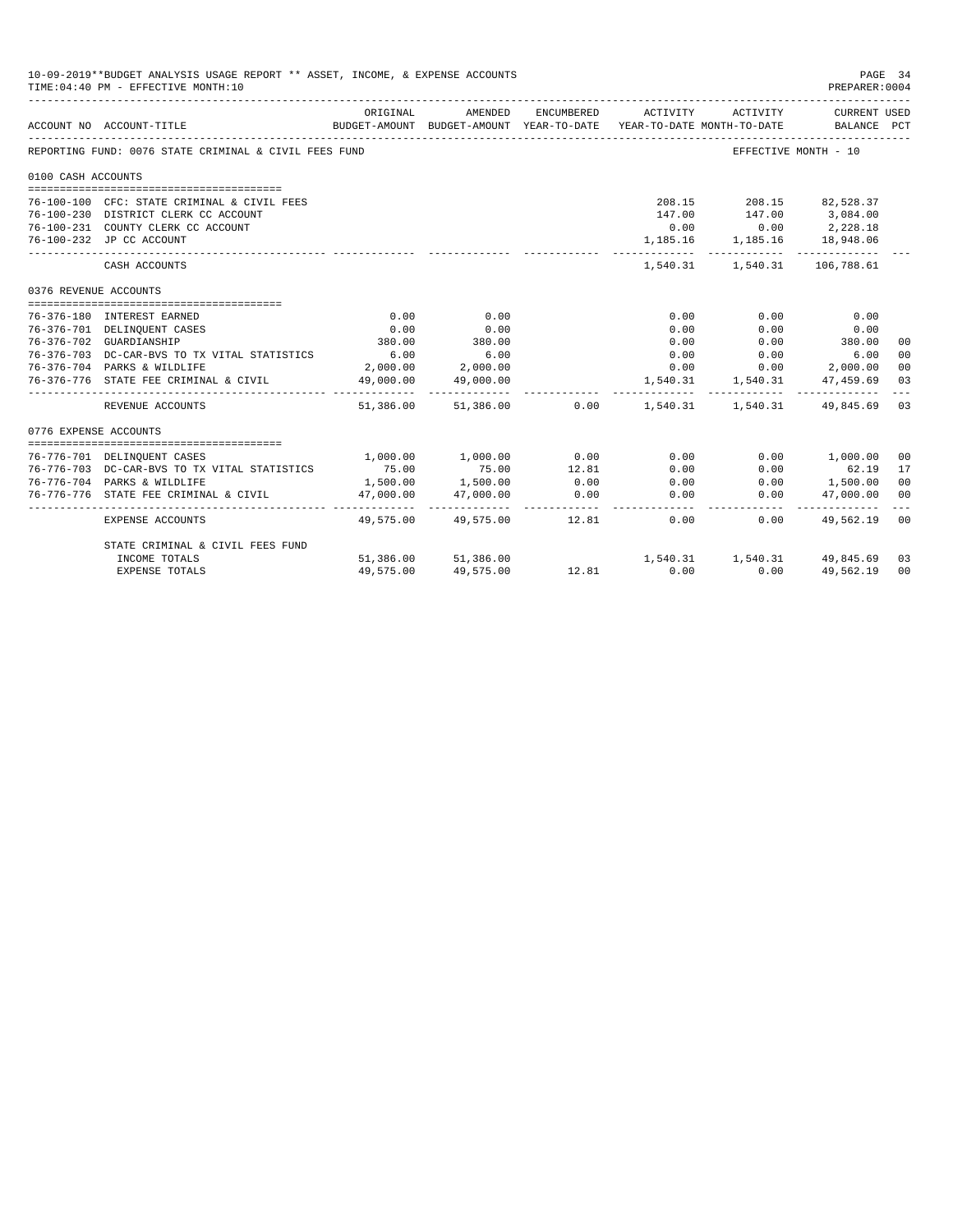10-09-2019**BUDGET ANALYSIS USAGE REPORT ** ASSET, INCOME, & EXPENSE ACCOUNTS
TIME:04:40 PM - EFFECTIVE MONTH:10
PREPARER:0004

| ACCOUNT NO | ACCOUNT-TITLE | ORIGINAL BUDGET-AMOUNT | AMENDED BUDGET-AMOUNT | ENCUMBERED YEAR-TO-DATE | ACTIVITY YEAR-TO-DATE | ACTIVITY MONTH-TO-DATE | CURRENT USED BALANCE | PCT |
|---|---|---|---|---|---|---|---|---|
| REPORTING FUND: 0076 STATE CRIMINAL & CIVIL FEES FUND | | | | | | | EFFECTIVE MONTH - 10 | |
| 0100 CASH ACCOUNTS | | | | | | | | |
| 76-100-100 | CFC: STATE CRIMINAL & CIVIL FEES | | | | 208.15 | 208.15 | 82,528.37 | |
| 76-100-230 | DISTRICT CLERK CC ACCOUNT | | | | 147.00 | 147.00 | 3,084.00 | |
| 76-100-231 | COUNTY CLERK CC ACCOUNT | | | | 0.00 | 0.00 | 2,228.18 | |
| 76-100-232 | JP CC ACCOUNT | | | | 1,185.16 | 1,185.16 | 18,948.06 | |
| | CASH ACCOUNTS | | | | 1,540.31 | 1,540.31 | 106,788.61 | |
| 0376 REVENUE ACCOUNTS | | | | | | | | |
| 76-376-180 | INTEREST EARNED | 0.00 | 0.00 | | 0.00 | 0.00 | 0.00 | |
| 76-376-701 | DELINQUENT CASES | 0.00 | 0.00 | | 0.00 | 0.00 | 0.00 | |
| 76-376-702 | GUARDIANSHIP | 380.00 | 380.00 | | 0.00 | 0.00 | 380.00 | 00 |
| 76-376-703 | DC-CAR-BVS TO TX VITAL STATISTICS | 6.00 | 6.00 | | 0.00 | 0.00 | 6.00 | 00 |
| 76-376-704 | PARKS & WILDLIFE | 2,000.00 | 2,000.00 | | 0.00 | 0.00 | 2,000.00 | 00 |
| 76-376-776 | STATE FEE CRIMINAL & CIVIL | 49,000.00 | 49,000.00 | | 1,540.31 | 1,540.31 | 47,459.69 | 03 |
| | REVENUE ACCOUNTS | 51,386.00 | 51,386.00 | 0.00 | 1,540.31 | 1,540.31 | 49,845.69 | 03 |
| 0776 EXPENSE ACCOUNTS | | | | | | | | |
| 76-776-701 | DELINQUENT CASES | 1,000.00 | 1,000.00 | 0.00 | 0.00 | 0.00 | 1,000.00 | 00 |
| 76-776-703 | DC-CAR-BVS TO TX VITAL STATISTICS | 75.00 | 75.00 | 12.81 | 0.00 | 0.00 | 62.19 | 17 |
| 76-776-704 | PARKS & WILDLIFE | 1,500.00 | 1,500.00 | 0.00 | 0.00 | 0.00 | 1,500.00 | 00 |
| 76-776-776 | STATE FEE CRIMINAL & CIVIL | 47,000.00 | 47,000.00 | 0.00 | 0.00 | 0.00 | 47,000.00 | 00 |
| | EXPENSE ACCOUNTS | 49,575.00 | 49,575.00 | 12.81 | 0.00 | 0.00 | 49,562.19 | 00 |
| | STATE CRIMINAL & CIVIL FEES FUND | | | | | | | |
| | INCOME TOTALS | 51,386.00 | 51,386.00 | | 1,540.31 | 1,540.31 | 49,845.69 | 03 |
| | EXPENSE TOTALS | 49,575.00 | 49,575.00 | 12.81 | 0.00 | 0.00 | 49,562.19 | 00 |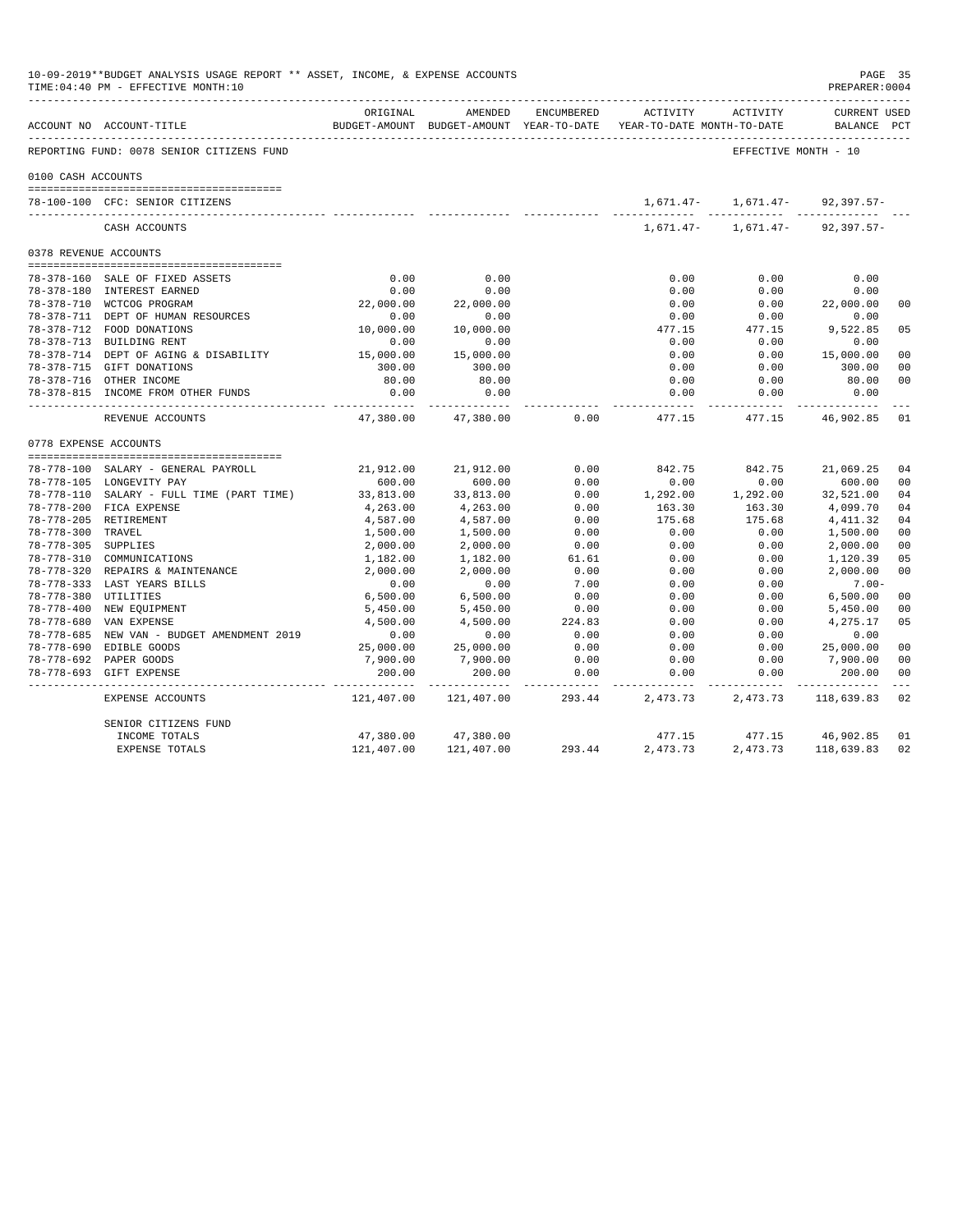10-09-2019**BUDGET ANALYSIS USAGE REPORT ** ASSET, INCOME, & EXPENSE ACCOUNTS
TIME:04:40 PM - EFFECTIVE MONTH:10
PREPARER:0004

| ACCOUNT NO | ACCOUNT-TITLE | ORIGINAL BUDGET-AMOUNT | AMENDED BUDGET-AMOUNT | ENCUMBERED YEAR-TO-DATE | ACTIVITY YEAR-TO-DATE | ACTIVITY MONTH-TO-DATE | CURRENT BALANCE | USED PCT |
|---|---|---|---|---|---|---|---|---|
| REPORTING FUND: 0078 SENIOR CITIZENS FUND | | | | | | EFFECTIVE MONTH - 10 | | |
| 0100 CASH ACCOUNTS | | | | | | | | |
| 78-100-100 | CFC: SENIOR CITIZENS | | | | 1,671.47- | 1,671.47- | 92,397.57- | |
| | CASH ACCOUNTS | | | | 1,671.47- | 1,671.47- | 92,397.57- | |
| 0378 REVENUE ACCOUNTS | | | | | | | | |
| 78-378-160 | SALE OF FIXED ASSETS | 0.00 | 0.00 | | 0.00 | 0.00 | 0.00 | |
| 78-378-180 | INTEREST EARNED | 0.00 | 0.00 | | 0.00 | 0.00 | 0.00 | |
| 78-378-710 | WCTCOG PROGRAM | 22,000.00 | 22,000.00 | | 0.00 | 0.00 | 22,000.00 | 00 |
| 78-378-711 | DEPT OF HUMAN RESOURCES | 0.00 | 0.00 | | 0.00 | 0.00 | 0.00 | |
| 78-378-712 | FOOD DONATIONS | 10,000.00 | 10,000.00 | | 477.15 | 477.15 | 9,522.85 | 05 |
| 78-378-713 | BUILDING RENT | 0.00 | 0.00 | | 0.00 | 0.00 | 0.00 | |
| 78-378-714 | DEPT OF AGING & DISABILITY | 15,000.00 | 15,000.00 | | 0.00 | 0.00 | 15,000.00 | 00 |
| 78-378-715 | GIFT DONATIONS | 300.00 | 300.00 | | 0.00 | 0.00 | 300.00 | 00 |
| 78-378-716 | OTHER INCOME | 80.00 | 80.00 | | 0.00 | 0.00 | 80.00 | 00 |
| 78-378-815 | INCOME FROM OTHER FUNDS | 0.00 | 0.00 | | 0.00 | 0.00 | 0.00 | |
| | REVENUE ACCOUNTS | 47,380.00 | 47,380.00 | 0.00 | 477.15 | 477.15 | 46,902.85 | 01 |
| 0778 EXPENSE ACCOUNTS | | | | | | | | |
| 78-778-100 | SALARY - GENERAL PAYROLL | 21,912.00 | 21,912.00 | 0.00 | 842.75 | 842.75 | 21,069.25 | 04 |
| 78-778-105 | LONGEVITY PAY | 600.00 | 600.00 | 0.00 | 0.00 | 0.00 | 600.00 | 00 |
| 78-778-110 | SALARY - FULL TIME (PART TIME) | 33,813.00 | 33,813.00 | 0.00 | 1,292.00 | 1,292.00 | 32,521.00 | 04 |
| 78-778-200 | FICA EXPENSE | 4,263.00 | 4,263.00 | 0.00 | 163.30 | 163.30 | 4,099.70 | 04 |
| 78-778-205 | RETIREMENT | 4,587.00 | 4,587.00 | 0.00 | 175.68 | 175.68 | 4,411.32 | 04 |
| 78-778-300 | TRAVEL | 1,500.00 | 1,500.00 | 0.00 | 0.00 | 0.00 | 1,500.00 | 00 |
| 78-778-305 | SUPPLIES | 2,000.00 | 2,000.00 | 0.00 | 0.00 | 0.00 | 2,000.00 | 00 |
| 78-778-310 | COMMUNICATIONS | 1,182.00 | 1,182.00 | 61.61 | 0.00 | 0.00 | 1,120.39 | 05 |
| 78-778-320 | REPAIRS & MAINTENANCE | 2,000.00 | 2,000.00 | 0.00 | 0.00 | 0.00 | 2,000.00 | 00 |
| 78-778-333 | LAST YEARS BILLS | 0.00 | 0.00 | 7.00 | 0.00 | 0.00 | 7.00- | |
| 78-778-380 | UTILITIES | 6,500.00 | 6,500.00 | 0.00 | 0.00 | 0.00 | 6,500.00 | 00 |
| 78-778-400 | NEW EQUIPMENT | 5,450.00 | 5,450.00 | 0.00 | 0.00 | 0.00 | 5,450.00 | 00 |
| 78-778-680 | VAN EXPENSE | 4,500.00 | 4,500.00 | 224.83 | 0.00 | 0.00 | 4,275.17 | 05 |
| 78-778-685 | NEW VAN - BUDGET AMENDMENT 2019 | 0.00 | 0.00 | 0.00 | 0.00 | 0.00 | 0.00 | |
| 78-778-690 | EDIBLE GOODS | 25,000.00 | 25,000.00 | 0.00 | 0.00 | 0.00 | 25,000.00 | 00 |
| 78-778-692 | PAPER GOODS | 7,900.00 | 7,900.00 | 0.00 | 0.00 | 0.00 | 7,900.00 | 00 |
| 78-778-693 | GIFT EXPENSE | 200.00 | 200.00 | 0.00 | 0.00 | 0.00 | 200.00 | 00 |
| | EXPENSE ACCOUNTS | 121,407.00 | 121,407.00 | 293.44 | 2,473.73 | 2,473.73 | 118,639.83 | 02 |
| | SENIOR CITIZENS FUND | | | | | | | |
| | INCOME TOTALS | 47,380.00 | 47,380.00 | | 477.15 | 477.15 | 46,902.85 | 01 |
| | EXPENSE TOTALS | 121,407.00 | 121,407.00 | 293.44 | 2,473.73 | 2,473.73 | 118,639.83 | 02 |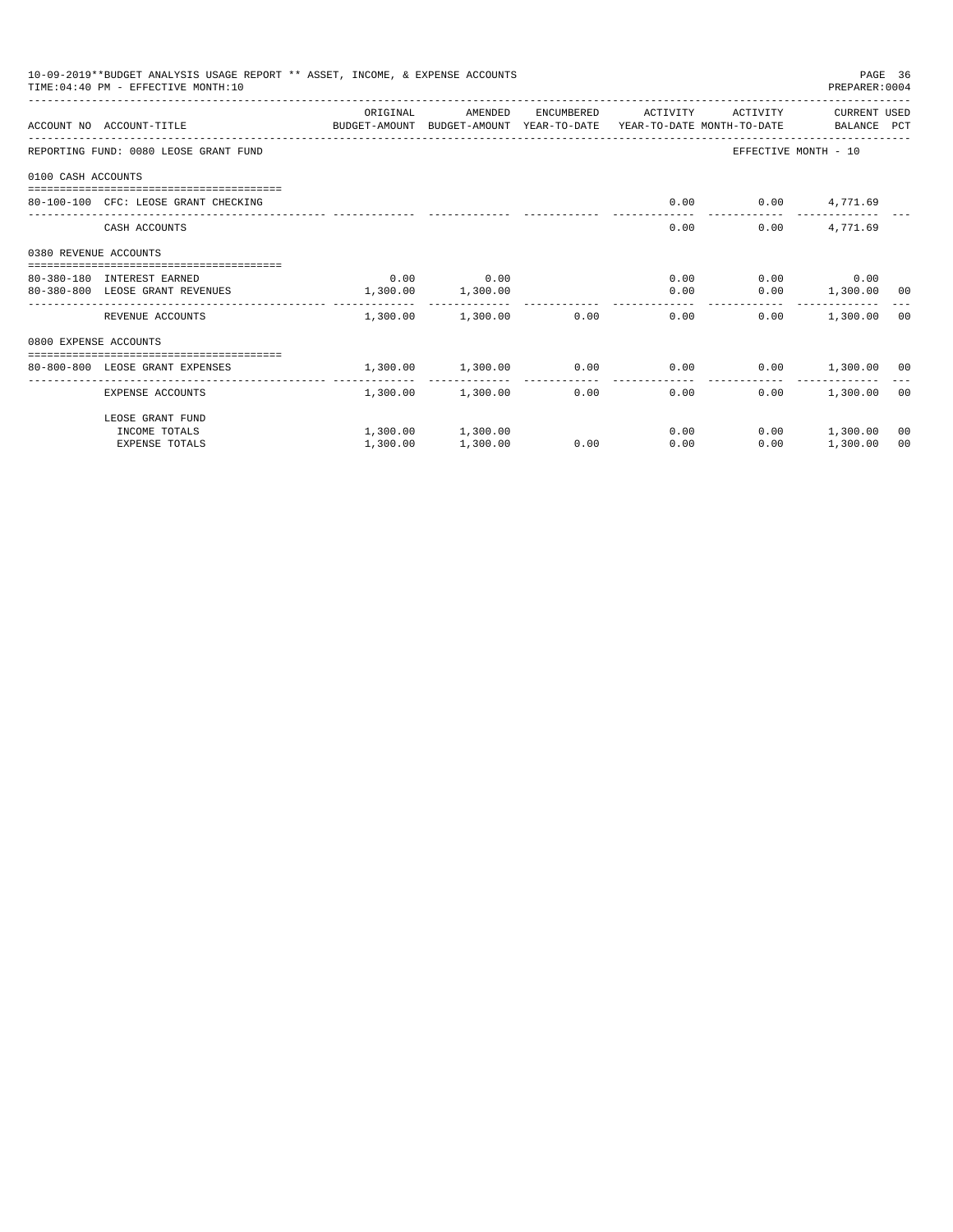10-09-2019**BUDGET ANALYSIS USAGE REPORT ** ASSET, INCOME, & EXPENSE ACCOUNTS
TIME:04:40 PM - EFFECTIVE MONTH:10

PREPARER:0004

| ACCOUNT NO | ACCOUNT-TITLE | ORIGINAL BUDGET-AMOUNT | AMENDED BUDGET-AMOUNT | ENCUMBERED YEAR-TO-DATE | ACTIVITY YEAR-TO-DATE | ACTIVITY MONTH-TO-DATE | CURRENT BALANCE | USED PCT |
|---|---|---|---|---|---|---|---|---|
| REPORTING FUND: 0080 LEOSE GRANT FUND | | | | | | EFFECTIVE MONTH - 10 | | |
| 0100 CASH ACCOUNTS | | | | | | | | |
| 80-100-100 | CFC: LEOSE GRANT CHECKING | | | | 0.00 | 0.00 | 4,771.69 | |
| | CASH ACCOUNTS | | | | 0.00 | 0.00 | 4,771.69 | |
| 0380 REVENUE ACCOUNTS | | | | | | | | |
| 80-380-180 | INTEREST EARNED | 0.00 | 0.00 | | 0.00 | 0.00 | 0.00 | |
| 80-380-800 | LEOSE GRANT REVENUES | 1,300.00 | 1,300.00 | | 0.00 | 0.00 | 1,300.00 | 00 |
| | REVENUE ACCOUNTS | 1,300.00 | 1,300.00 | 0.00 | 0.00 | 0.00 | 1,300.00 | 00 |
| 0800 EXPENSE ACCOUNTS | | | | | | | | |
| 80-800-800 | LEOSE GRANT EXPENSES | 1,300.00 | 1,300.00 | 0.00 | 0.00 | 0.00 | 1,300.00 | 00 |
| | EXPENSE ACCOUNTS | 1,300.00 | 1,300.00 | 0.00 | 0.00 | 0.00 | 1,300.00 | 00 |
| | LEOSE GRANT FUND | | | | | | | |
| | INCOME TOTALS | 1,300.00 | 1,300.00 | | 0.00 | 0.00 | 1,300.00 | 00 |
| | EXPENSE TOTALS | 1,300.00 | 1,300.00 | 0.00 | 0.00 | 0.00 | 1,300.00 | 00 |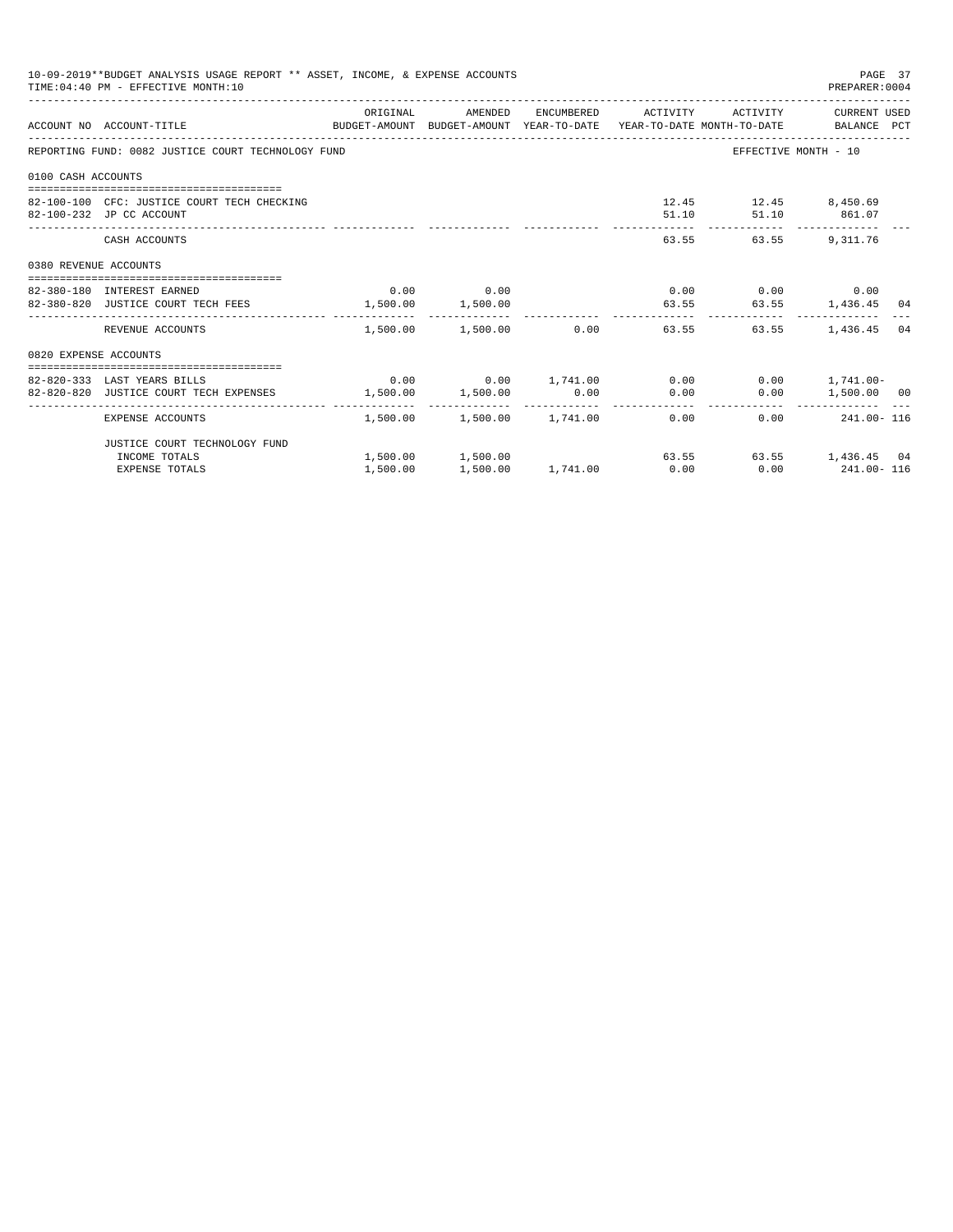10-09-2019**BUDGET ANALYSIS USAGE REPORT ** ASSET, INCOME, & EXPENSE ACCOUNTS

TIME:04:40 PM - EFFECTIVE MONTH:10

PREPARER:0004

| ACCOUNT NO | ACCOUNT-TITLE | ORIGINAL BUDGET-AMOUNT | AMENDED BUDGET-AMOUNT | ENCUMBERED YEAR-TO-DATE | ACTIVITY YEAR-TO-DATE | ACTIVITY MONTH-TO-DATE | CURRENT USED BALANCE | PCT |
|---|---|---|---|---|---|---|---|---|
| REPORTING FUND: 0082 JUSTICE COURT TECHNOLOGY FUND | | | | | | EFFECTIVE MONTH - 10 | | |
| 0100 CASH ACCOUNTS | | | | | | | | |
| 82-100-100 | CFC: JUSTICE COURT TECH CHECKING | | | | 12.45 | 12.45 | 8,450.69 | |
| 82-100-232 | JP CC ACCOUNT | | | | 51.10 | 51.10 | 861.07 | |
| | CASH ACCOUNTS | | | | 63.55 | 63.55 | 9,311.76 | |
| 0380 REVENUE ACCOUNTS | | | | | | | | |
| 82-380-180 | INTEREST EARNED | 0.00 | 0.00 | | 0.00 | 0.00 | 0.00 | |
| 82-380-820 | JUSTICE COURT TECH FEES | 1,500.00 | 1,500.00 | | 63.55 | 63.55 | 1,436.45 | 04 |
| | REVENUE ACCOUNTS | 1,500.00 | 1,500.00 | 0.00 | 63.55 | 63.55 | 1,436.45 | 04 |
| 0820 EXPENSE ACCOUNTS | | | | | | | | |
| 82-820-333 | LAST YEARS BILLS | 0.00 | 0.00 | 1,741.00 | 0.00 | 0.00 | 1,741.00- | |
| 82-820-820 | JUSTICE COURT TECH EXPENSES | 1,500.00 | 1,500.00 | 0.00 | 0.00 | 0.00 | 1,500.00 | 00 |
| | EXPENSE ACCOUNTS | 1,500.00 | 1,500.00 | 1,741.00 | 0.00 | 0.00 | 241.00- | 116 |
| | JUSTICE COURT TECHNOLOGY FUND | | | | | | | |
| | INCOME TOTALS | 1,500.00 | 1,500.00 | | 63.55 | 63.55 | 1,436.45 | 04 |
| | EXPENSE TOTALS | 1,500.00 | 1,500.00 | 1,741.00 | 0.00 | 0.00 | 241.00- | 116 |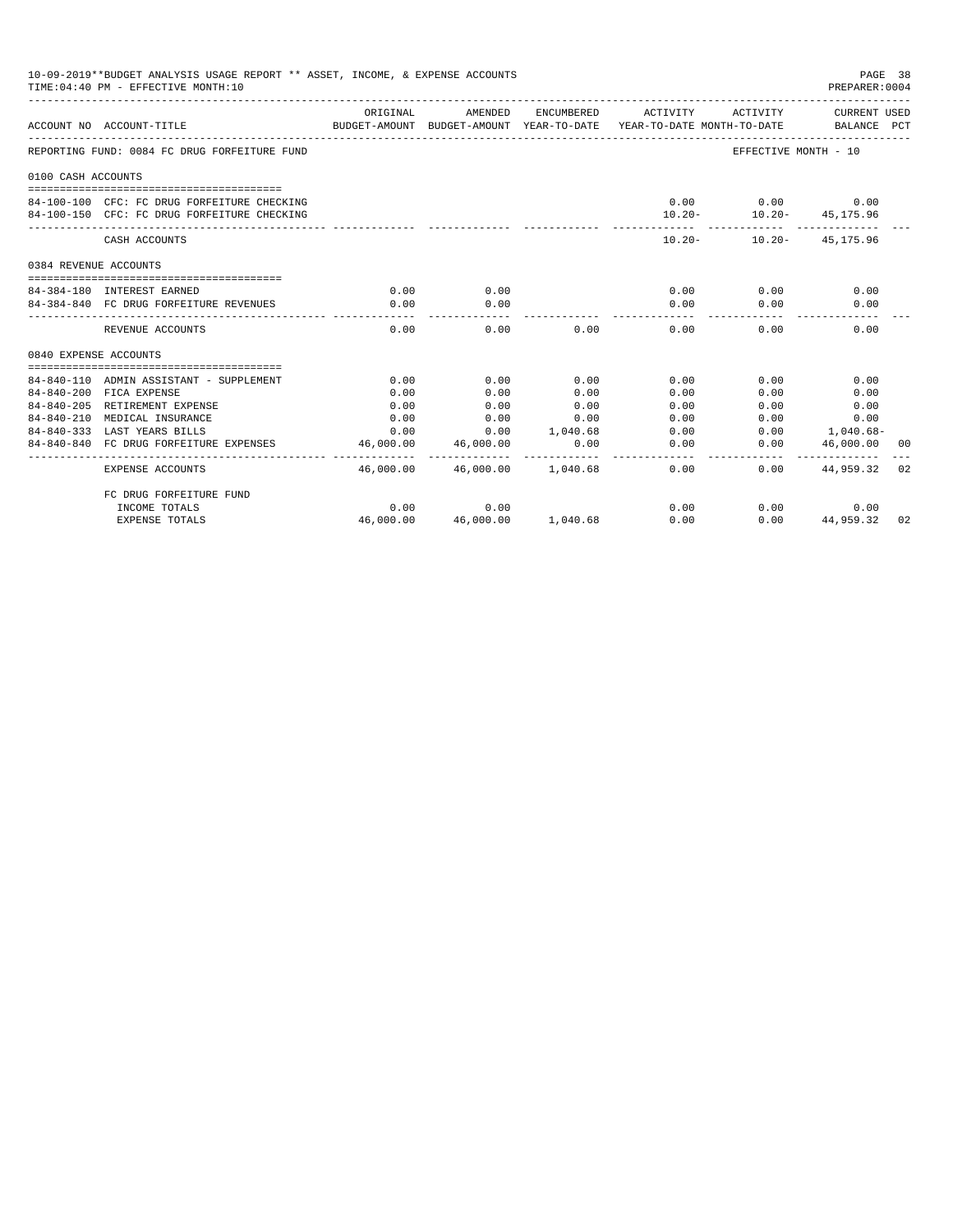10-09-2019**BUDGET ANALYSIS USAGE REPORT ** ASSET, INCOME, & EXPENSE ACCOUNTS

TIME:04:40 PM - EFFECTIVE MONTH:10

PREPARER:0004

| ACCOUNT NO | ACCOUNT-TITLE | ORIGINAL BUDGET-AMOUNT | AMENDED BUDGET-AMOUNT | ENCUMBERED YEAR-TO-DATE | ACTIVITY YEAR-TO-DATE | ACTIVITY MONTH-TO-DATE | CURRENT USED BALANCE | PCT |
|---|---|---|---|---|---|---|---|---|
| REPORTING FUND: 0084 FC DRUG FORFEITURE FUND | | | | | | EFFECTIVE MONTH - 10 | | |
| 0100 CASH ACCOUNTS | | | | | | | | |
| 84-100-100 | CFC: FC DRUG FORFEITURE CHECKING | | | | 0.00 | 0.00 | 0.00 | |
| 84-100-150 | CFC: FC DRUG FORFEITURE CHECKING | | | | 10.20- | 10.20- | 45,175.96 | |
| | CASH ACCOUNTS | | | | 10.20- | 10.20- | 45,175.96 | |
| 0384 REVENUE ACCOUNTS | | | | | | | | |
| 84-384-180 | INTEREST EARNED | 0.00 | 0.00 | | 0.00 | 0.00 | 0.00 | |
| 84-384-840 | FC DRUG FORFEITURE REVENUES | 0.00 | 0.00 | | 0.00 | 0.00 | 0.00 | |
| | REVENUE ACCOUNTS | 0.00 | 0.00 | 0.00 | 0.00 | 0.00 | 0.00 | |
| 0840 EXPENSE ACCOUNTS | | | | | | | | |
| 84-840-110 | ADMIN ASSISTANT - SUPPLEMENT | 0.00 | 0.00 | 0.00 | 0.00 | 0.00 | 0.00 | |
| 84-840-200 | FICA EXPENSE | 0.00 | 0.00 | 0.00 | 0.00 | 0.00 | 0.00 | |
| 84-840-205 | RETIREMENT EXPENSE | 0.00 | 0.00 | 0.00 | 0.00 | 0.00 | 0.00 | |
| 84-840-210 | MEDICAL INSURANCE | 0.00 | 0.00 | 0.00 | 0.00 | 0.00 | 0.00 | |
| 84-840-333 | LAST YEARS BILLS | 0.00 | 0.00 | 1,040.68 | 0.00 | 0.00 | 1,040.68- | |
| 84-840-840 | FC DRUG FORFEITURE EXPENSES | 46,000.00 | 46,000.00 | 0.00 | 0.00 | 0.00 | 46,000.00 | 00 |
| | EXPENSE ACCOUNTS | 46,000.00 | 46,000.00 | 1,040.68 | 0.00 | 0.00 | 44,959.32 | 02 |
| | FC DRUG FORFEITURE FUND | | | | | | | |
| | INCOME TOTALS | 0.00 | 0.00 | | 0.00 | 0.00 | 0.00 | |
| | EXPENSE TOTALS | 46,000.00 | 46,000.00 | 1,040.68 | 0.00 | 0.00 | 44,959.32 | 02 |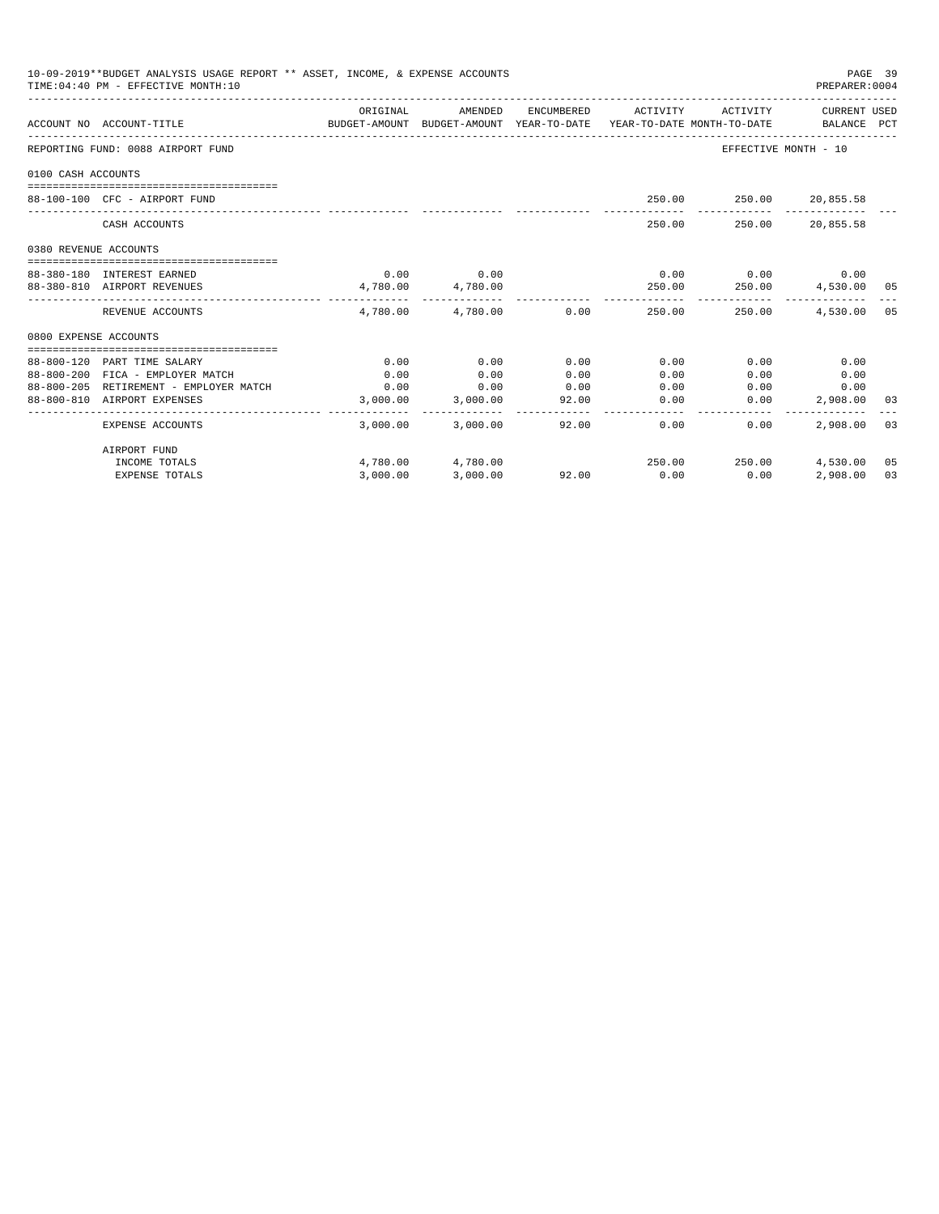10-09-2019**BUDGET ANALYSIS USAGE REPORT ** ASSET, INCOME, & EXPENSE ACCOUNTS

TIME:04:40 PM - EFFECTIVE MONTH:10

PREPARER:0004

| ACCOUNT NO | ACCOUNT-TITLE | ORIGINAL BUDGET-AMOUNT | AMENDED BUDGET-AMOUNT | ENCUMBERED YEAR-TO-DATE | ACTIVITY YEAR-TO-DATE | ACTIVITY MONTH-TO-DATE | CURRENT BALANCE | USED PCT |
|---|---|---|---|---|---|---|---|---|
| REPORTING FUND: 0088 AIRPORT FUND | | | | | | EFFECTIVE MONTH - 10 | | |
| 0100 CASH ACCOUNTS | | | | | | | | |
| 88-100-100 | CFC - AIRPORT FUND | | | | 250.00 | 250.00 | 20,855.58 | |
| | CASH ACCOUNTS | | | | 250.00 | 250.00 | 20,855.58 | |
| 0380 REVENUE ACCOUNTS | | | | | | | | |
| 88-380-180 | INTEREST EARNED | 0.00 | 0.00 | | 0.00 | 0.00 | 0.00 | |
| 88-380-810 | AIRPORT REVENUES | 4,780.00 | 4,780.00 | | 250.00 | 250.00 | 4,530.00 | 05 |
| | REVENUE ACCOUNTS | 4,780.00 | 4,780.00 | 0.00 | 250.00 | 250.00 | 4,530.00 | 05 |
| 0800 EXPENSE ACCOUNTS | | | | | | | | |
| 88-800-120 | PART TIME SALARY | 0.00 | 0.00 | 0.00 | 0.00 | 0.00 | 0.00 | |
| 88-800-200 | FICA - EMPLOYER MATCH | 0.00 | 0.00 | 0.00 | 0.00 | 0.00 | 0.00 | |
| 88-800-205 | RETIREMENT - EMPLOYER MATCH | 0.00 | 0.00 | 0.00 | 0.00 | 0.00 | 0.00 | |
| 88-800-810 | AIRPORT EXPENSES | 3,000.00 | 3,000.00 | 92.00 | 0.00 | 0.00 | 2,908.00 | 03 |
| | EXPENSE ACCOUNTS | 3,000.00 | 3,000.00 | 92.00 | 0.00 | 0.00 | 2,908.00 | 03 |
| | AIRPORT FUND | | | | | | | |
| | INCOME TOTALS | 4,780.00 | 4,780.00 | | 250.00 | 250.00 | 4,530.00 | 05 |
| | EXPENSE TOTALS | 3,000.00 | 3,000.00 | 92.00 | 0.00 | 0.00 | 2,908.00 | 03 |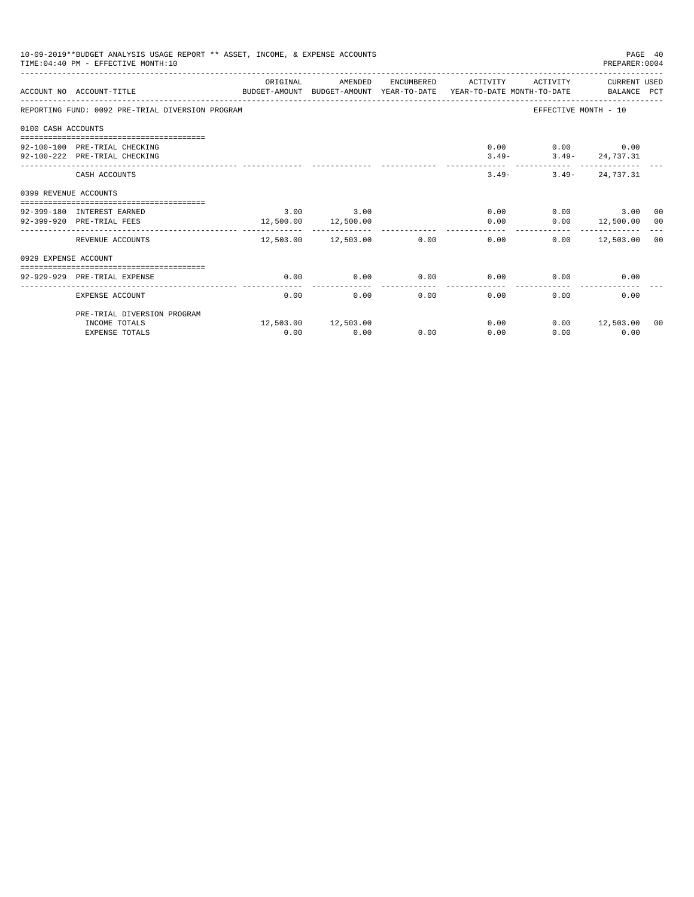10-09-2019**BUDGET ANALYSIS USAGE REPORT ** ASSET, INCOME, & EXPENSE ACCOUNTS

TIME:04:40 PM - EFFECTIVE MONTH:10

PREPARER:0004

| ACCOUNT NO | ACCOUNT-TITLE | ORIGINAL BUDGET-AMOUNT | AMENDED BUDGET-AMOUNT | ENCUMBERED YEAR-TO-DATE | ACTIVITY YEAR-TO-DATE | ACTIVITY MONTH-TO-DATE | CURRENT USED BALANCE | PCT |
|---|---|---|---|---|---|---|---|---|
| REPORTING FUND: 0092 PRE-TRIAL DIVERSION PROGRAM | | | | | | EFFECTIVE MONTH - 10 | | |
| 0100 CASH ACCOUNTS | | | | | | | | |
| 92-100-100 | PRE-TRIAL CHECKING | | | | 0.00 | 0.00 | 0.00 | |
| 92-100-222 | PRE-TRIAL CHECKING | | | | 3.49- | 3.49- | 24,737.31 | |
| | CASH ACCOUNTS | | | | 3.49- | 3.49- | 24,737.31 | |
| 0399 REVENUE ACCOUNTS | | | | | | | | |
| 92-399-180 | INTEREST EARNED | 3.00 | 3.00 | | 0.00 | 0.00 | 3.00 | 00 |
| 92-399-920 | PRE-TRIAL FEES | 12,500.00 | 12,500.00 | | 0.00 | 0.00 | 12,500.00 | 00 |
| | REVENUE ACCOUNTS | 12,503.00 | 12,503.00 | 0.00 | 0.00 | 0.00 | 12,503.00 | 00 |
| 0929 EXPENSE ACCOUNT | | | | | | | | |
| 92-929-929 | PRE-TRIAL EXPENSE | 0.00 | 0.00 | 0.00 | 0.00 | 0.00 | 0.00 | |
| | EXPENSE ACCOUNT | 0.00 | 0.00 | 0.00 | 0.00 | 0.00 | 0.00 | |
| | PRE-TRIAL DIVERSION PROGRAM | | | | | | | |
| | INCOME TOTALS | 12,503.00 | 12,503.00 | | 0.00 | 0.00 | 12,503.00 | 00 |
| | EXPENSE TOTALS | 0.00 | 0.00 | 0.00 | 0.00 | 0.00 | 0.00 | |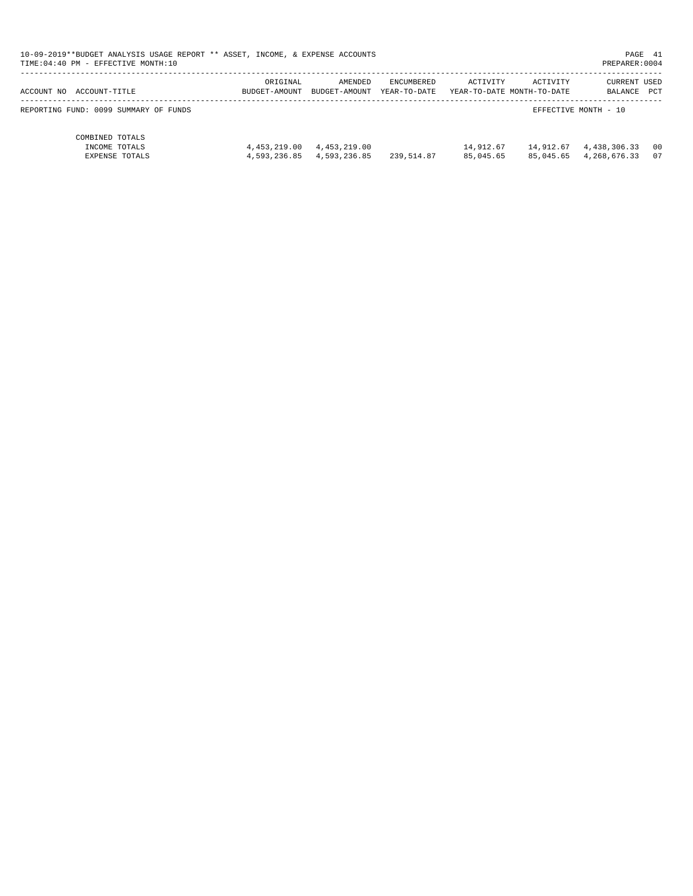10-09-2019**BUDGET ANALYSIS USAGE REPORT ** ASSET, INCOME, & EXPENSE ACCOUNTS
TIME:04:40 PM - EFFECTIVE MONTH:10
PREPARER:0004

| ACCOUNT NO | ACCOUNT-TITLE | ORIGINAL BUDGET-AMOUNT | AMENDED BUDGET-AMOUNT | ENCUMBERED YEAR-TO-DATE | ACTIVITY YEAR-TO-DATE | ACTIVITY MONTH-TO-DATE | CURRENT BALANCE | USED PCT |
|---|---|---|---|---|---|---|---|---|
| REPORTING FUND: 0099 SUMMARY OF FUNDS | | | | | | EFFECTIVE MONTH - 10 | | |
| | COMBINED TOTALS | | | | | | | |
| | INCOME TOTALS | 4,453,219.00 | 4,453,219.00 | | 14,912.67 | 14,912.67 | 4,438,306.33 | 00 |
| | EXPENSE TOTALS | 4,593,236.85 | 4,593,236.85 | 239,514.87 | 85,045.65 | 85,045.65 | 4,268,676.33 | 07 |